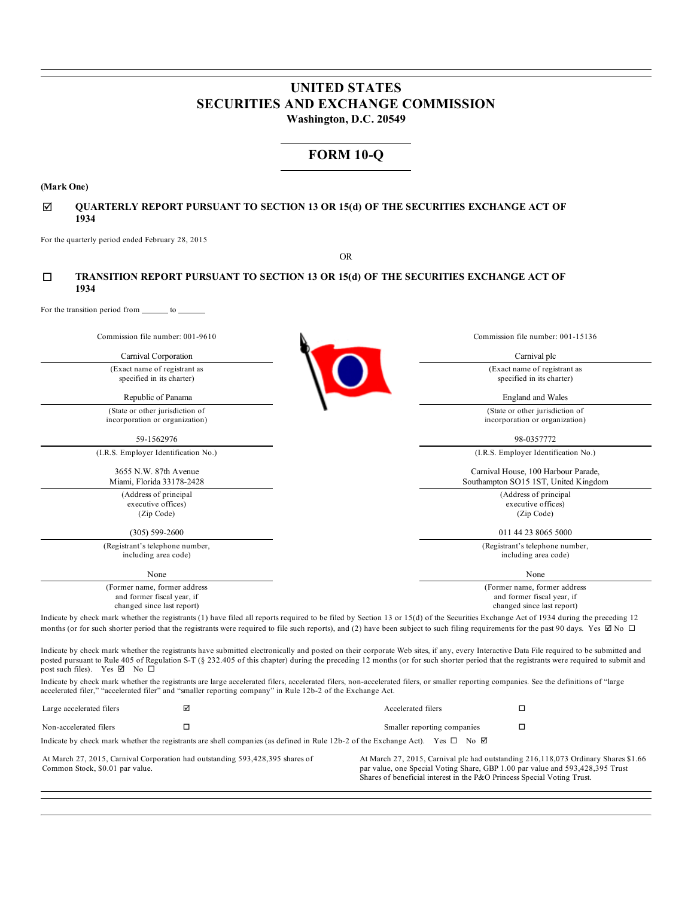# UNITED STATES
# SECURITIES AND EXCHANGE COMMISSION
**Washington, D.C. 20549**

## FORM 10-Q

**(Mark One)**

☑ **QUARTERLY REPORT PURSUANT TO SECTION 13 OR 15(d) OF THE SECURITIES EXCHANGE ACT OF 1934**

For the quarterly period ended February 28, 2015

OR

☐ **TRANSITION REPORT PURSUANT TO SECTION 13 OR 15(d) OF THE SECURITIES EXCHANGE ACT OF 1934**

For the transition period from ______ to ______

| Commission file number: 001-9610 | Commission file number: 001-15136 |
|---|---|
| Carnival Corporation | Carnival plc |
| (Exact name of registrant as specified in its charter) | (Exact name of registrant as specified in its charter) |
| Republic of Panama | England and Wales |
| (State or other jurisdiction of incorporation or organization) | (State or other jurisdiction of incorporation or organization) |
| 59-1562976 | 98-0357772 |
| (I.R.S. Employer Identification No.) | (I.R.S. Employer Identification No.) |
| 3655 N.W. 87th Avenue Miami, Florida 33178-2428 | Carnival House, 100 Harbour Parade, Southampton SO15 1ST, United Kingdom |
| (Address of principal executive offices) (Zip Code) | (Address of principal executive offices) (Zip Code) |
| (305) 599-2600 | 011 44 23 8065 5000 |
| (Registrant's telephone number, including area code) | (Registrant's telephone number, including area code) |
| None | None |
| (Former name, former address and former fiscal year, if changed since last report) | (Former name, former address and former fiscal year, if changed since last report) |

Indicate by check mark whether the registrants (1) have filed all reports required to be filed by Section 13 or 15(d) of the Securities Exchange Act of 1934 during the preceding 12 months (or for such shorter period that the registrants were required to file such reports), and (2) have been subject to such filing requirements for the past 90 days. Yes ☑ No ☐

Indicate by check mark whether the registrants have submitted electronically and posted on their corporate Web sites, if any, every Interactive Data File required to be submitted and posted pursuant to Rule 405 of Regulation S-T (§ 232.405 of this chapter) during the preceding 12 months (or for such shorter period that the registrants were required to submit and post such files). Yes ☑ No ☐

Indicate by check mark whether the registrants are large accelerated filers, accelerated filers, non-accelerated filers, or smaller reporting companies. See the definitions of "large accelerated filer," "accelerated filer" and "smaller reporting company" in Rule 12b-2 of the Exchange Act.

| | | | |
|---|---|---|---|
| Large accelerated filers | ☑ | Accelerated filers | ☐ |
| Non-accelerated filers | ☐ | Smaller reporting companies | ☐ |

Indicate by check mark whether the registrants are shell companies (as defined in Rule 12b-2 of the Exchange Act). Yes ☐ No ☑

At March 27, 2015, Carnival Corporation had outstanding 593,428,395 shares of Common Stock, $0.01 par value.

At March 27, 2015, Carnival plc had outstanding 216,118,073 Ordinary Shares $1.66 par value, one Special Voting Share, GBP 1.00 par value and 593,428,395 Trust Shares of beneficial interest in the P&O Princess Special Voting Trust.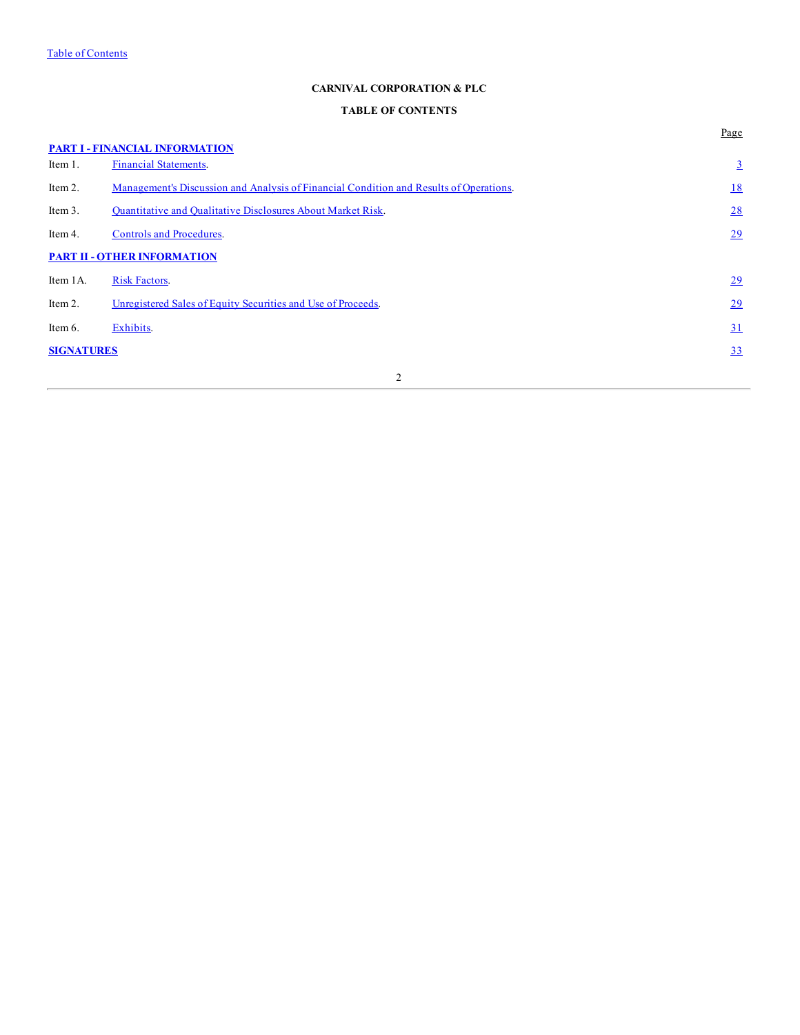Table of Contents

**CARNIVAL CORPORATION & PLC**

**TABLE OF CONTENTS**

| | | Page |
|---|---|---|
| **PART I - FINANCIAL INFORMATION** | | |
| Item 1. | Financial Statements. | 3 |
| Item 2. | Management's Discussion and Analysis of Financial Condition and Results of Operations. | 18 |
| Item 3. | Quantitative and Qualitative Disclosures About Market Risk. | 28 |
| Item 4. | Controls and Procedures. | 29 |
| **PART II - OTHER INFORMATION** | | |
| Item 1A. | Risk Factors. | 29 |
| Item 2. | Unregistered Sales of Equity Securities and Use of Proceeds. | 29 |
| Item 6. | Exhibits. | 31 |
| **SIGNATURES** | | 33 |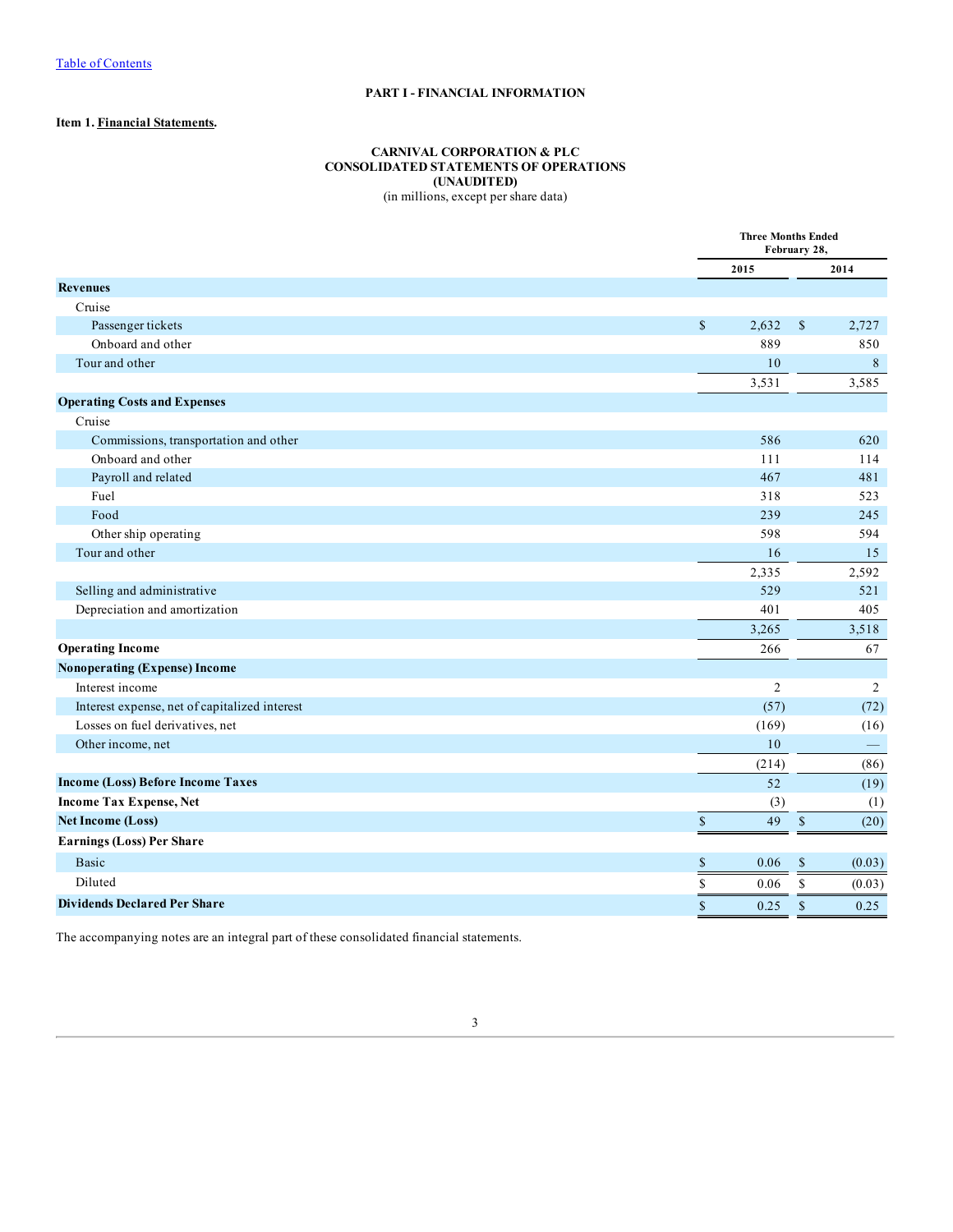# PART I - FINANCIAL INFORMATION

**Item 1. Financial Statements.**

**CARNIVAL CORPORATION & PLC**
**CONSOLIDATED STATEMENTS OF OPERATIONS**
**(UNAUDITED)**
(in millions, except per share data)

| | Three Months Ended February 28, | |
|---|---|---|
| | **2015** | **2014** |
| **Revenues** | | |
| Cruise | | |
| Passenger tickets | $ 2,632 | $ 2,727 |
| Onboard and other | 889 | 850 |
| Tour and other | 10 | 8 |
| | 3,531 | 3,585 |
| **Operating Costs and Expenses** | | |
| Cruise | | |
| Commissions, transportation and other | 586 | 620 |
| Onboard and other | 111 | 114 |
| Payroll and related | 467 | 481 |
| Fuel | 318 | 523 |
| Food | 239 | 245 |
| Other ship operating | 598 | 594 |
| Tour and other | 16 | 15 |
| | 2,335 | 2,592 |
| Selling and administrative | 529 | 521 |
| Depreciation and amortization | 401 | 405 |
| | 3,265 | 3,518 |
| **Operating Income** | 266 | 67 |
| **Nonoperating (Expense) Income** | | |
| Interest income | 2 | 2 |
| Interest expense, net of capitalized interest | (57) | (72) |
| Losses on fuel derivatives, net | (169) | (16) |
| Other income, net | 10 | — |
| | (214) | (86) |
| **Income (Loss) Before Income Taxes** | 52 | (19) |
| **Income Tax Expense, Net** | (3) | (1) |
| **Net Income (Loss)** | $ 49 | $ (20) |
| **Earnings (Loss) Per Share** | | |
| Basic | $ 0.06 | $ (0.03) |
| Diluted | $ 0.06 | $ (0.03) |
| **Dividends Declared Per Share** | $ 0.25 | $ 0.25 |

The accompanying notes are an integral part of these consolidated financial statements.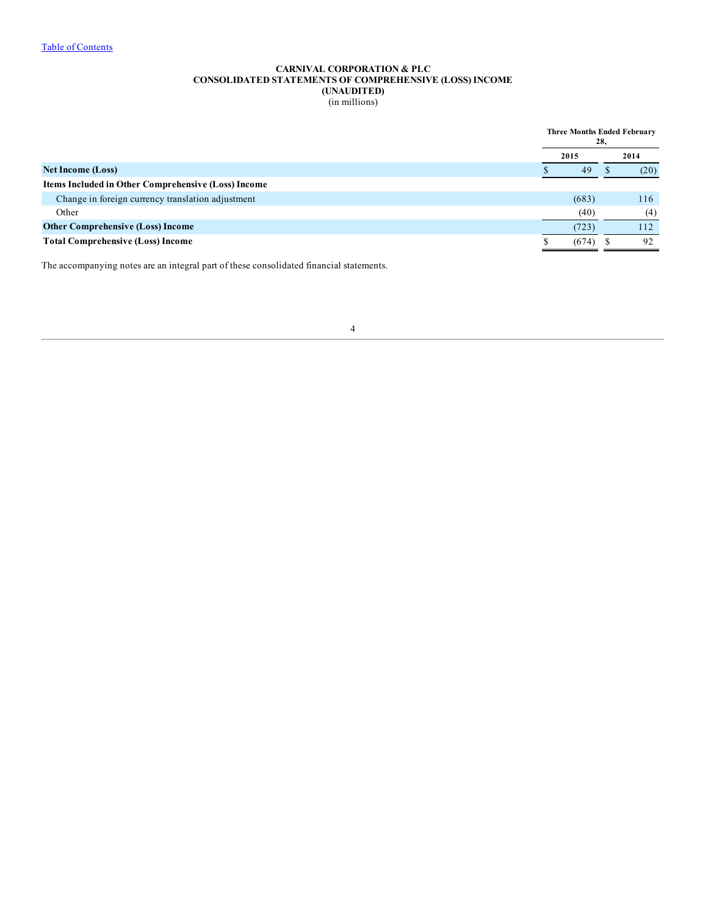[Table of Contents]

**CARNIVAL CORPORATION & PLC**
**CONSOLIDATED STATEMENTS OF COMPREHENSIVE (LOSS) INCOME**
**(UNAUDITED)**
(in millions)

| | Three Months Ended February 28, | |
|---|---|---|
| | 2015 | 2014 |
| **Net Income (Loss)** | $ 49 | $ (20) |
| **Items Included in Other Comprehensive (Loss) Income** | | |
| Change in foreign currency translation adjustment | (683) | 116 |
| Other | (40) | (4) |
| **Other Comprehensive (Loss) Income** | (723) | 112 |
| **Total Comprehensive (Loss) Income** | $ (674) | $ 92 |

The accompanying notes are an integral part of these consolidated financial statements.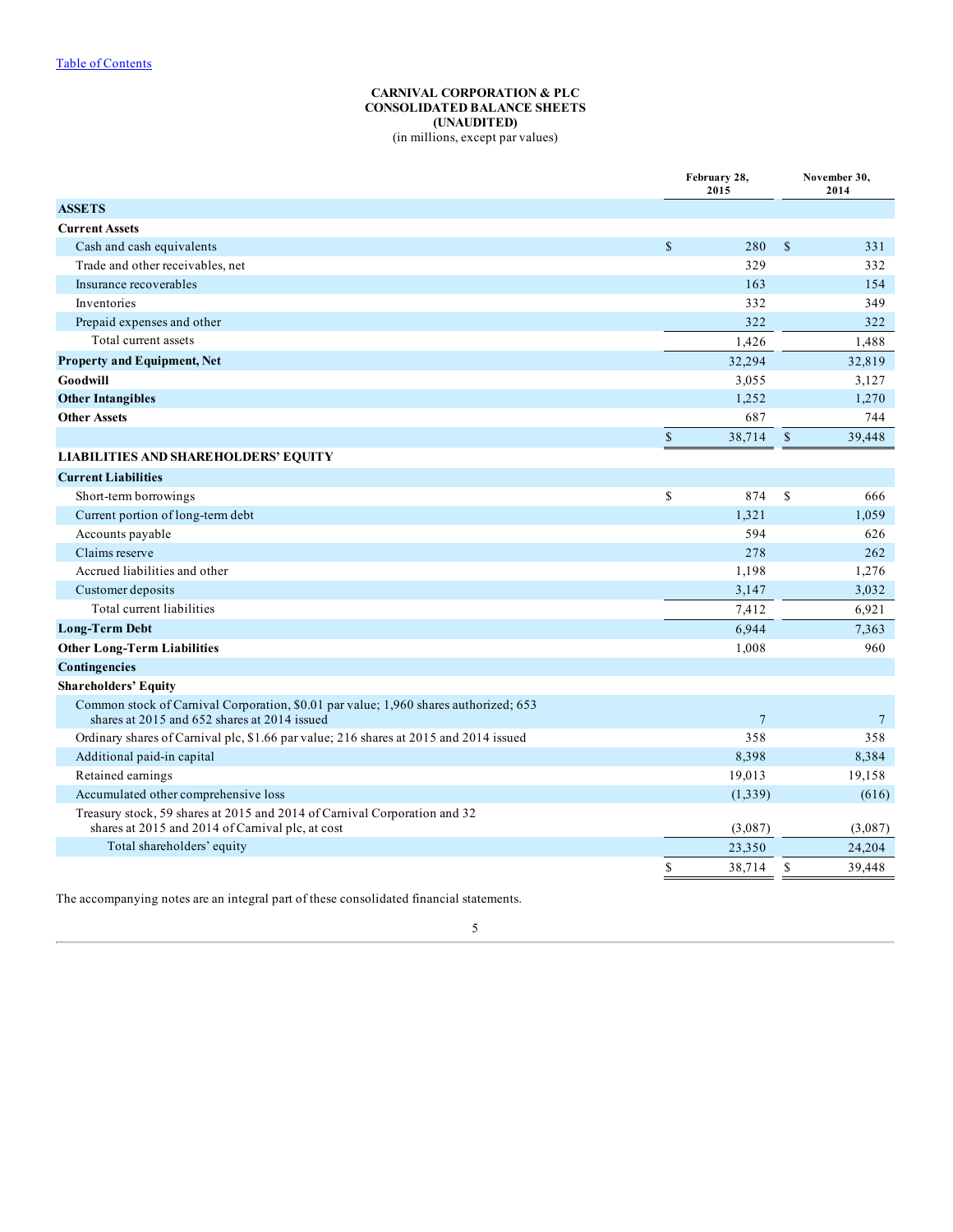[Table of Contents](#)

**CARNIVAL CORPORATION & PLC**
**CONSOLIDATED BALANCE SHEETS**
**(UNAUDITED)**
(in millions, except par values)

| | February 28, 2015 | November 30, 2014 |
|---|---|---|
| **ASSETS** | | |
| **Current Assets** | | |
| Cash and cash equivalents | $ 280 | $ 331 |
| Trade and other receivables, net | 329 | 332 |
| Insurance recoverables | 163 | 154 |
| Inventories | 332 | 349 |
| Prepaid expenses and other | 322 | 322 |
| Total current assets | 1,426 | 1,488 |
| **Property and Equipment, Net** | 32,294 | 32,819 |
| **Goodwill** | 3,055 | 3,127 |
| **Other Intangibles** | 1,252 | 1,270 |
| **Other Assets** | 687 | 744 |
| | $ 38,714 | $ 39,448 |
| **LIABILITIES AND SHAREHOLDERS' EQUITY** | | |
| **Current Liabilities** | | |
| Short-term borrowings | $ 874 | $ 666 |
| Current portion of long-term debt | 1,321 | 1,059 |
| Accounts payable | 594 | 626 |
| Claims reserve | 278 | 262 |
| Accrued liabilities and other | 1,198 | 1,276 |
| Customer deposits | 3,147 | 3,032 |
| Total current liabilities | 7,412 | 6,921 |
| **Long-Term Debt** | 6,944 | 7,363 |
| **Other Long-Term Liabilities** | 1,008 | 960 |
| **Contingencies** | | |
| **Shareholders' Equity** | | |
| Common stock of Carnival Corporation, $0.01 par value; 1,960 shares authorized; 653 shares at 2015 and 652 shares at 2014 issued | 7 | 7 |
| Ordinary shares of Carnival plc, $1.66 par value; 216 shares at 2015 and 2014 issued | 358 | 358 |
| Additional paid-in capital | 8,398 | 8,384 |
| Retained earnings | 19,013 | 19,158 |
| Accumulated other comprehensive loss | (1,339) | (616) |
| Treasury stock, 59 shares at 2015 and 2014 of Carnival Corporation and 32 shares at 2015 and 2014 of Carnival plc, at cost | (3,087) | (3,087) |
| Total shareholders' equity | 23,350 | 24,204 |
| | $ 38,714 | $ 39,448 |

The accompanying notes are an integral part of these consolidated financial statements.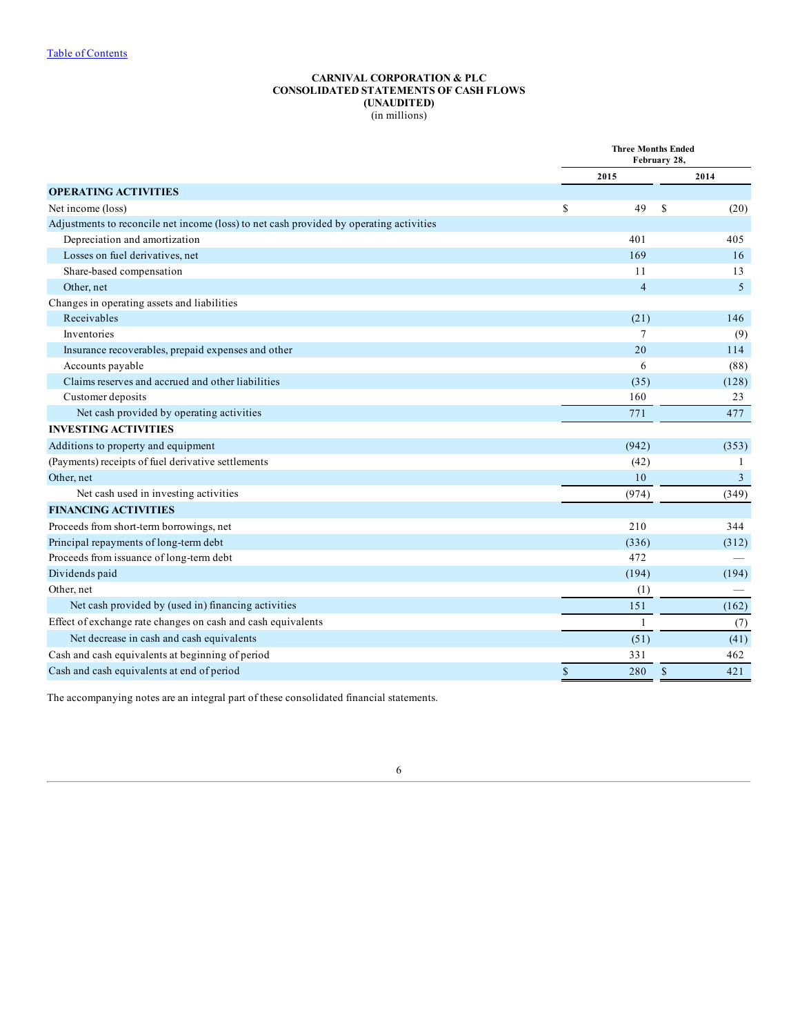[Table of Contents](#)

**CARNIVAL CORPORATION & PLC**
**CONSOLIDATED STATEMENTS OF CASH FLOWS**
**(UNAUDITED)**
(in millions)

| | Three Months Ended February 28, | |
|---|---|---|
| | **2015** | **2014** |
| **OPERATING ACTIVITIES** | | |
| Net income (loss) | $ 49 | $ (20) |
| Adjustments to reconcile net income (loss) to net cash provided by operating activities | | |
| Depreciation and amortization | 401 | 405 |
| Losses on fuel derivatives, net | 169 | 16 |
| Share-based compensation | 11 | 13 |
| Other, net | 4 | 5 |
| Changes in operating assets and liabilities | | |
| Receivables | (21) | 146 |
| Inventories | 7 | (9) |
| Insurance recoverables, prepaid expenses and other | 20 | 114 |
| Accounts payable | 6 | (88) |
| Claims reserves and accrued and other liabilities | (35) | (128) |
| Customer deposits | 160 | 23 |
| Net cash provided by operating activities | 771 | 477 |
| **INVESTING ACTIVITIES** | | |
| Additions to property and equipment | (942) | (353) |
| (Payments) receipts of fuel derivative settlements | (42) | 1 |
| Other, net | 10 | 3 |
| Net cash used in investing activities | (974) | (349) |
| **FINANCING ACTIVITIES** | | |
| Proceeds from short-term borrowings, net | 210 | 344 |
| Principal repayments of long-term debt | (336) | (312) |
| Proceeds from issuance of long-term debt | 472 | — |
| Dividends paid | (194) | (194) |
| Other, net | (1) | — |
| Net cash provided by (used in) financing activities | 151 | (162) |
| Effect of exchange rate changes on cash and cash equivalents | 1 | (7) |
| Net decrease in cash and cash equivalents | (51) | (41) |
| Cash and cash equivalents at beginning of period | 331 | 462 |
| Cash and cash equivalents at end of period | $ 280 | $ 421 |

The accompanying notes are an integral part of these consolidated financial statements.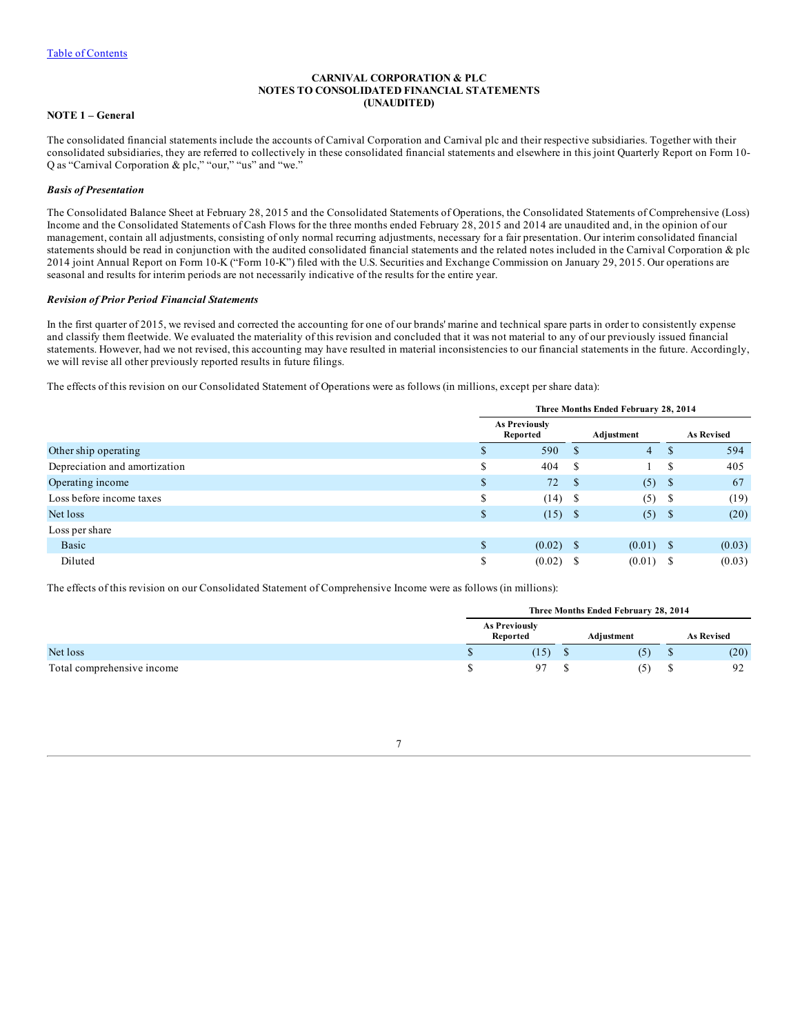**CARNIVAL CORPORATION & PLC**
**NOTES TO CONSOLIDATED FINANCIAL STATEMENTS**
**(UNAUDITED)**

**NOTE 1 – General**

The consolidated financial statements include the accounts of Carnival Corporation and Carnival plc and their respective subsidiaries. Together with their consolidated subsidiaries, they are referred to collectively in these consolidated financial statements and elsewhere in this joint Quarterly Report on Form 10-Q as "Carnival Corporation & plc," "our," "us" and "we."

***Basis of Presentation***

The Consolidated Balance Sheet at February 28, 2015 and the Consolidated Statements of Operations, the Consolidated Statements of Comprehensive (Loss) Income and the Consolidated Statements of Cash Flows for the three months ended February 28, 2015 and 2014 are unaudited and, in the opinion of our management, contain all adjustments, consisting of only normal recurring adjustments, necessary for a fair presentation. Our interim consolidated financial statements should be read in conjunction with the audited consolidated financial statements and the related notes included in the Carnival Corporation & plc 2014 joint Annual Report on Form 10-K ("Form 10-K") filed with the U.S. Securities and Exchange Commission on January 29, 2015. Our operations are seasonal and results for interim periods are not necessarily indicative of the results for the entire year.

***Revision of Prior Period Financial Statements***

In the first quarter of 2015, we revised and corrected the accounting for one of our brands' marine and technical spare parts in order to consistently expense and classify them fleetwide. We evaluated the materiality of this revision and concluded that it was not material to any of our previously issued financial statements. However, had we not revised, this accounting may have resulted in material inconsistencies to our financial statements in the future. Accordingly, we will revise all other previously reported results in future filings.

The effects of this revision on our Consolidated Statement of Operations were as follows (in millions, except per share data):

| | Three Months Ended February 28, 2014 | | |
|---|---|---|---|
| | As Previously Reported | Adjustment | As Revised |
| Other ship operating | $ 590 | $ 4 | $ 594 |
| Depreciation and amortization | $ 404 | $ 1 | $ 405 |
| Operating income | $ 72 | $ (5) | $ 67 |
| Loss before income taxes | $ (14) | $ (5) | $ (19) |
| Net loss | $ (15) | $ (5) | $ (20) |
| Loss per share | | | |
| Basic | $ (0.02) | $ (0.01) | $ (0.03) |
| Diluted | $ (0.02) | $ (0.01) | $ (0.03) |

The effects of this revision on our Consolidated Statement of Comprehensive Income were as follows (in millions):

| | Three Months Ended February 28, 2014 | | |
|---|---|---|---|
| | As Previously Reported | Adjustment | As Revised |
| Net loss | $ (15) | $ (5) | $ (20) |
| Total comprehensive income | $ 97 | $ (5) | $ 92 |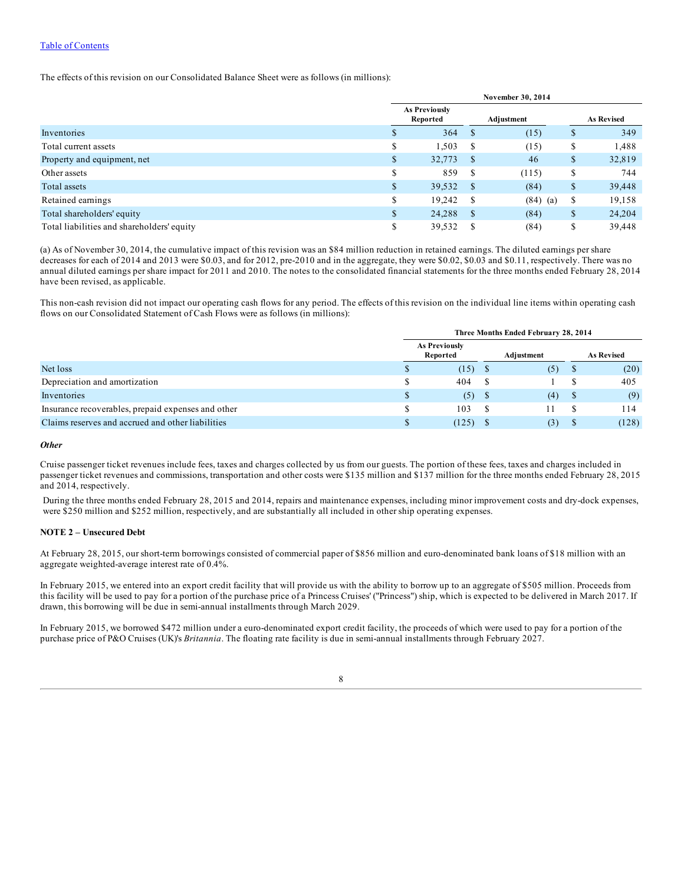Table of Contents

The effects of this revision on our Consolidated Balance Sheet were as follows (in millions):

| | November 30, 2014 | | |
|---|---|---|---|
| | As Previously Reported | Adjustment | As Revised |
| Inventories | $ 364 | $ (15) | $ 349 |
| Total current assets | $ 1,503 | $ (15) | $ 1,488 |
| Property and equipment, net | $ 32,773 | $ 46 | $ 32,819 |
| Other assets | $ 859 | $ (115) | $ 744 |
| Total assets | $ 39,532 | $ (84) | $ 39,448 |
| Retained earnings | $ 19,242 | $ (84) (a) | $ 19,158 |
| Total shareholders' equity | $ 24,288 | $ (84) | $ 24,204 |
| Total liabilities and shareholders' equity | $ 39,532 | $ (84) | $ 39,448 |

(a) As of November 30, 2014, the cumulative impact of this revision was an $84 million reduction in retained earnings. The diluted earnings per share decreases for each of 2014 and 2013 were $0.03, and for 2012, pre-2010 and in the aggregate, they were $0.02, $0.03 and $0.11, respectively. There was no annual diluted earnings per share impact for 2011 and 2010. The notes to the consolidated financial statements for the three months ended February 28, 2014 have been revised, as applicable.

This non-cash revision did not impact our operating cash flows for any period. The effects of this revision on the individual line items within operating cash flows on our Consolidated Statement of Cash Flows were as follows (in millions):

| | Three Months Ended February 28, 2014 | | |
|---|---|---|---|
| | As Previously Reported | Adjustment | As Revised |
| Net loss | $ (15) | $ (5) | $ (20) |
| Depreciation and amortization | $ 404 | $ 1 | $ 405 |
| Inventories | $ (5) | $ (4) | $ (9) |
| Insurance recoverables, prepaid expenses and other | $ 103 | $ 11 | $ 114 |
| Claims reserves and accrued and other liabilities | $ (125) | $ (3) | $ (128) |

***Other***

Cruise passenger ticket revenues include fees, taxes and charges collected by us from our guests. The portion of these fees, taxes and charges included in passenger ticket revenues and commissions, transportation and other costs were $135 million and $137 million for the three months ended February 28, 2015 and 2014, respectively.

During the three months ended February 28, 2015 and 2014, repairs and maintenance expenses, including minor improvement costs and dry-dock expenses, were $250 million and $252 million, respectively, and are substantially all included in other ship operating expenses.

**NOTE 2 – Unsecured Debt**

At February 28, 2015, our short-term borrowings consisted of commercial paper of $856 million and euro-denominated bank loans of $18 million with an aggregate weighted-average interest rate of 0.4%.

In February 2015, we entered into an export credit facility that will provide us with the ability to borrow up to an aggregate of $505 million. Proceeds from this facility will be used to pay for a portion of the purchase price of a Princess Cruises' ("Princess") ship, which is expected to be delivered in March 2017. If drawn, this borrowing will be due in semi-annual installments through March 2029.

In February 2015, we borrowed $472 million under a euro-denominated export credit facility, the proceeds of which were used to pay for a portion of the purchase price of P&O Cruises (UK)'s *Britannia*. The floating rate facility is due in semi-annual installments through February 2027.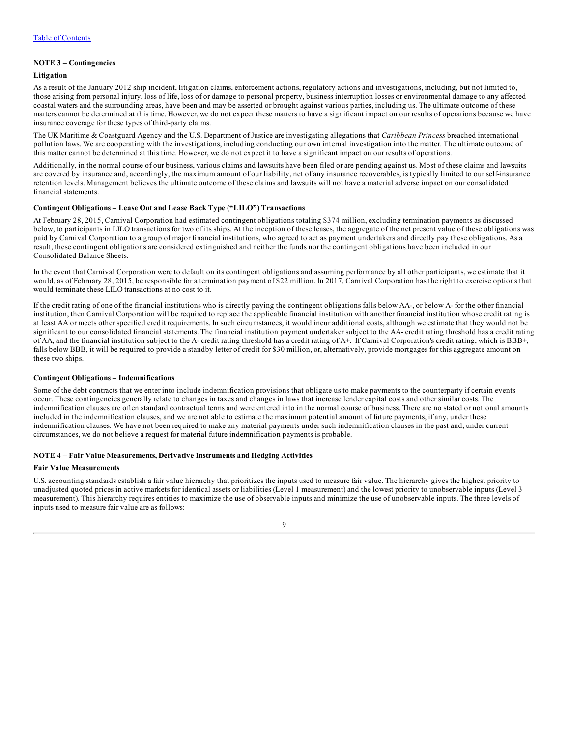### NOTE 3 – Contingencies

#### Litigation

As a result of the January 2012 ship incident, litigation claims, enforcement actions, regulatory actions and investigations, including, but not limited to, those arising from personal injury, loss of life, loss of or damage to personal property, business interruption losses or environmental damage to any affected coastal waters and the surrounding areas, have been and may be asserted or brought against various parties, including us. The ultimate outcome of these matters cannot be determined at this time. However, we do not expect these matters to have a significant impact on our results of operations because we have insurance coverage for these types of third-party claims.

The UK Maritime & Coastguard Agency and the U.S. Department of Justice are investigating allegations that *Caribbean Princess* breached international pollution laws. We are cooperating with the investigations, including conducting our own internal investigation into the matter. The ultimate outcome of this matter cannot be determined at this time. However, we do not expect it to have a significant impact on our results of operations.

Additionally, in the normal course of our business, various claims and lawsuits have been filed or are pending against us. Most of these claims and lawsuits are covered by insurance and, accordingly, the maximum amount of our liability, net of any insurance recoverables, is typically limited to our self-insurance retention levels. Management believes the ultimate outcome of these claims and lawsuits will not have a material adverse impact on our consolidated financial statements.

#### Contingent Obligations – Lease Out and Lease Back Type ("LILO") Transactions

At February 28, 2015, Carnival Corporation had estimated contingent obligations totaling $374 million, excluding termination payments as discussed below, to participants in LILO transactions for two of its ships. At the inception of these leases, the aggregate of the net present value of these obligations was paid by Carnival Corporation to a group of major financial institutions, who agreed to act as payment undertakers and directly pay these obligations. As a result, these contingent obligations are considered extinguished and neither the funds nor the contingent obligations have been included in our Consolidated Balance Sheets.

In the event that Carnival Corporation were to default on its contingent obligations and assuming performance by all other participants, we estimate that it would, as of February 28, 2015, be responsible for a termination payment of $22 million. In 2017, Carnival Corporation has the right to exercise options that would terminate these LILO transactions at no cost to it.

If the credit rating of one of the financial institutions who is directly paying the contingent obligations falls below AA-, or below A- for the other financial institution, then Carnival Corporation will be required to replace the applicable financial institution with another financial institution whose credit rating is at least AA or meets other specified credit requirements. In such circumstances, it would incur additional costs, although we estimate that they would not be significant to our consolidated financial statements. The financial institution payment undertaker subject to the AA- credit rating threshold has a credit rating of AA, and the financial institution subject to the A- credit rating threshold has a credit rating of A+. If Carnival Corporation's credit rating, which is BBB+, falls below BBB, it will be required to provide a standby letter of credit for $30 million, or, alternatively, provide mortgages for this aggregate amount on these two ships.

#### Contingent Obligations – Indemnifications

Some of the debt contracts that we enter into include indemnification provisions that obligate us to make payments to the counterparty if certain events occur. These contingencies generally relate to changes in taxes and changes in laws that increase lender capital costs and other similar costs. The indemnification clauses are often standard contractual terms and were entered into in the normal course of business. There are no stated or notional amounts included in the indemnification clauses, and we are not able to estimate the maximum potential amount of future payments, if any, under these indemnification clauses. We have not been required to make any material payments under such indemnification clauses in the past and, under current circumstances, we do not believe a request for material future indemnification payments is probable.

### NOTE 4 – Fair Value Measurements, Derivative Instruments and Hedging Activities

#### Fair Value Measurements

U.S. accounting standards establish a fair value hierarchy that prioritizes the inputs used to measure fair value. The hierarchy gives the highest priority to unadjusted quoted prices in active markets for identical assets or liabilities (Level 1 measurement) and the lowest priority to unobservable inputs (Level 3 measurement). This hierarchy requires entities to maximize the use of observable inputs and minimize the use of unobservable inputs. The three levels of inputs used to measure fair value are as follows: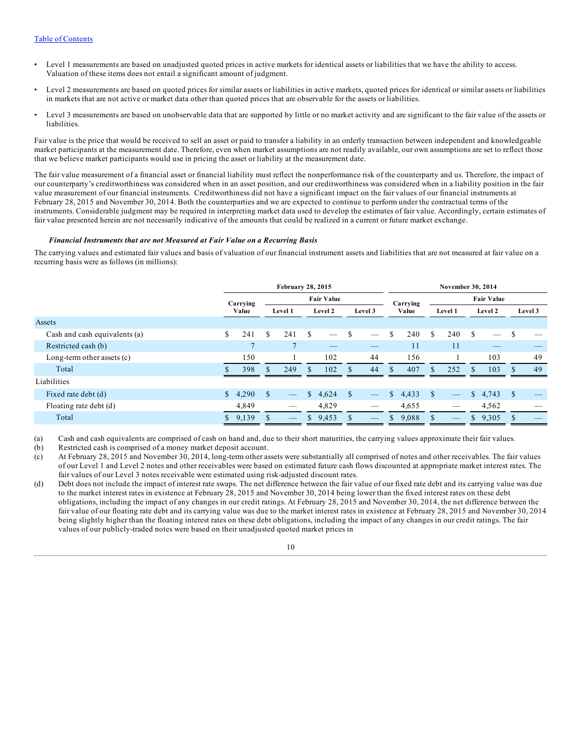- Level 1 measurements are based on unadjusted quoted prices in active markets for identical assets or liabilities that we have the ability to access. Valuation of these items does not entail a significant amount of judgment.
- Level 2 measurements are based on quoted prices for similar assets or liabilities in active markets, quoted prices for identical or similar assets or liabilities in markets that are not active or market data other than quoted prices that are observable for the assets or liabilities.
- Level 3 measurements are based on unobservable data that are supported by little or no market activity and are significant to the fair value of the assets or liabilities.

Fair value is the price that would be received to sell an asset or paid to transfer a liability in an orderly transaction between independent and knowledgeable market participants at the measurement date. Therefore, even when market assumptions are not readily available, our own assumptions are set to reflect those that we believe market participants would use in pricing the asset or liability at the measurement date.

The fair value measurement of a financial asset or financial liability must reflect the nonperformance risk of the counterparty and us. Therefore, the impact of our counterparty's creditworthiness was considered when in an asset position, and our creditworthiness was considered when in a liability position in the fair value measurement of our financial instruments. Creditworthiness did not have a significant impact on the fair values of our financial instruments at February 28, 2015 and November 30, 2014. Both the counterparties and we are expected to continue to perform under the contractual terms of the instruments. Considerable judgment may be required in interpreting market data used to develop the estimates of fair value. Accordingly, certain estimates of fair value presented herein are not necessarily indicative of the amounts that could be realized in a current or future market exchange.

***Financial Instruments that are not Measured at Fair Value on a Recurring Basis***

The carrying values and estimated fair values and basis of valuation of our financial instrument assets and liabilities that are not measured at fair value on a recurring basis were as follows (in millions):

| | February 28, 2015 | | | | November 30, 2014 | | | |
|---|---|---|---|---|---|---|---|---|
| | Carrying Value | Fair Value | | | Carrying Value | Fair Value | | |
| | | Level 1 | Level 2 | Level 3 | | Level 1 | Level 2 | Level 3 |
| **Assets** | | | | | | | | |
| Cash and cash equivalents (a) | $ 241 | $ 241 | $ — | $ — | $ 240 | $ 240 | $ — | $ — |
| Restricted cash (b) | 7 | 7 | — | — | 11 | 11 | — | — |
| Long-term other assets (c) | 150 | 1 | 102 | 44 | 156 | 1 | 103 | 49 |
| Total | $ 398 | $ 249 | $ 102 | $ 44 | $ 407 | $ 252 | $ 103 | $ 49 |
| **Liabilities** | | | | | | | | |
| Fixed rate debt (d) | $ 4,290 | $ — | $ 4,624 | $ — | $ 4,433 | $ — | $ 4,743 | $ — |
| Floating rate debt (d) | 4,849 | — | 4,829 | — | 4,655 | — | 4,562 | — |
| Total | $ 9,139 | $ — | $ 9,453 | $ — | $ 9,088 | $ — | $ 9,305 | $ — |

(a) Cash and cash equivalents are comprised of cash on hand and, due to their short maturities, the carrying values approximate their fair values.

(b) Restricted cash is comprised of a money market deposit account.

(c) At February 28, 2015 and November 30, 2014, long-term other assets were substantially all comprised of notes and other receivables. The fair values of our Level 1 and Level 2 notes and other receivables were based on estimated future cash flows discounted at appropriate market interest rates. The fair values of our Level 3 notes receivable were estimated using risk-adjusted discount rates.

(d) Debt does not include the impact of interest rate swaps. The net difference between the fair value of our fixed rate debt and its carrying value was due to the market interest rates in existence at February 28, 2015 and November 30, 2014 being lower than the fixed interest rates on these debt obligations, including the impact of any changes in our credit ratings. At February 28, 2015 and November 30, 2014, the net difference between the fair value of our floating rate debt and its carrying value was due to the market interest rates in existence at February 28, 2015 and November 30, 2014 being slightly higher than the floating interest rates on these debt obligations, including the impact of any changes in our credit ratings. The fair values of our publicly-traded notes were based on their unadjusted quoted market prices in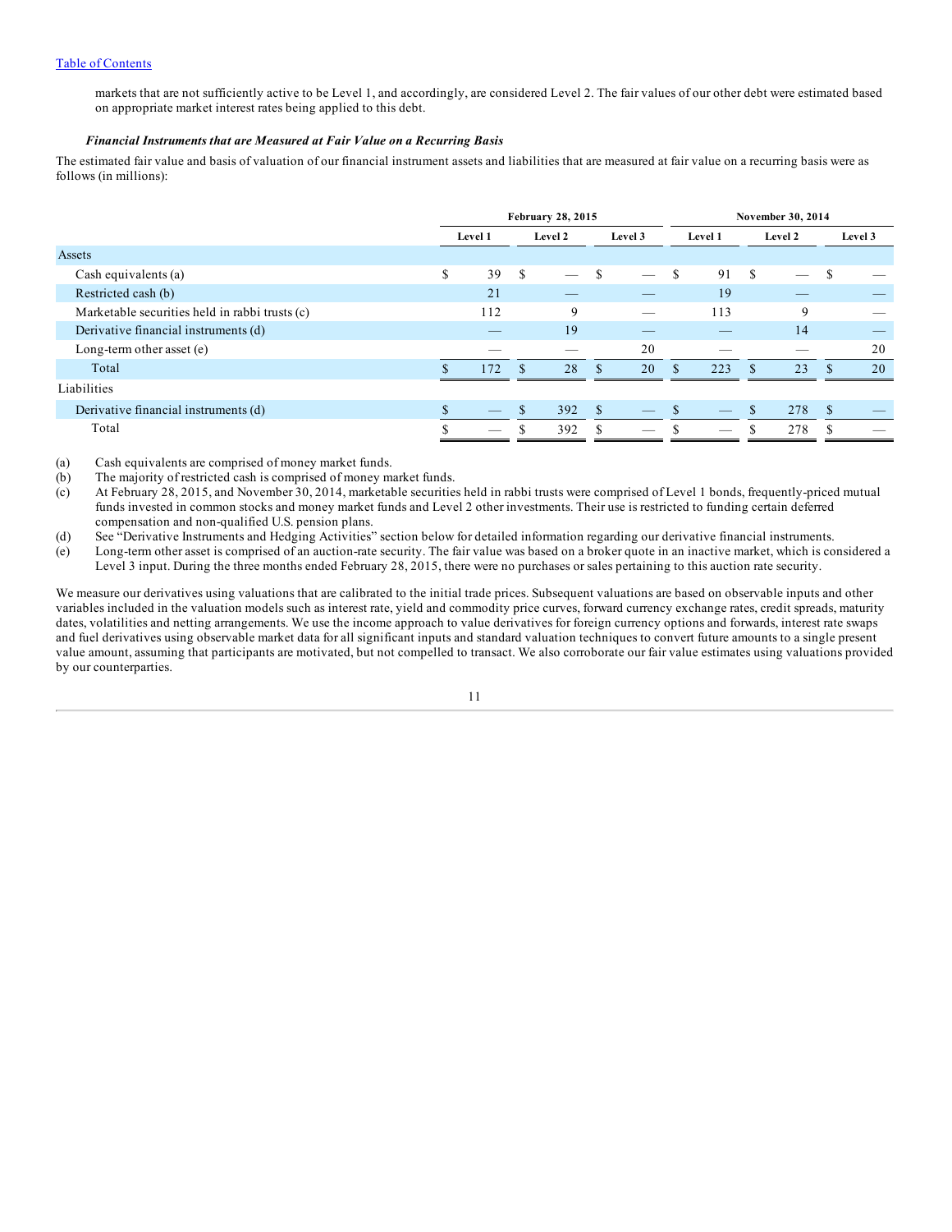markets that are not sufficiently active to be Level 1, and accordingly, are considered Level 2. The fair values of our other debt were estimated based on appropriate market interest rates being applied to this debt.

***Financial Instruments that are Measured at Fair Value on a Recurring Basis***

The estimated fair value and basis of valuation of our financial instrument assets and liabilities that are measured at fair value on a recurring basis were as follows (in millions):

| | February 28, 2015 | | | November 30, 2014 | | |
|---|---|---|---|---|---|---|
| | Level 1 | Level 2 | Level 3 | Level 1 | Level 2 | Level 3 |
| Assets | | | | | | |
| Cash equivalents (a) | $ 39 | $ — | $ — | $ 91 | $ — | $ — |
| Restricted cash (b) | 21 | — | — | 19 | — | — |
| Marketable securities held in rabbi trusts (c) | 112 | 9 | — | 113 | 9 | — |
| Derivative financial instruments (d) | — | 19 | — | — | 14 | — |
| Long-term other asset (e) | — | — | 20 | — | — | 20 |
| Total | $ 172 | $ 28 | $ 20 | $ 223 | $ 23 | $ 20 |
| Liabilities | | | | | | |
| Derivative financial instruments (d) | $ — | $ 392 | $ — | $ — | $ 278 | $ — |
| Total | $ — | $ 392 | $ — | $ — | $ 278 | $ — |

(a) Cash equivalents are comprised of money market funds.

(b) The majority of restricted cash is comprised of money market funds.

(c) At February 28, 2015, and November 30, 2014, marketable securities held in rabbi trusts were comprised of Level 1 bonds, frequently-priced mutual funds invested in common stocks and money market funds and Level 2 other investments. Their use is restricted to funding certain deferred compensation and non-qualified U.S. pension plans.

(d) See "Derivative Instruments and Hedging Activities" section below for detailed information regarding our derivative financial instruments.

(e) Long-term other asset is comprised of an auction-rate security. The fair value was based on a broker quote in an inactive market, which is considered a Level 3 input. During the three months ended February 28, 2015, there were no purchases or sales pertaining to this auction rate security.

We measure our derivatives using valuations that are calibrated to the initial trade prices. Subsequent valuations are based on observable inputs and other variables included in the valuation models such as interest rate, yield and commodity price curves, forward currency exchange rates, credit spreads, maturity dates, volatilities and netting arrangements. We use the income approach to value derivatives for foreign currency options and forwards, interest rate swaps and fuel derivatives using observable market data for all significant inputs and standard valuation techniques to convert future amounts to a single present value amount, assuming that participants are motivated, but not compelled to transact. We also corroborate our fair value estimates using valuations provided by our counterparties.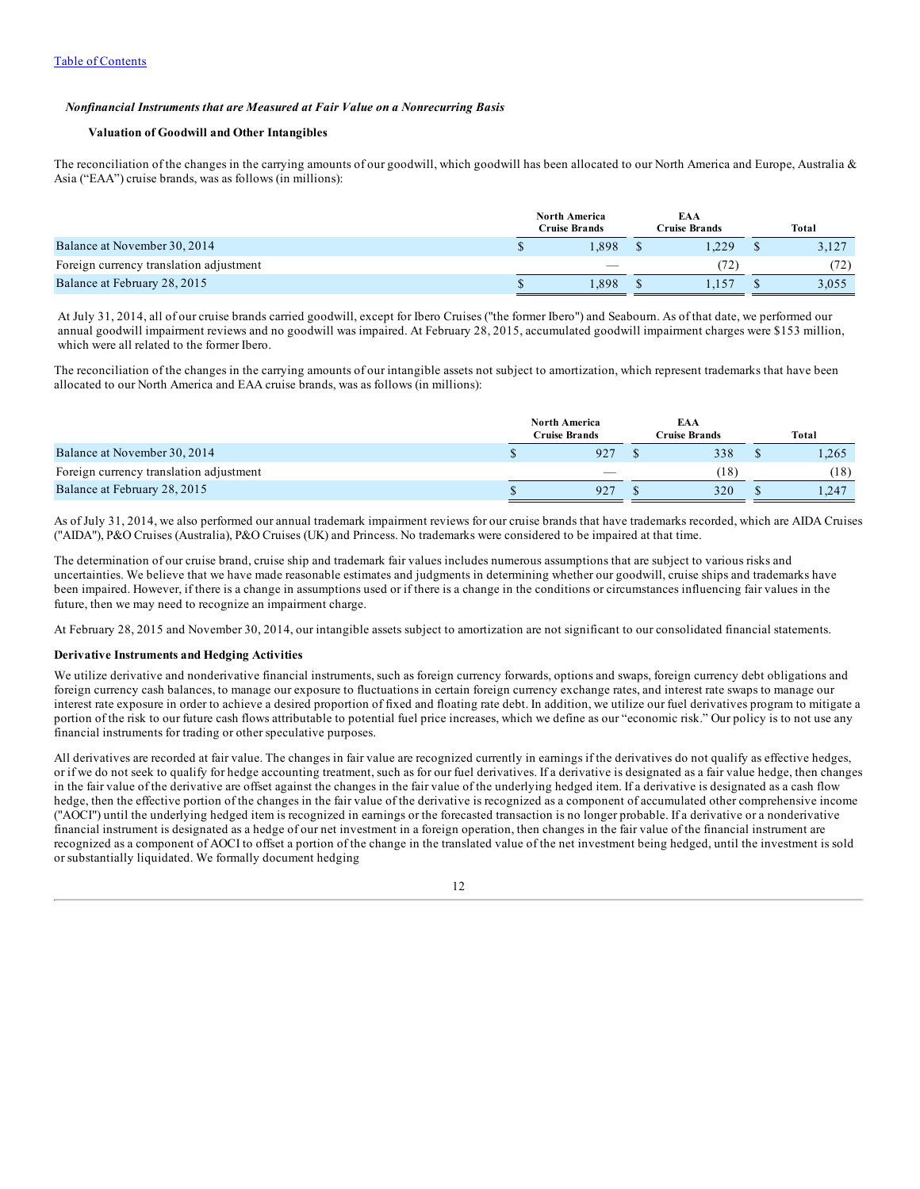*Nonfinancial Instruments that are Measured at Fair Value on a Nonrecurring Basis*

**Valuation of Goodwill and Other Intangibles**

The reconciliation of the changes in the carrying amounts of our goodwill, which goodwill has been allocated to our North America and Europe, Australia & Asia ("EAA") cruise brands, was as follows (in millions):

| | North America Cruise Brands | EAA Cruise Brands | Total |
|---|---|---|---|
| Balance at November 30, 2014 | $ 1,898 | $ 1,229 | $ 3,127 |
| Foreign currency translation adjustment | — | (72) | (72) |
| Balance at February 28, 2015 | $ 1,898 | $ 1,157 | $ 3,055 |

At July 31, 2014, all of our cruise brands carried goodwill, except for Ibero Cruises ("the former Ibero") and Seabourn. As of that date, we performed our annual goodwill impairment reviews and no goodwill was impaired. At February 28, 2015, accumulated goodwill impairment charges were $153 million, which were all related to the former Ibero.

The reconciliation of the changes in the carrying amounts of our intangible assets not subject to amortization, which represent trademarks that have been allocated to our North America and EAA cruise brands, was as follows (in millions):

| | North America Cruise Brands | EAA Cruise Brands | Total |
|---|---|---|---|
| Balance at November 30, 2014 | $ 927 | $ 338 | $ 1,265 |
| Foreign currency translation adjustment | — | (18) | (18) |
| Balance at February 28, 2015 | $ 927 | $ 320 | $ 1,247 |

As of July 31, 2014, we also performed our annual trademark impairment reviews for our cruise brands that have trademarks recorded, which are AIDA Cruises ("AIDA"), P&O Cruises (Australia), P&O Cruises (UK) and Princess. No trademarks were considered to be impaired at that time.

The determination of our cruise brand, cruise ship and trademark fair values includes numerous assumptions that are subject to various risks and uncertainties. We believe that we have made reasonable estimates and judgments in determining whether our goodwill, cruise ships and trademarks have been impaired. However, if there is a change in assumptions used or if there is a change in the conditions or circumstances influencing fair values in the future, then we may need to recognize an impairment charge.

At February 28, 2015 and November 30, 2014, our intangible assets subject to amortization are not significant to our consolidated financial statements.

**Derivative Instruments and Hedging Activities**

We utilize derivative and nonderivative financial instruments, such as foreign currency forwards, options and swaps, foreign currency debt obligations and foreign currency cash balances, to manage our exposure to fluctuations in certain foreign currency exchange rates, and interest rate swaps to manage our interest rate exposure in order to achieve a desired proportion of fixed and floating rate debt. In addition, we utilize our fuel derivatives program to mitigate a portion of the risk to our future cash flows attributable to potential fuel price increases, which we define as our "economic risk." Our policy is to not use any financial instruments for trading or other speculative purposes.

All derivatives are recorded at fair value. The changes in fair value are recognized currently in earnings if the derivatives do not qualify as effective hedges, or if we do not seek to qualify for hedge accounting treatment, such as for our fuel derivatives. If a derivative is designated as a fair value hedge, then changes in the fair value of the derivative are offset against the changes in the fair value of the underlying hedged item. If a derivative is designated as a cash flow hedge, then the effective portion of the changes in the fair value of the derivative is recognized as a component of accumulated other comprehensive income ("AOCI") until the underlying hedged item is recognized in earnings or the forecasted transaction is no longer probable. If a derivative or a nonderivative financial instrument is designated as a hedge of our net investment in a foreign operation, then changes in the fair value of the financial instrument are recognized as a component of AOCI to offset a portion of the change in the translated value of the net investment being hedged, until the investment is sold or substantially liquidated. We formally document hedging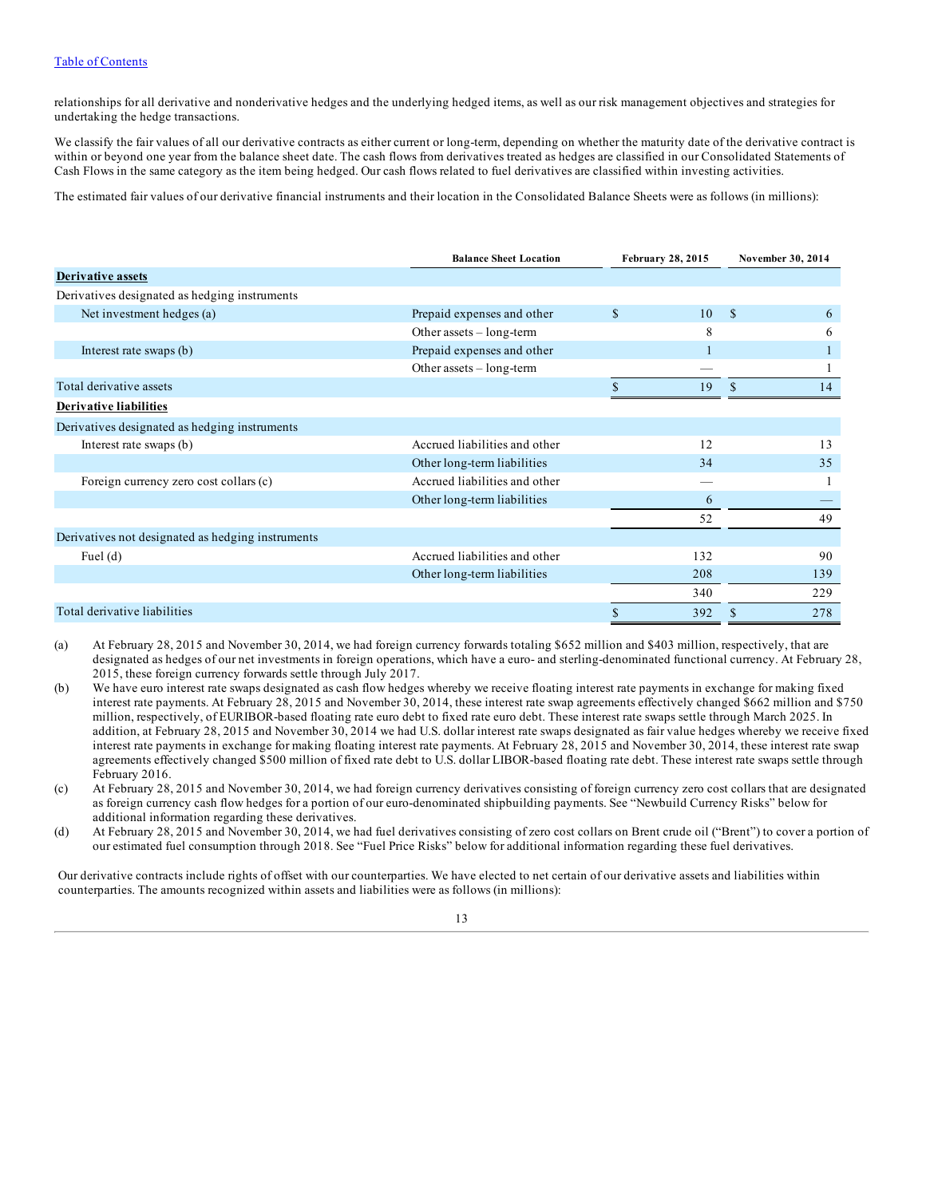relationships for all derivative and nonderivative hedges and the underlying hedged items, as well as our risk management objectives and strategies for undertaking the hedge transactions.

We classify the fair values of all our derivative contracts as either current or long-term, depending on whether the maturity date of the derivative contract is within or beyond one year from the balance sheet date. The cash flows from derivatives treated as hedges are classified in our Consolidated Statements of Cash Flows in the same category as the item being hedged. Our cash flows related to fuel derivatives are classified within investing activities.

The estimated fair values of our derivative financial instruments and their location in the Consolidated Balance Sheets were as follows (in millions):

| | Balance Sheet Location | February 28, 2015 | November 30, 2014 |
|---|---|---|---|
| **Derivative assets** | | | |
| Derivatives designated as hedging instruments | | | |
| Net investment hedges (a) | Prepaid expenses and other | $ 10 | $ 6 |
| | Other assets – long-term | 8 | 6 |
| Interest rate swaps (b) | Prepaid expenses and other | 1 | 1 |
| | Other assets – long-term | — | 1 |
| Total derivative assets | | $ 19 | $ 14 |
| **Derivative liabilities** | | | |
| Derivatives designated as hedging instruments | | | |
| Interest rate swaps (b) | Accrued liabilities and other | 12 | 13 |
| | Other long-term liabilities | 34 | 35 |
| Foreign currency zero cost collars (c) | Accrued liabilities and other | — | 1 |
| | Other long-term liabilities | 6 | — |
| | | 52 | 49 |
| Derivatives not designated as hedging instruments | | | |
| Fuel (d) | Accrued liabilities and other | 132 | 90 |
| | Other long-term liabilities | 208 | 139 |
| | | 340 | 229 |
| Total derivative liabilities | | $ 392 | $ 278 |

(a) At February 28, 2015 and November 30, 2014, we had foreign currency forwards totaling $652 million and $403 million, respectively, that are designated as hedges of our net investments in foreign operations, which have a euro- and sterling-denominated functional currency. At February 28, 2015, these foreign currency forwards settle through July 2017.

(b) We have euro interest rate swaps designated as cash flow hedges whereby we receive floating interest rate payments in exchange for making fixed interest rate payments. At February 28, 2015 and November 30, 2014, these interest rate swap agreements effectively changed $662 million and $750 million, respectively, of EURIBOR-based floating rate euro debt to fixed rate euro debt. These interest rate swaps settle through March 2025. In addition, at February 28, 2015 and November 30, 2014 we had U.S. dollar interest rate swaps designated as fair value hedges whereby we receive fixed interest rate payments in exchange for making floating interest rate payments. At February 28, 2015 and November 30, 2014, these interest rate swap agreements effectively changed $500 million of fixed rate debt to U.S. dollar LIBOR-based floating rate debt. These interest rate swaps settle through February 2016.

(c) At February 28, 2015 and November 30, 2014, we had foreign currency derivatives consisting of foreign currency zero cost collars that are designated as foreign currency cash flow hedges for a portion of our euro-denominated shipbuilding payments. See "Newbuild Currency Risks" below for additional information regarding these derivatives.

(d) At February 28, 2015 and November 30, 2014, we had fuel derivatives consisting of zero cost collars on Brent crude oil ("Brent") to cover a portion of our estimated fuel consumption through 2018. See "Fuel Price Risks" below for additional information regarding these fuel derivatives.

Our derivative contracts include rights of offset with our counterparties. We have elected to net certain of our derivative assets and liabilities within counterparties. The amounts recognized within assets and liabilities were as follows (in millions):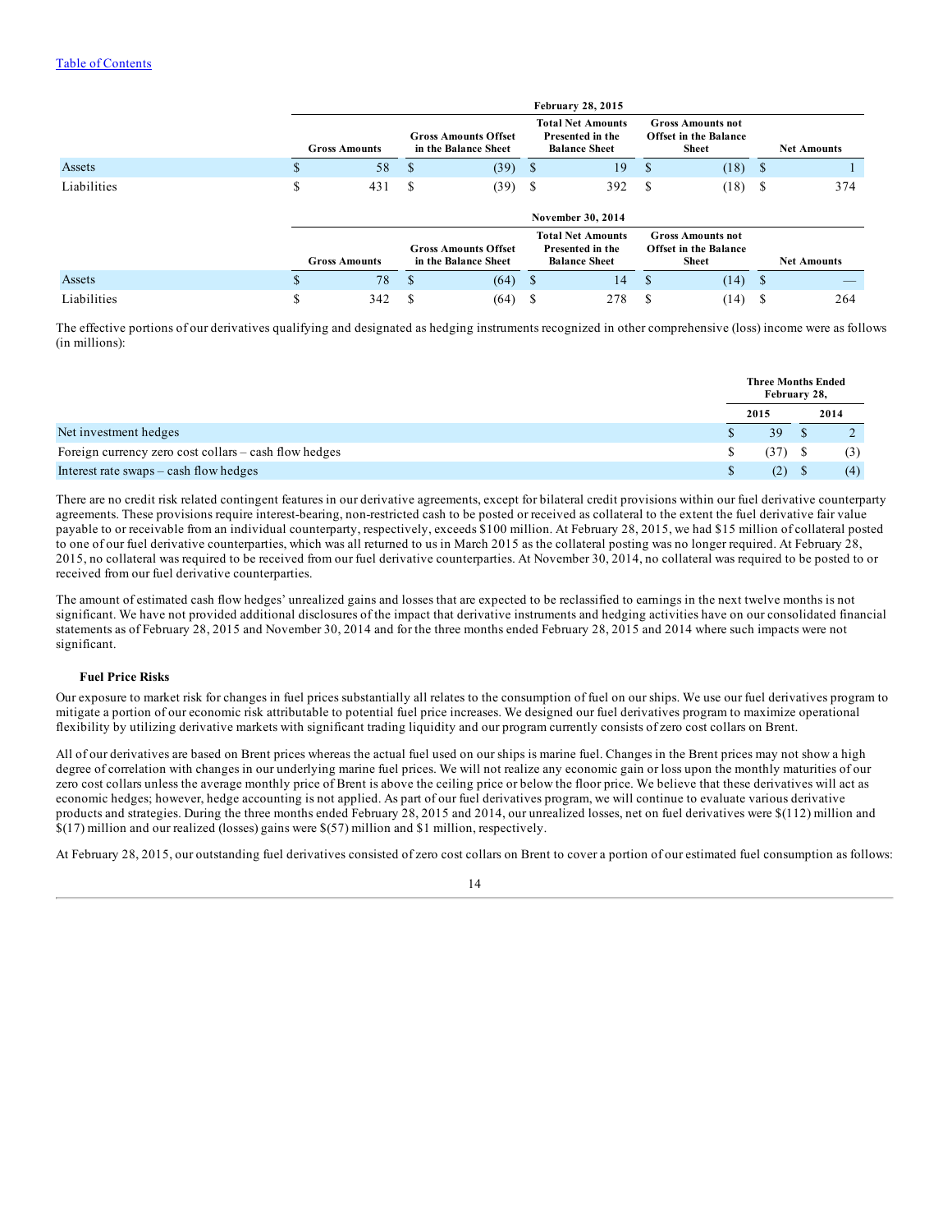| | February 28, 2015 | | | | |
|---|---|---|---|---|---|
| | Gross Amounts | Gross Amounts Offset in the Balance Sheet | Total Net Amounts Presented in the Balance Sheet | Gross Amounts not Offset in the Balance Sheet | Net Amounts |
| Assets | $ 58 | $ (39) | $ 19 | $ (18) | $ 1 |
| Liabilities | $ 431 | $ (39) | $ 392 | $ (18) | $ 374 |

| | November 30, 2014 | | | | |
|---|---|---|---|---|---|
| | Gross Amounts | Gross Amounts Offset in the Balance Sheet | Total Net Amounts Presented in the Balance Sheet | Gross Amounts not Offset in the Balance Sheet | Net Amounts |
| Assets | $ 78 | $ (64) | $ 14 | $ (14) | $ — |
| Liabilities | $ 342 | $ (64) | $ 278 | $ (14) | $ 264 |

The effective portions of our derivatives qualifying and designated as hedging instruments recognized in other comprehensive (loss) income were as follows (in millions):

| | Three Months Ended February 28, | |
|---|---|---|
| | 2015 | 2014 |
| Net investment hedges | $ 39 | $ 2 |
| Foreign currency zero cost collars – cash flow hedges | $ (37) | $ (3) |
| Interest rate swaps – cash flow hedges | $ (2) | $ (4) |

There are no credit risk related contingent features in our derivative agreements, except for bilateral credit provisions within our fuel derivative counterparty agreements. These provisions require interest-bearing, non-restricted cash to be posted or received as collateral to the extent the fuel derivative fair value payable to or receivable from an individual counterparty, respectively, exceeds $100 million. At February 28, 2015, we had $15 million of collateral posted to one of our fuel derivative counterparties, which was all returned to us in March 2015 as the collateral posting was no longer required. At February 28, 2015, no collateral was required to be received from our fuel derivative counterparties. At November 30, 2014, no collateral was required to be posted to or received from our fuel derivative counterparties.

The amount of estimated cash flow hedges' unrealized gains and losses that are expected to be reclassified to earnings in the next twelve months is not significant. We have not provided additional disclosures of the impact that derivative instruments and hedging activities have on our consolidated financial statements as of February 28, 2015 and November 30, 2014 and for the three months ended February 28, 2015 and 2014 where such impacts were not significant.

**Fuel Price Risks**

Our exposure to market risk for changes in fuel prices substantially all relates to the consumption of fuel on our ships. We use our fuel derivatives program to mitigate a portion of our economic risk attributable to potential fuel price increases. We designed our fuel derivatives program to maximize operational flexibility by utilizing derivative markets with significant trading liquidity and our program currently consists of zero cost collars on Brent.

All of our derivatives are based on Brent prices whereas the actual fuel used on our ships is marine fuel. Changes in the Brent prices may not show a high degree of correlation with changes in our underlying marine fuel prices. We will not realize any economic gain or loss upon the monthly maturities of our zero cost collars unless the average monthly price of Brent is above the ceiling price or below the floor price. We believe that these derivatives will act as economic hedges; however, hedge accounting is not applied. As part of our fuel derivatives program, we will continue to evaluate various derivative products and strategies. During the three months ended February 28, 2015 and 2014, our unrealized losses, net on fuel derivatives were $(112) million and $(17) million and our realized (losses) gains were $(57) million and $1 million, respectively.

At February 28, 2015, our outstanding fuel derivatives consisted of zero cost collars on Brent to cover a portion of our estimated fuel consumption as follows: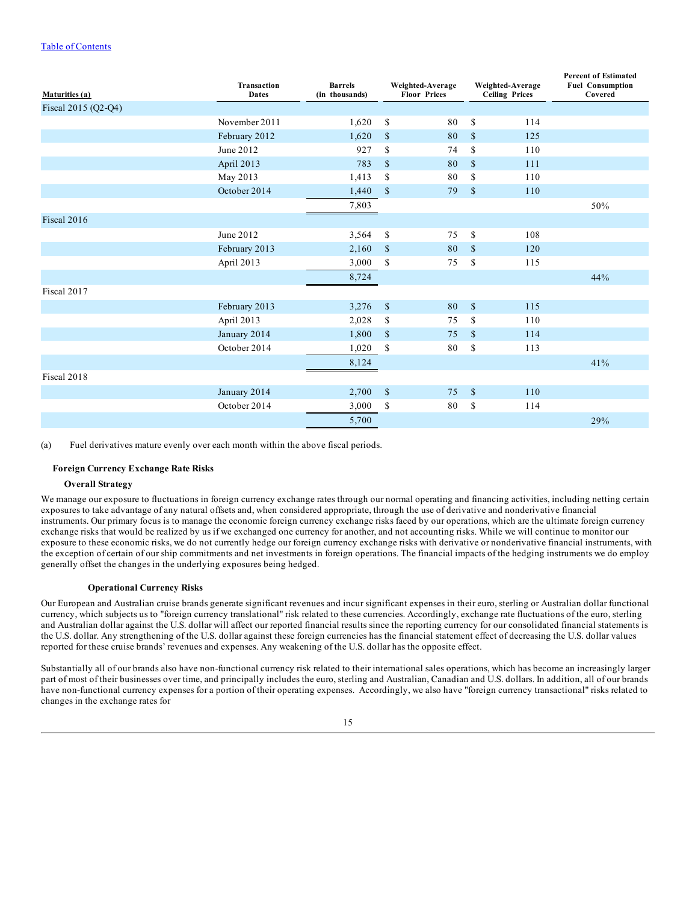[Table of Contents](#)

| Maturities (a) | Transaction Dates | Barrels (in thousands) | Weighted-Average Floor Prices | Weighted-Average Ceiling Prices | Percent of Estimated Fuel Consumption Covered |
|---|---|---|---|---|---|
| Fiscal 2015 (Q2-Q4) | | | | | |
| | November 2011 | 1,620 | $ 80 | $ 114 | |
| | February 2012 | 1,620 | $ 80 | $ 125 | |
| | June 2012 | 927 | $ 74 | $ 110 | |
| | April 2013 | 783 | $ 80 | $ 111 | |
| | May 2013 | 1,413 | $ 80 | $ 110 | |
| | October 2014 | 1,440 | $ 79 | $ 110 | |
| | | 7,803 | | | 50% |
| Fiscal 2016 | | | | | |
| | June 2012 | 3,564 | $ 75 | $ 108 | |
| | February 2013 | 2,160 | $ 80 | $ 120 | |
| | April 2013 | 3,000 | $ 75 | $ 115 | |
| | | 8,724 | | | 44% |
| Fiscal 2017 | | | | | |
| | February 2013 | 3,276 | $ 80 | $ 115 | |
| | April 2013 | 2,028 | $ 75 | $ 110 | |
| | January 2014 | 1,800 | $ 75 | $ 114 | |
| | October 2014 | 1,020 | $ 80 | $ 113 | |
| | | 8,124 | | | 41% |
| Fiscal 2018 | | | | | |
| | January 2014 | 2,700 | $ 75 | $ 110 | |
| | October 2014 | 3,000 | $ 80 | $ 114 | |
| | | 5,700 | | | 29% |

(a) Fuel derivatives mature evenly over each month within the above fiscal periods.

**Foreign Currency Exchange Rate Risks**

**Overall Strategy**

We manage our exposure to fluctuations in foreign currency exchange rates through our normal operating and financing activities, including netting certain exposures to take advantage of any natural offsets and, when considered appropriate, through the use of derivative and nonderivative financial instruments. Our primary focus is to manage the economic foreign currency exchange risks faced by our operations, which are the ultimate foreign currency exchange risks that would be realized by us if we exchanged one currency for another, and not accounting risks. While we will continue to monitor our exposure to these economic risks, we do not currently hedge our foreign currency exchange risks with derivative or nonderivative financial instruments, with the exception of certain of our ship commitments and net investments in foreign operations. The financial impacts of the hedging instruments we do employ generally offset the changes in the underlying exposures being hedged.

**Operational Currency Risks**

Our European and Australian cruise brands generate significant revenues and incur significant expenses in their euro, sterling or Australian dollar functional currency, which subjects us to "foreign currency translational" risk related to these currencies. Accordingly, exchange rate fluctuations of the euro, sterling and Australian dollar against the U.S. dollar will affect our reported financial results since the reporting currency for our consolidated financial statements is the U.S. dollar. Any strengthening of the U.S. dollar against these foreign currencies has the financial statement effect of decreasing the U.S. dollar values reported for these cruise brands' revenues and expenses. Any weakening of the U.S. dollar has the opposite effect.

Substantially all of our brands also have non-functional currency risk related to their international sales operations, which has become an increasingly larger part of most of their businesses over time, and principally includes the euro, sterling and Australian, Canadian and U.S. dollars. In addition, all of our brands have non-functional currency expenses for a portion of their operating expenses. Accordingly, we also have "foreign currency transactional" risks related to changes in the exchange rates for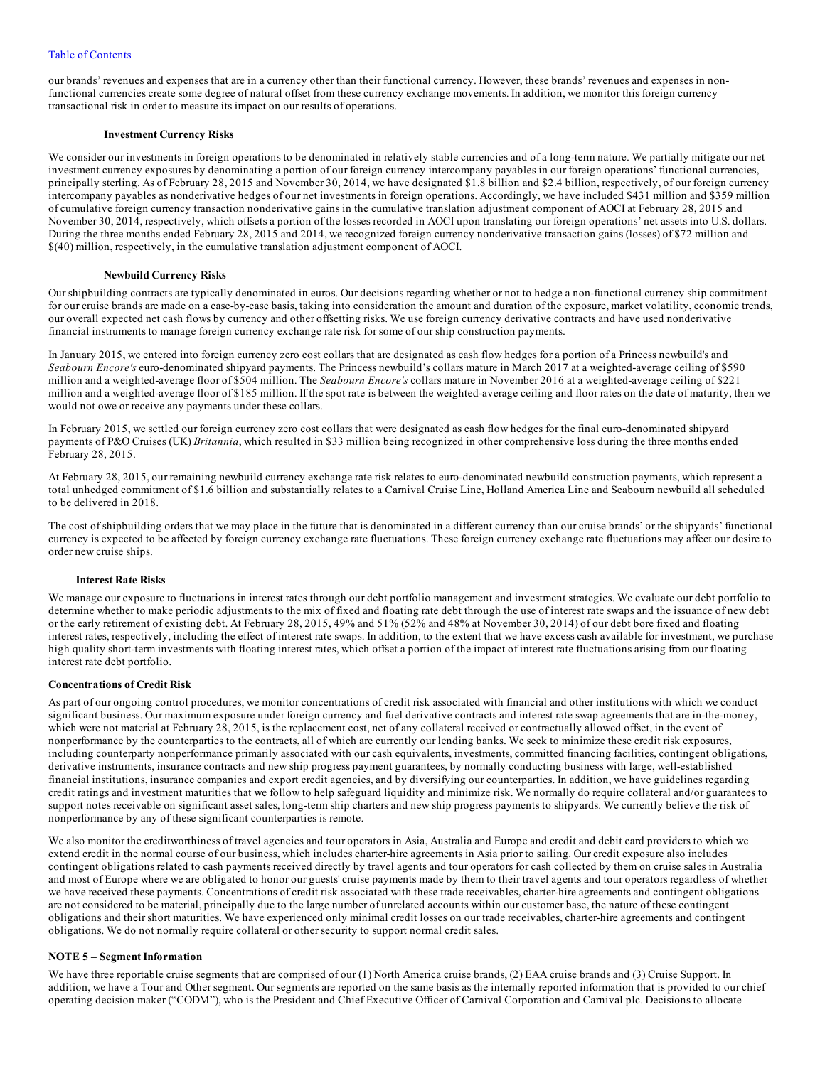our brands' revenues and expenses that are in a currency other than their functional currency. However, these brands' revenues and expenses in non-functional currencies create some degree of natural offset from these currency exchange movements. In addition, we monitor this foreign currency transactional risk in order to measure its impact on our results of operations.

**Investment Currency Risks**

We consider our investments in foreign operations to be denominated in relatively stable currencies and of a long-term nature. We partially mitigate our net investment currency exposures by denominating a portion of our foreign currency intercompany payables in our foreign operations' functional currencies, principally sterling. As of February 28, 2015 and November 30, 2014, we have designated $1.8 billion and $2.4 billion, respectively, of our foreign currency intercompany payables as nonderivative hedges of our net investments in foreign operations. Accordingly, we have included $431 million and $359 million of cumulative foreign currency transaction nonderivative gains in the cumulative translation adjustment component of AOCI at February 28, 2015 and November 30, 2014, respectively, which offsets a portion of the losses recorded in AOCI upon translating our foreign operations' net assets into U.S. dollars. During the three months ended February 28, 2015 and 2014, we recognized foreign currency nonderivative transaction gains (losses) of $72 million and $(40) million, respectively, in the cumulative translation adjustment component of AOCI.

**Newbuild Currency Risks**

Our shipbuilding contracts are typically denominated in euros. Our decisions regarding whether or not to hedge a non-functional currency ship commitment for our cruise brands are made on a case-by-case basis, taking into consideration the amount and duration of the exposure, market volatility, economic trends, our overall expected net cash flows by currency and other offsetting risks. We use foreign currency derivative contracts and have used nonderivative financial instruments to manage foreign currency exchange rate risk for some of our ship construction payments.

In January 2015, we entered into foreign currency zero cost collars that are designated as cash flow hedges for a portion of a Princess newbuild's and *Seabourn Encore's* euro-denominated shipyard payments. The Princess newbuild's collars mature in March 2017 at a weighted-average ceiling of $590 million and a weighted-average floor of $504 million. The *Seabourn Encore's* collars mature in November 2016 at a weighted-average ceiling of $221 million and a weighted-average floor of $185 million. If the spot rate is between the weighted-average ceiling and floor rates on the date of maturity, then we would not owe or receive any payments under these collars.

In February 2015, we settled our foreign currency zero cost collars that were designated as cash flow hedges for the final euro-denominated shipyard payments of P&O Cruises (UK) *Britannia*, which resulted in $33 million being recognized in other comprehensive loss during the three months ended February 28, 2015.

At February 28, 2015, our remaining newbuild currency exchange rate risk relates to euro-denominated newbuild construction payments, which represent a total unhedged commitment of $1.6 billion and substantially relates to a Carnival Cruise Line, Holland America Line and Seabourn newbuild all scheduled to be delivered in 2018.

The cost of shipbuilding orders that we may place in the future that is denominated in a different currency than our cruise brands' or the shipyards' functional currency is expected to be affected by foreign currency exchange rate fluctuations. These foreign currency exchange rate fluctuations may affect our desire to order new cruise ships.

**Interest Rate Risks**

We manage our exposure to fluctuations in interest rates through our debt portfolio management and investment strategies. We evaluate our debt portfolio to determine whether to make periodic adjustments to the mix of fixed and floating rate debt through the use of interest rate swaps and the issuance of new debt or the early retirement of existing debt. At February 28, 2015, 49% and 51% (52% and 48% at November 30, 2014) of our debt bore fixed and floating interest rates, respectively, including the effect of interest rate swaps. In addition, to the extent that we have excess cash available for investment, we purchase high quality short-term investments with floating interest rates, which offset a portion of the impact of interest rate fluctuations arising from our floating interest rate debt portfolio.

**Concentrations of Credit Risk**

As part of our ongoing control procedures, we monitor concentrations of credit risk associated with financial and other institutions with which we conduct significant business. Our maximum exposure under foreign currency and fuel derivative contracts and interest rate swap agreements that are in-the-money, which were not material at February 28, 2015, is the replacement cost, net of any collateral received or contractually allowed offset, in the event of nonperformance by the counterparties to the contracts, all of which are currently our lending banks. We seek to minimize these credit risk exposures, including counterparty nonperformance primarily associated with our cash equivalents, investments, committed financing facilities, contingent obligations, derivative instruments, insurance contracts and new ship progress payment guarantees, by normally conducting business with large, well-established financial institutions, insurance companies and export credit agencies, and by diversifying our counterparties. In addition, we have guidelines regarding credit ratings and investment maturities that we follow to help safeguard liquidity and minimize risk. We normally do require collateral and/or guarantees to support notes receivable on significant asset sales, long-term ship charters and new ship progress payments to shipyards. We currently believe the risk of nonperformance by any of these significant counterparties is remote.

We also monitor the creditworthiness of travel agencies and tour operators in Asia, Australia and Europe and credit and debit card providers to which we extend credit in the normal course of our business, which includes charter-hire agreements in Asia prior to sailing. Our credit exposure also includes contingent obligations related to cash payments received directly by travel agents and tour operators for cash collected by them on cruise sales in Australia and most of Europe where we are obligated to honor our guests' cruise payments made by them to their travel agents and tour operators regardless of whether we have received these payments. Concentrations of credit risk associated with these trade receivables, charter-hire agreements and contingent obligations are not considered to be material, principally due to the large number of unrelated accounts within our customer base, the nature of these contingent obligations and their short maturities. We have experienced only minimal credit losses on our trade receivables, charter-hire agreements and contingent obligations. We do not normally require collateral or other security to support normal credit sales.

**NOTE 5 – Segment Information**

We have three reportable cruise segments that are comprised of our (1) North America cruise brands, (2) EAA cruise brands and (3) Cruise Support. In addition, we have a Tour and Other segment. Our segments are reported on the same basis as the internally reported information that is provided to our chief operating decision maker ("CODM"), who is the President and Chief Executive Officer of Carnival Corporation and Carnival plc. Decisions to allocate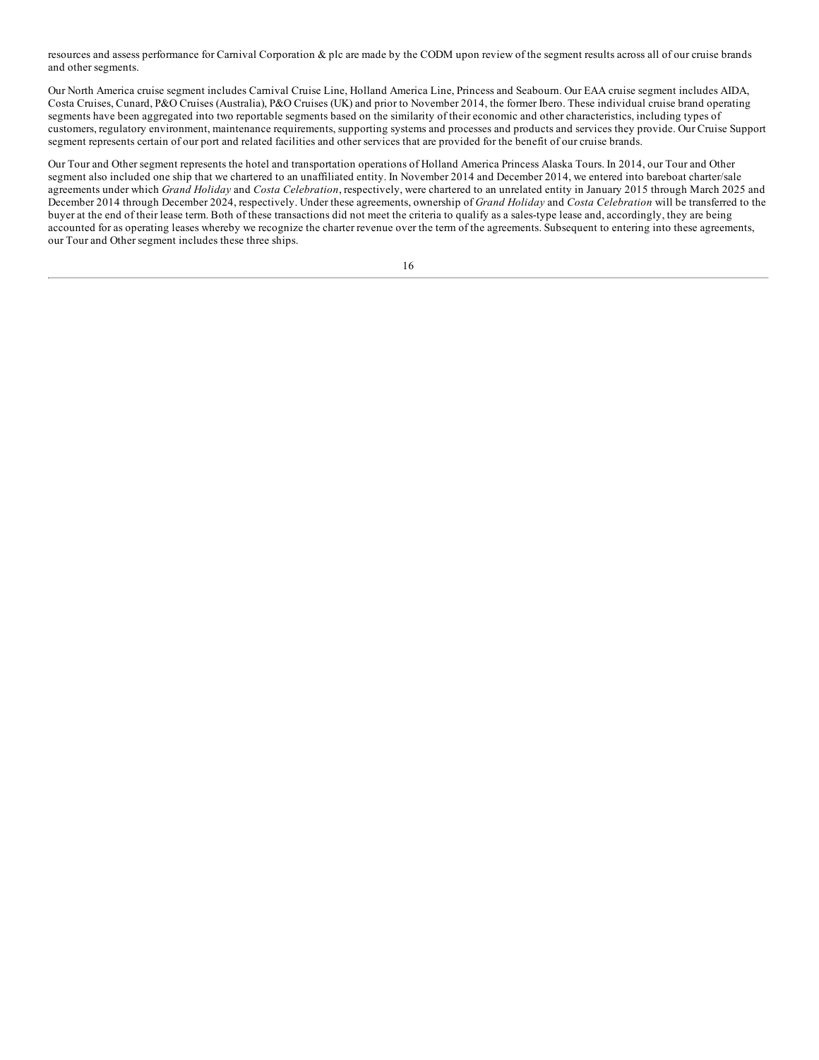resources and assess performance for Carnival Corporation & plc are made by the CODM upon review of the segment results across all of our cruise brands and other segments.

Our North America cruise segment includes Carnival Cruise Line, Holland America Line, Princess and Seabourn. Our EAA cruise segment includes AIDA, Costa Cruises, Cunard, P&O Cruises (Australia), P&O Cruises (UK) and prior to November 2014, the former Ibero. These individual cruise brand operating segments have been aggregated into two reportable segments based on the similarity of their economic and other characteristics, including types of customers, regulatory environment, maintenance requirements, supporting systems and processes and products and services they provide. Our Cruise Support segment represents certain of our port and related facilities and other services that are provided for the benefit of our cruise brands.

Our Tour and Other segment represents the hotel and transportation operations of Holland America Princess Alaska Tours. In 2014, our Tour and Other segment also included one ship that we chartered to an unaffiliated entity. In November 2014 and December 2014, we entered into bareboat charter/sale agreements under which *Grand Holiday* and *Costa Celebration*, respectively, were chartered to an unrelated entity in January 2015 through March 2025 and December 2014 through December 2024, respectively. Under these agreements, ownership of *Grand Holiday* and *Costa Celebration* will be transferred to the buyer at the end of their lease term. Both of these transactions did not meet the criteria to qualify as a sales-type lease and, accordingly, they are being accounted for as operating leases whereby we recognize the charter revenue over the term of the agreements. Subsequent to entering into these agreements, our Tour and Other segment includes these three ships.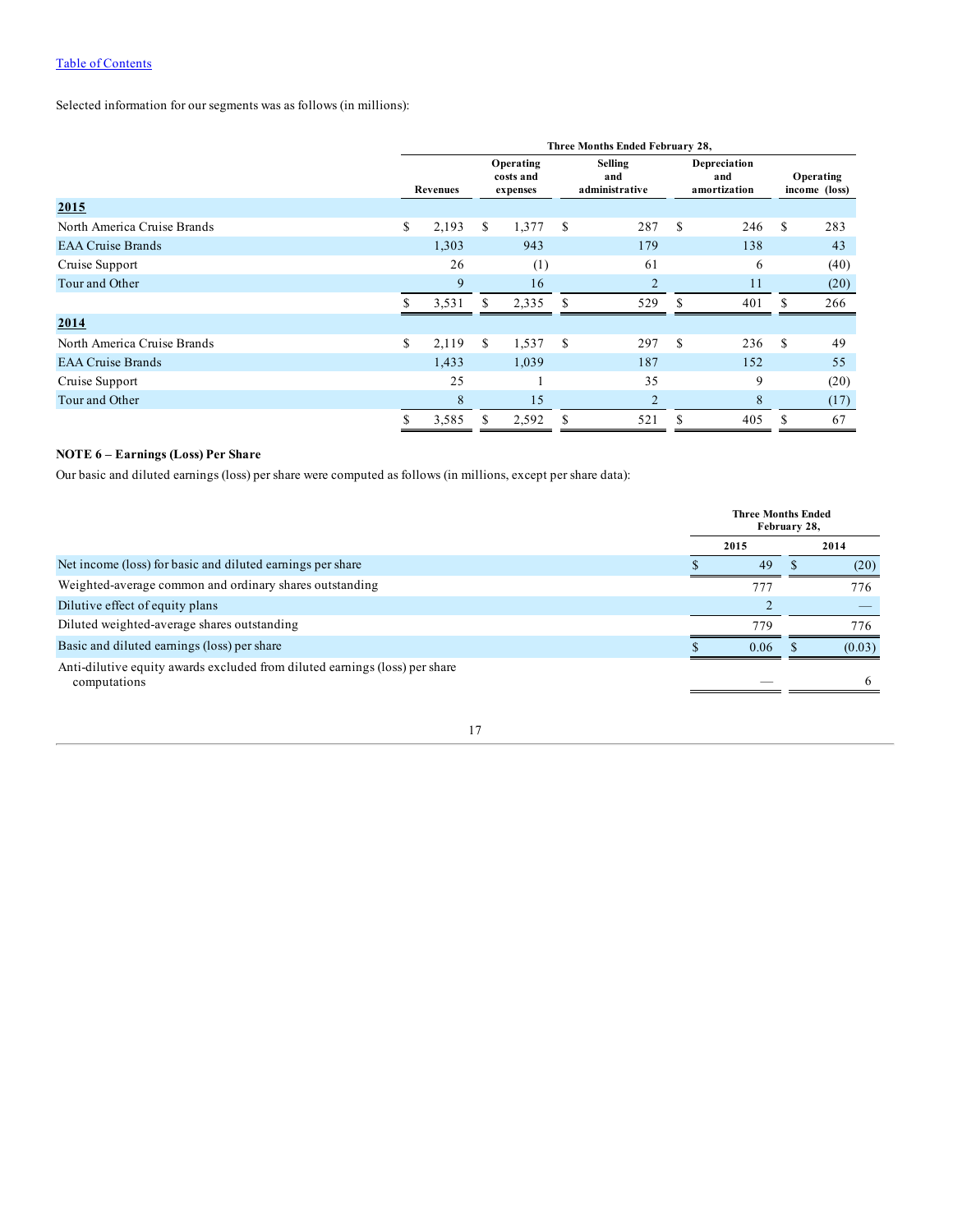Table of Contents

Selected information for our segments was as follows (in millions):

| | Three Months Ended February 28, | | | | |
|---|---|---|---|---|---|
| | Revenues | Operating costs and expenses | Selling and administrative | Depreciation and amortization | Operating income (loss) |
| **2015** | | | | | |
| North America Cruise Brands | $ 2,193 | $ 1,377 | $ 287 | $ 246 | $ 283 |
| EAA Cruise Brands | 1,303 | 943 | 179 | 138 | 43 |
| Cruise Support | 26 | (1) | 61 | 6 | (40) |
| Tour and Other | 9 | 16 | 2 | 11 | (20) |
| | $ 3,531 | $ 2,335 | $ 529 | $ 401 | $ 266 |
| **2014** | | | | | |
| North America Cruise Brands | $ 2,119 | $ 1,537 | $ 297 | $ 236 | $ 49 |
| EAA Cruise Brands | 1,433 | 1,039 | 187 | 152 | 55 |
| Cruise Support | 25 | 1 | 35 | 9 | (20) |
| Tour and Other | 8 | 15 | 2 | 8 | (17) |
| | $ 3,585 | $ 2,592 | $ 521 | $ 405 | $ 67 |

**NOTE 6 – Earnings (Loss) Per Share**

Our basic and diluted earnings (loss) per share were computed as follows (in millions, except per share data):

| | Three Months Ended February 28, | |
|---|---|---|
| | 2015 | 2014 |
| Net income (loss) for basic and diluted earnings per share | $ 49 | $ (20) |
| Weighted-average common and ordinary shares outstanding | 777 | 776 |
| Dilutive effect of equity plans | 2 | — |
| Diluted weighted-average shares outstanding | 779 | 776 |
| Basic and diluted earnings (loss) per share | $ 0.06 | $ (0.03) |
| Anti-dilutive equity awards excluded from diluted earnings (loss) per share computations | — | 6 |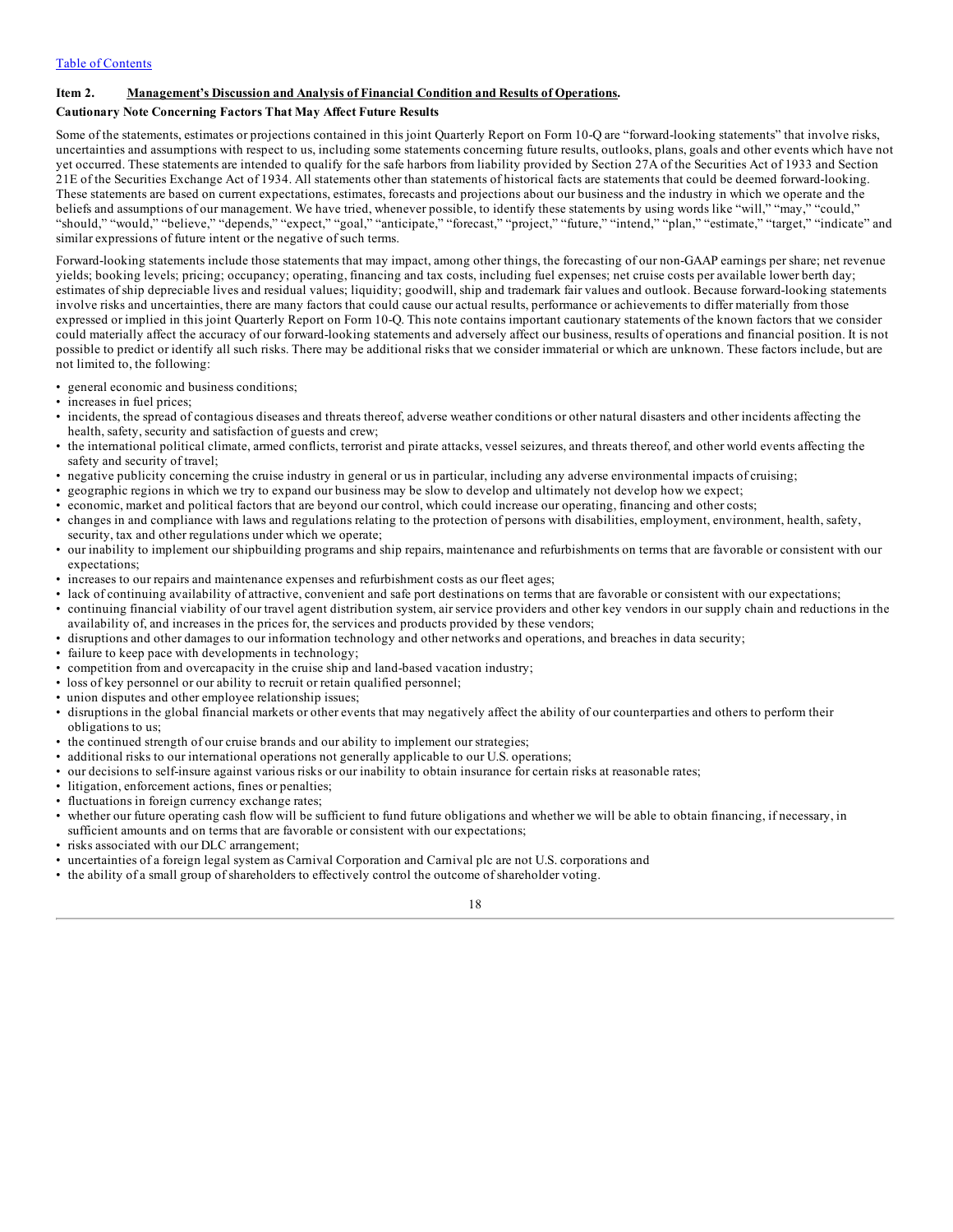[Table of Contents](#)

## Item 2. Management's Discussion and Analysis of Financial Condition and Results of Operations.

### Cautionary Note Concerning Factors That May Affect Future Results

Some of the statements, estimates or projections contained in this joint Quarterly Report on Form 10-Q are "forward-looking statements" that involve risks, uncertainties and assumptions with respect to us, including some statements concerning future results, outlooks, plans, goals and other events which have not yet occurred. These statements are intended to qualify for the safe harbors from liability provided by Section 27A of the Securities Act of 1933 and Section 21E of the Securities Exchange Act of 1934. All statements other than statements of historical facts are statements that could be deemed forward-looking. These statements are based on current expectations, estimates, forecasts and projections about our business and the industry in which we operate and the beliefs and assumptions of our management. We have tried, whenever possible, to identify these statements by using words like "will," "may," "could," "should," "would," "believe," "depends," "expect," "goal," "anticipate," "forecast," "project," "future," "intend," "plan," "estimate," "target," "indicate" and similar expressions of future intent or the negative of such terms.

Forward-looking statements include those statements that may impact, among other things, the forecasting of our non-GAAP earnings per share; net revenue yields; booking levels; pricing; occupancy; operating, financing and tax costs, including fuel expenses; net cruise costs per available lower berth day; estimates of ship depreciable lives and residual values; liquidity; goodwill, ship and trademark fair values and outlook. Because forward-looking statements involve risks and uncertainties, there are many factors that could cause our actual results, performance or achievements to differ materially from those expressed or implied in this joint Quarterly Report on Form 10-Q. This note contains important cautionary statements of the known factors that we consider could materially affect the accuracy of our forward-looking statements and adversely affect our business, results of operations and financial position. It is not possible to predict or identify all such risks. There may be additional risks that we consider immaterial or which are unknown. These factors include, but are not limited to, the following:

- general economic and business conditions;
- increases in fuel prices;
- incidents, the spread of contagious diseases and threats thereof, adverse weather conditions or other natural disasters and other incidents affecting the health, safety, security and satisfaction of guests and crew;
- the international political climate, armed conflicts, terrorist and pirate attacks, vessel seizures, and threats thereof, and other world events affecting the safety and security of travel;
- negative publicity concerning the cruise industry in general or us in particular, including any adverse environmental impacts of cruising;
- geographic regions in which we try to expand our business may be slow to develop and ultimately not develop how we expect;
- economic, market and political factors that are beyond our control, which could increase our operating, financing and other costs;
- changes in and compliance with laws and regulations relating to the protection of persons with disabilities, employment, environment, health, safety, security, tax and other regulations under which we operate;
- our inability to implement our shipbuilding programs and ship repairs, maintenance and refurbishments on terms that are favorable or consistent with our expectations;
- increases to our repairs and maintenance expenses and refurbishment costs as our fleet ages;
- lack of continuing availability of attractive, convenient and safe port destinations on terms that are favorable or consistent with our expectations;
- continuing financial viability of our travel agent distribution system, air service providers and other key vendors in our supply chain and reductions in the availability of, and increases in the prices for, the services and products provided by these vendors;
- disruptions and other damages to our information technology and other networks and operations, and breaches in data security;
- failure to keep pace with developments in technology;
- competition from and overcapacity in the cruise ship and land-based vacation industry;
- loss of key personnel or our ability to recruit or retain qualified personnel;
- union disputes and other employee relationship issues;
- disruptions in the global financial markets or other events that may negatively affect the ability of our counterparties and others to perform their obligations to us;
- the continued strength of our cruise brands and our ability to implement our strategies;
- additional risks to our international operations not generally applicable to our U.S. operations;
- our decisions to self-insure against various risks or our inability to obtain insurance for certain risks at reasonable rates;
- litigation, enforcement actions, fines or penalties;
- fluctuations in foreign currency exchange rates;
- whether our future operating cash flow will be sufficient to fund future obligations and whether we will be able to obtain financing, if necessary, in sufficient amounts and on terms that are favorable or consistent with our expectations;
- risks associated with our DLC arrangement;
- uncertainties of a foreign legal system as Carnival Corporation and Carnival plc are not U.S. corporations and
- the ability of a small group of shareholders to effectively control the outcome of shareholder voting.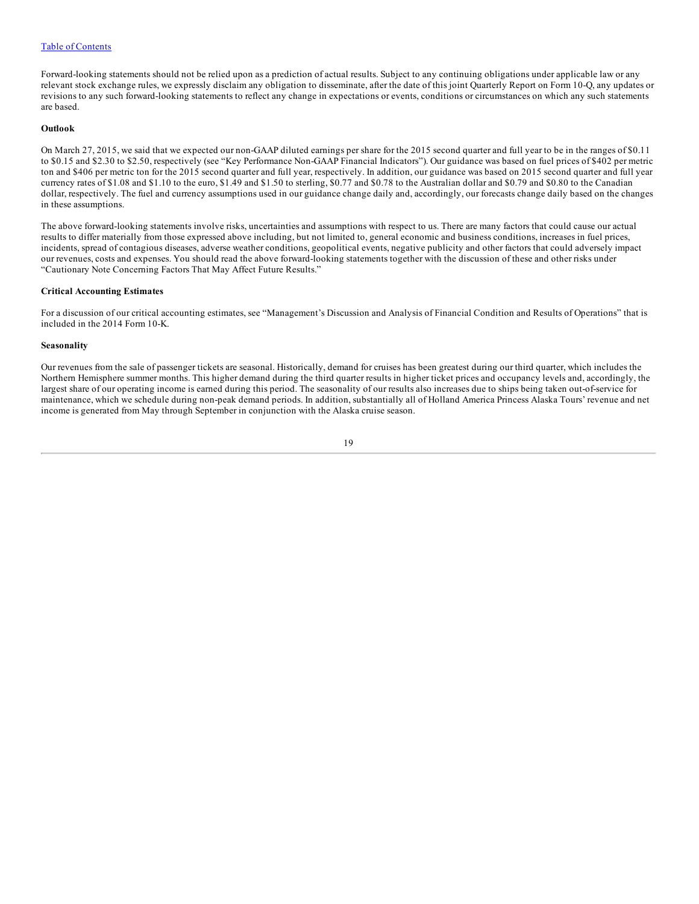Forward-looking statements should not be relied upon as a prediction of actual results. Subject to any continuing obligations under applicable law or any relevant stock exchange rules, we expressly disclaim any obligation to disseminate, after the date of this joint Quarterly Report on Form 10-Q, any updates or revisions to any such forward-looking statements to reflect any change in expectations or events, conditions or circumstances on which any such statements are based.

**Outlook**

On March 27, 2015, we said that we expected our non-GAAP diluted earnings per share for the 2015 second quarter and full year to be in the ranges of $0.11 to $0.15 and $2.30 to $2.50, respectively (see "Key Performance Non-GAAP Financial Indicators"). Our guidance was based on fuel prices of $402 per metric ton and $406 per metric ton for the 2015 second quarter and full year, respectively. In addition, our guidance was based on 2015 second quarter and full year currency rates of $1.08 and $1.10 to the euro, $1.49 and $1.50 to sterling, $0.77 and $0.78 to the Australian dollar and $0.79 and $0.80 to the Canadian dollar, respectively. The fuel and currency assumptions used in our guidance change daily and, accordingly, our forecasts change daily based on the changes in these assumptions.

The above forward-looking statements involve risks, uncertainties and assumptions with respect to us. There are many factors that could cause our actual results to differ materially from those expressed above including, but not limited to, general economic and business conditions, increases in fuel prices, incidents, spread of contagious diseases, adverse weather conditions, geopolitical events, negative publicity and other factors that could adversely impact our revenues, costs and expenses. You should read the above forward-looking statements together with the discussion of these and other risks under "Cautionary Note Concerning Factors That May Affect Future Results."

**Critical Accounting Estimates**

For a discussion of our critical accounting estimates, see "Management's Discussion and Analysis of Financial Condition and Results of Operations" that is included in the 2014 Form 10-K.

**Seasonality**

Our revenues from the sale of passenger tickets are seasonal. Historically, demand for cruises has been greatest during our third quarter, which includes the Northern Hemisphere summer months. This higher demand during the third quarter results in higher ticket prices and occupancy levels and, accordingly, the largest share of our operating income is earned during this period. The seasonality of our results also increases due to ships being taken out-of-service for maintenance, which we schedule during non-peak demand periods. In addition, substantially all of Holland America Princess Alaska Tours' revenue and net income is generated from May through September in conjunction with the Alaska cruise season.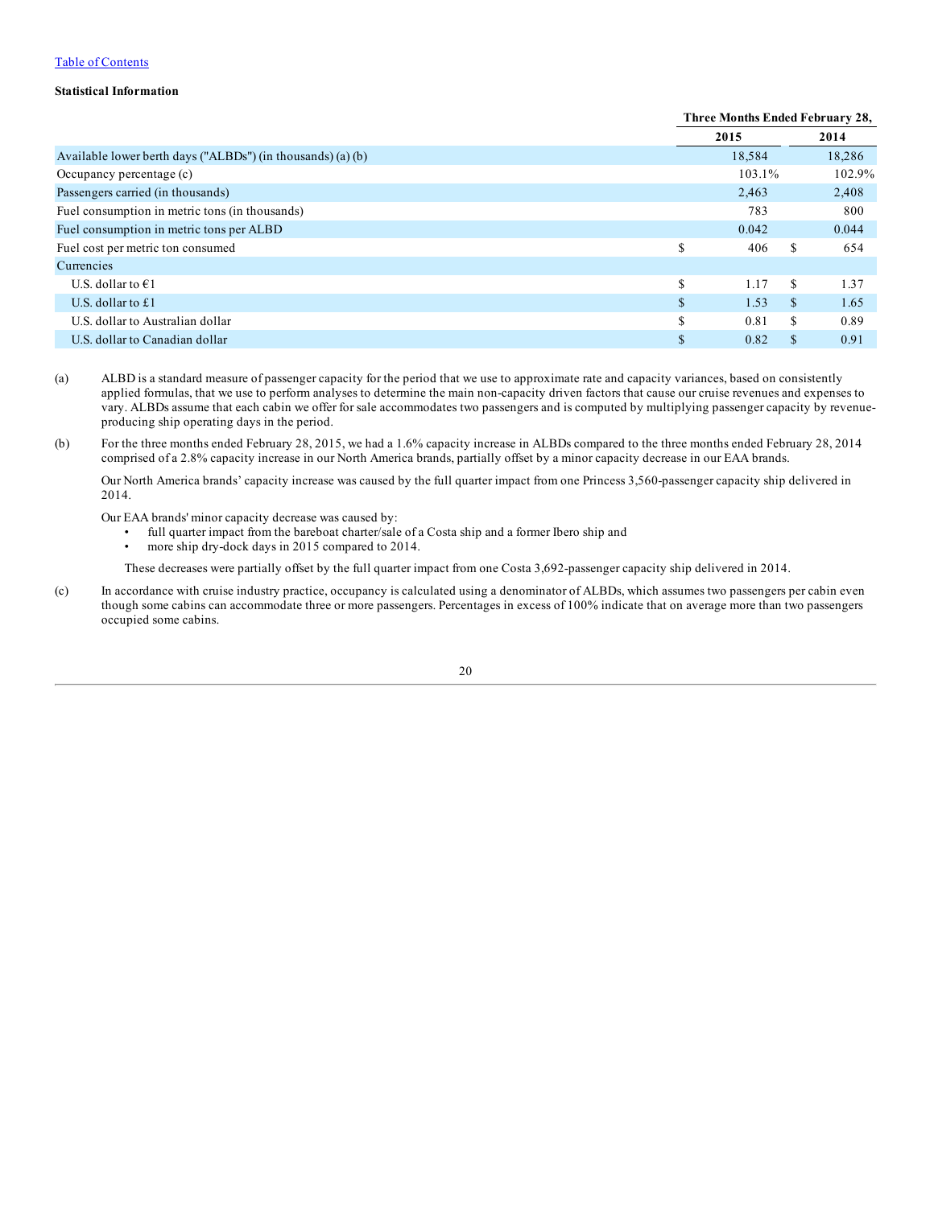[Table of Contents](#)

**Statistical Information**

| | Three Months Ended February 28, | |
|---|---|---|
| | 2015 | 2014 |
| Available lower berth days ("ALBDs") (in thousands) (a) (b) | 18,584 | 18,286 |
| Occupancy percentage (c) | 103.1% | 102.9% |
| Passengers carried (in thousands) | 2,463 | 2,408 |
| Fuel consumption in metric tons (in thousands) | 783 | 800 |
| Fuel consumption in metric tons per ALBD | 0.042 | 0.044 |
| Fuel cost per metric ton consumed | $ 406 | $ 654 |
| Currencies | | |
| U.S. dollar to €1 | $ 1.17 | $ 1.37 |
| U.S. dollar to £1 | $ 1.53 | $ 1.65 |
| U.S. dollar to Australian dollar | $ 0.81 | $ 0.89 |
| U.S. dollar to Canadian dollar | $ 0.82 | $ 0.91 |

(a) ALBD is a standard measure of passenger capacity for the period that we use to approximate rate and capacity variances, based on consistently applied formulas, that we use to perform analyses to determine the main non-capacity driven factors that cause our cruise revenues and expenses to vary. ALBDs assume that each cabin we offer for sale accommodates two passengers and is computed by multiplying passenger capacity by revenue-producing ship operating days in the period.

(b) For the three months ended February 28, 2015, we had a 1.6% capacity increase in ALBDs compared to the three months ended February 28, 2014 comprised of a 2.8% capacity increase in our North America brands, partially offset by a minor capacity decrease in our EAA brands.

Our North America brands' capacity increase was caused by the full quarter impact from one Princess 3,560-passenger capacity ship delivered in 2014.

Our EAA brands' minor capacity decrease was caused by:

- full quarter impact from the bareboat charter/sale of a Costa ship and a former Ibero ship and
- more ship dry-dock days in 2015 compared to 2014.

These decreases were partially offset by the full quarter impact from one Costa 3,692-passenger capacity ship delivered in 2014.

(c) In accordance with cruise industry practice, occupancy is calculated using a denominator of ALBDs, which assumes two passengers per cabin even though some cabins can accommodate three or more passengers. Percentages in excess of 100% indicate that on average more than two passengers occupied some cabins.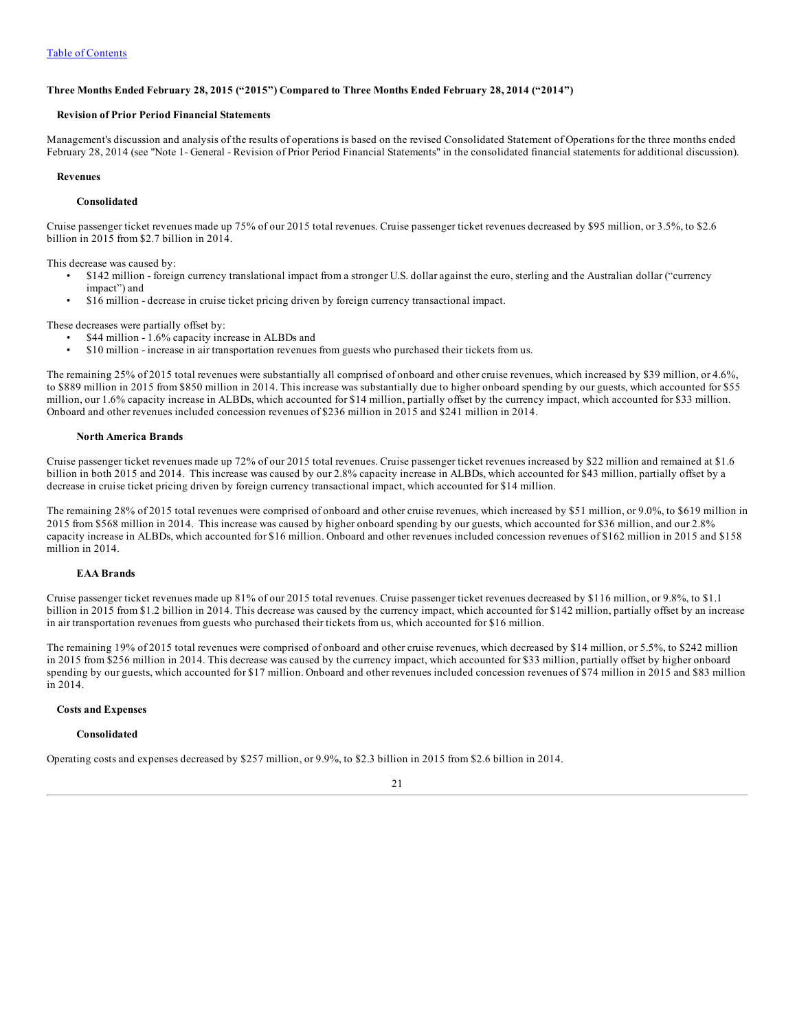[Table of Contents]

### Three Months Ended February 28, 2015 ("2015") Compared to Three Months Ended February 28, 2014 ("2014")

#### Revision of Prior Period Financial Statements

Management's discussion and analysis of the results of operations is based on the revised Consolidated Statement of Operations for the three months ended February 28, 2014 (see "Note 1- General - Revision of Prior Period Financial Statements" in the consolidated financial statements for additional discussion).

#### Revenues

##### Consolidated

Cruise passenger ticket revenues made up 75% of our 2015 total revenues. Cruise passenger ticket revenues decreased by $95 million, or 3.5%, to $2.6 billion in 2015 from $2.7 billion in 2014.

This decrease was caused by:

- $142 million - foreign currency translational impact from a stronger U.S. dollar against the euro, sterling and the Australian dollar ("currency impact") and
- $16 million - decrease in cruise ticket pricing driven by foreign currency transactional impact.

These decreases were partially offset by:

- $44 million - 1.6% capacity increase in ALBDs and
- $10 million - increase in air transportation revenues from guests who purchased their tickets from us.

The remaining 25% of 2015 total revenues were substantially all comprised of onboard and other cruise revenues, which increased by $39 million, or 4.6%, to $889 million in 2015 from $850 million in 2014. This increase was substantially due to higher onboard spending by our guests, which accounted for $55 million, our 1.6% capacity increase in ALBDs, which accounted for $14 million, partially offset by the currency impact, which accounted for $33 million. Onboard and other revenues included concession revenues of $236 million in 2015 and $241 million in 2014.

##### North America Brands

Cruise passenger ticket revenues made up 72% of our 2015 total revenues. Cruise passenger ticket revenues increased by $22 million and remained at $1.6 billion in both 2015 and 2014. This increase was caused by our 2.8% capacity increase in ALBDs, which accounted for $43 million, partially offset by a decrease in cruise ticket pricing driven by foreign currency transactional impact, which accounted for $14 million.

The remaining 28% of 2015 total revenues were comprised of onboard and other cruise revenues, which increased by $51 million, or 9.0%, to $619 million in 2015 from $568 million in 2014. This increase was caused by higher onboard spending by our guests, which accounted for $36 million, and our 2.8% capacity increase in ALBDs, which accounted for $16 million. Onboard and other revenues included concession revenues of $162 million in 2015 and $158 million in 2014.

##### EAA Brands

Cruise passenger ticket revenues made up 81% of our 2015 total revenues. Cruise passenger ticket revenues decreased by $116 million, or 9.8%, to $1.1 billion in 2015 from $1.2 billion in 2014. This decrease was caused by the currency impact, which accounted for $142 million, partially offset by an increase in air transportation revenues from guests who purchased their tickets from us, which accounted for $16 million.

The remaining 19% of 2015 total revenues were comprised of onboard and other cruise revenues, which decreased by $14 million, or 5.5%, to $242 million in 2015 from $256 million in 2014. This decrease was caused by the currency impact, which accounted for $33 million, partially offset by higher onboard spending by our guests, which accounted for $17 million. Onboard and other revenues included concession revenues of $74 million in 2015 and $83 million in 2014.

#### Costs and Expenses

##### Consolidated

Operating costs and expenses decreased by $257 million, or 9.9%, to $2.3 billion in 2015 from $2.6 billion in 2014.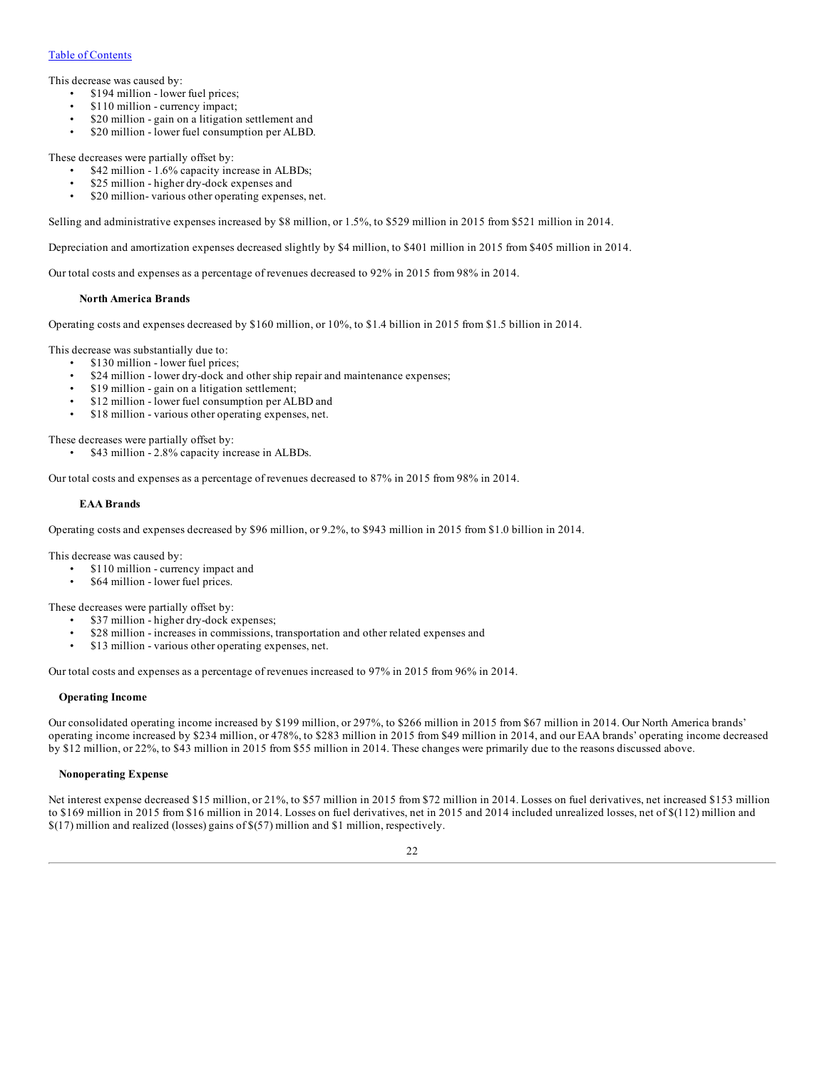This decrease was caused by:

- $194 million - lower fuel prices;
- $110 million - currency impact;
- $20 million - gain on a litigation settlement and
- $20 million - lower fuel consumption per ALBD.

These decreases were partially offset by:

- $42 million - 1.6% capacity increase in ALBDs;
- $25 million - higher dry-dock expenses and
- $20 million- various other operating expenses, net.

Selling and administrative expenses increased by $8 million, or 1.5%, to $529 million in 2015 from $521 million in 2014.

Depreciation and amortization expenses decreased slightly by $4 million, to $401 million in 2015 from $405 million in 2014.

Our total costs and expenses as a percentage of revenues decreased to 92% in 2015 from 98% in 2014.

#### North America Brands

Operating costs and expenses decreased by $160 million, or 10%, to $1.4 billion in 2015 from $1.5 billion in 2014.

This decrease was substantially due to:

- $130 million - lower fuel prices;
- $24 million - lower dry-dock and other ship repair and maintenance expenses;
- $19 million - gain on a litigation settlement;
- $12 million - lower fuel consumption per ALBD and
- $18 million - various other operating expenses, net.

These decreases were partially offset by:

- $43 million - 2.8% capacity increase in ALBDs.

Our total costs and expenses as a percentage of revenues decreased to 87% in 2015 from 98% in 2014.

#### EAA Brands

Operating costs and expenses decreased by $96 million, or 9.2%, to $943 million in 2015 from $1.0 billion in 2014.

This decrease was caused by:

- $110 million - currency impact and
- $64 million - lower fuel prices.

These decreases were partially offset by:

- $37 million - higher dry-dock expenses;
- $28 million - increases in commissions, transportation and other related expenses and
- $13 million - various other operating expenses, net.

Our total costs and expenses as a percentage of revenues increased to 97% in 2015 from 96% in 2014.

### Operating Income

Our consolidated operating income increased by $199 million, or 297%, to $266 million in 2015 from $67 million in 2014. Our North America brands' operating income increased by $234 million, or 478%, to $283 million in 2015 from $49 million in 2014, and our EAA brands' operating income decreased by $12 million, or 22%, to $43 million in 2015 from $55 million in 2014. These changes were primarily due to the reasons discussed above.

### Nonoperating Expense

Net interest expense decreased $15 million, or 21%, to $57 million in 2015 from $72 million in 2014. Losses on fuel derivatives, net increased $153 million to $169 million in 2015 from $16 million in 2014. Losses on fuel derivatives, net in 2015 and 2014 included unrealized losses, net of $(112) million and $(17) million and realized (losses) gains of $(57) million and $1 million, respectively.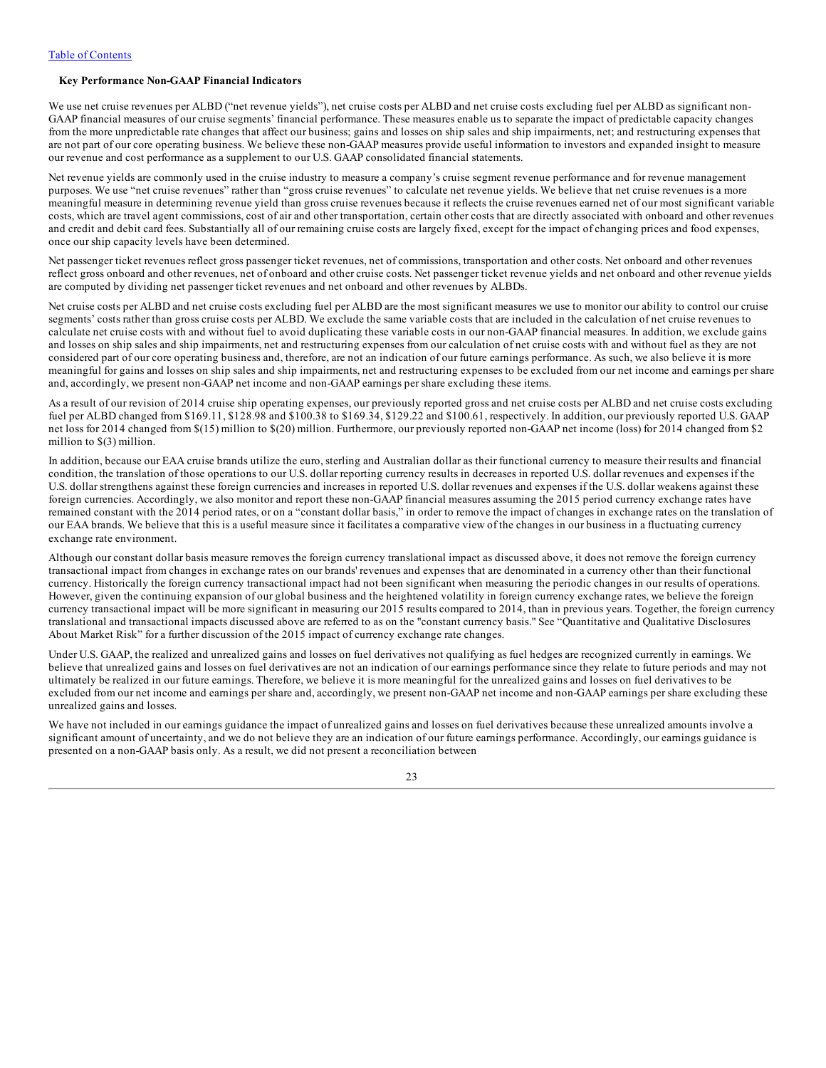**Key Performance Non-GAAP Financial Indicators**

We use net cruise revenues per ALBD ("net revenue yields"), net cruise costs per ALBD and net cruise costs excluding fuel per ALBD as significant non-GAAP financial measures of our cruise segments' financial performance. These measures enable us to separate the impact of predictable capacity changes from the more unpredictable rate changes that affect our business; gains and losses on ship sales and ship impairments, net; and restructuring expenses that are not part of our core operating business. We believe these non-GAAP measures provide useful information to investors and expanded insight to measure our revenue and cost performance as a supplement to our U.S. GAAP consolidated financial statements.

Net revenue yields are commonly used in the cruise industry to measure a company's cruise segment revenue performance and for revenue management purposes. We use "net cruise revenues" rather than "gross cruise revenues" to calculate net revenue yields. We believe that net cruise revenues is a more meaningful measure in determining revenue yield than gross cruise revenues because it reflects the cruise revenues earned net of our most significant variable costs, which are travel agent commissions, cost of air and other transportation, certain other costs that are directly associated with onboard and other revenues and credit and debit card fees. Substantially all of our remaining cruise costs are largely fixed, except for the impact of changing prices and food expenses, once our ship capacity levels have been determined.

Net passenger ticket revenues reflect gross passenger ticket revenues, net of commissions, transportation and other costs. Net onboard and other revenues reflect gross onboard and other revenues, net of onboard and other cruise costs. Net passenger ticket revenue yields and net onboard and other revenue yields are computed by dividing net passenger ticket revenues and net onboard and other revenues by ALBDs.

Net cruise costs per ALBD and net cruise costs excluding fuel per ALBD are the most significant measures we use to monitor our ability to control our cruise segments' costs rather than gross cruise costs per ALBD. We exclude the same variable costs that are included in the calculation of net cruise revenues to calculate net cruise costs with and without fuel to avoid duplicating these variable costs in our non-GAAP financial measures. In addition, we exclude gains and losses on ship sales and ship impairments, net and restructuring expenses from our calculation of net cruise costs with and without fuel as they are not considered part of our core operating business and, therefore, are not an indication of our future earnings performance. As such, we also believe it is more meaningful for gains and losses on ship sales and ship impairments, net and restructuring expenses to be excluded from our net income and earnings per share and, accordingly, we present non-GAAP net income and non-GAAP earnings per share excluding these items.

As a result of our revision of 2014 cruise ship operating expenses, our previously reported gross and net cruise costs per ALBD and net cruise costs excluding fuel per ALBD changed from $169.11, $128.98 and $100.38 to $169.34, $129.22 and $100.61, respectively. In addition, our previously reported U.S. GAAP net loss for 2014 changed from $(15) million to $(20) million. Furthermore, our previously reported non-GAAP net income (loss) for 2014 changed from $2 million to $(3) million.

In addition, because our EAA cruise brands utilize the euro, sterling and Australian dollar as their functional currency to measure their results and financial condition, the translation of those operations to our U.S. dollar reporting currency results in decreases in reported U.S. dollar revenues and expenses if the U.S. dollar strengthens against these foreign currencies and increases in reported U.S. dollar revenues and expenses if the U.S. dollar weakens against these foreign currencies. Accordingly, we also monitor and report these non-GAAP financial measures assuming the 2015 period currency exchange rates have remained constant with the 2014 period rates, or on a "constant dollar basis," in order to remove the impact of changes in exchange rates on the translation of our EAA brands. We believe that this is a useful measure since it facilitates a comparative view of the changes in our business in a fluctuating currency exchange rate environment.

Although our constant dollar basis measure removes the foreign currency translational impact as discussed above, it does not remove the foreign currency transactional impact from changes in exchange rates on our brands' revenues and expenses that are denominated in a currency other than their functional currency. Historically the foreign currency transactional impact had not been significant when measuring the periodic changes in our results of operations. However, given the continuing expansion of our global business and the heightened volatility in foreign currency exchange rates, we believe the foreign currency transactional impact will be more significant in measuring our 2015 results compared to 2014, than in previous years. Together, the foreign currency translational and transactional impacts discussed above are referred to as on the "constant currency basis." See "Quantitative and Qualitative Disclosures About Market Risk" for a further discussion of the 2015 impact of currency exchange rate changes.

Under U.S. GAAP, the realized and unrealized gains and losses on fuel derivatives not qualifying as fuel hedges are recognized currently in earnings. We believe that unrealized gains and losses on fuel derivatives are not an indication of our earnings performance since they relate to future periods and may not ultimately be realized in our future earnings. Therefore, we believe it is more meaningful for the unrealized gains and losses on fuel derivatives to be excluded from our net income and earnings per share and, accordingly, we present non-GAAP net income and non-GAAP earnings per share excluding these unrealized gains and losses.

We have not included in our earnings guidance the impact of unrealized gains and losses on fuel derivatives because these unrealized amounts involve a significant amount of uncertainty, and we do not believe they are an indication of our future earnings performance. Accordingly, our earnings guidance is presented on a non-GAAP basis only. As a result, we did not present a reconciliation between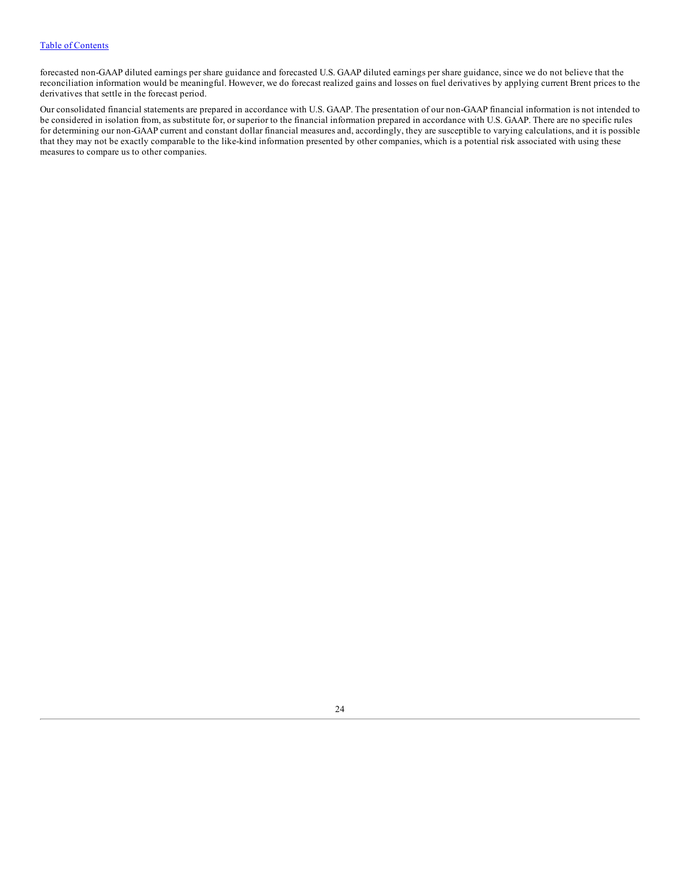forecasted non-GAAP diluted earnings per share guidance and forecasted U.S. GAAP diluted earnings per share guidance, since we do not believe that the reconciliation information would be meaningful. However, we do forecast realized gains and losses on fuel derivatives by applying current Brent prices to the derivatives that settle in the forecast period.

Our consolidated financial statements are prepared in accordance with U.S. GAAP. The presentation of our non-GAAP financial information is not intended to be considered in isolation from, as substitute for, or superior to the financial information prepared in accordance with U.S. GAAP. There are no specific rules for determining our non-GAAP current and constant dollar financial measures and, accordingly, they are susceptible to varying calculations, and it is possible that they may not be exactly comparable to the like-kind information presented by other companies, which is a potential risk associated with using these measures to compare us to other companies.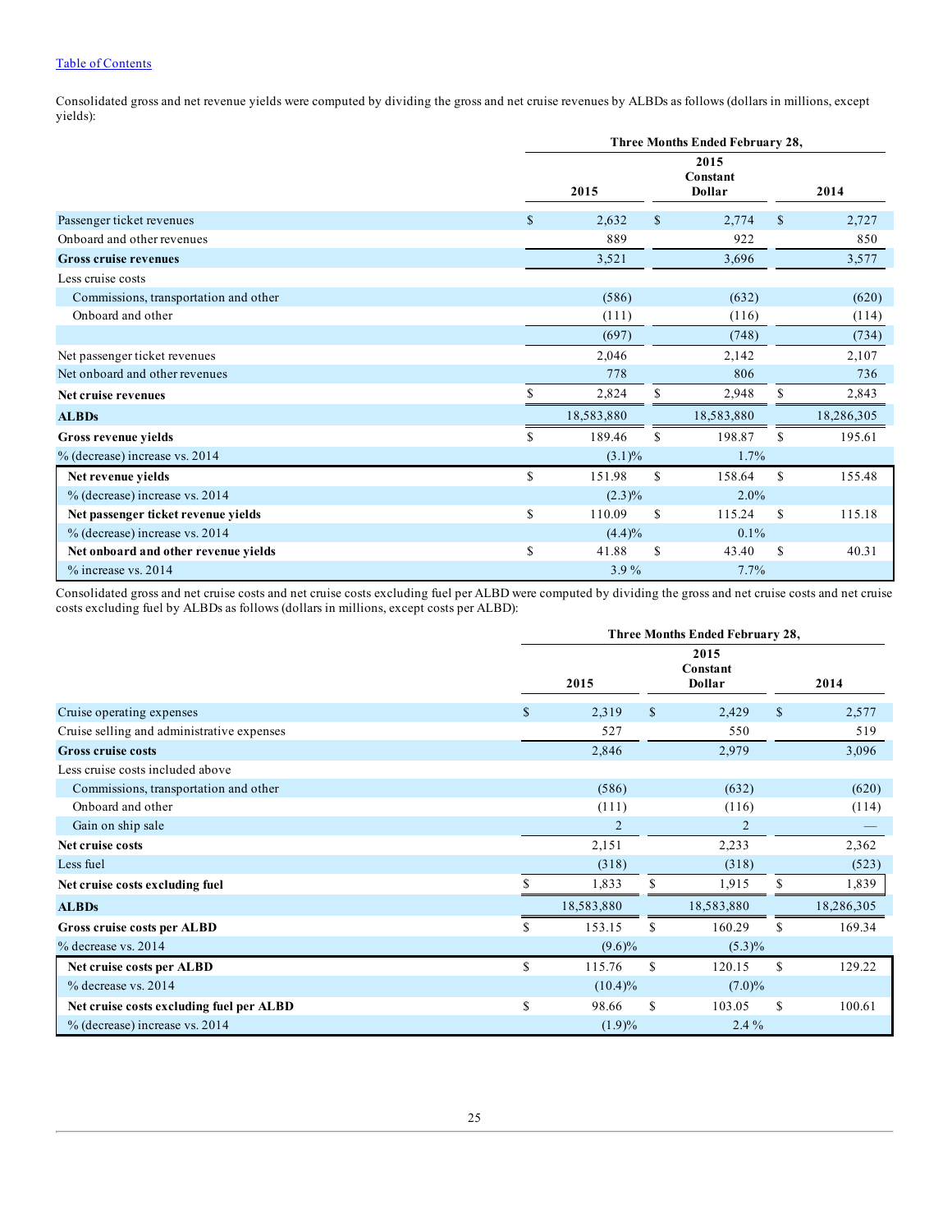Consolidated gross and net revenue yields were computed by dividing the gross and net cruise revenues by ALBDs as follows (dollars in millions, except yields):

| | Three Months Ended February 28, | | |
|---|---|---|---|
| | 2015 | 2015 Constant Dollar | 2014 |
| Passenger ticket revenues | $ 2,632 | $ 2,774 | $ 2,727 |
| Onboard and other revenues | 889 | 922 | 850 |
| **Gross cruise revenues** | 3,521 | 3,696 | 3,577 |
| Less cruise costs | | | |
| Commissions, transportation and other | (586) | (632) | (620) |
| Onboard and other | (111) | (116) | (114) |
| | (697) | (748) | (734) |
| Net passenger ticket revenues | 2,046 | 2,142 | 2,107 |
| Net onboard and other revenues | 778 | 806 | 736 |
| **Net cruise revenues** | $ 2,824 | $ 2,948 | $ 2,843 |
| **ALBDs** | 18,583,880 | 18,583,880 | 18,286,305 |
| **Gross revenue yields** | $ 189.46 | $ 198.87 | $ 195.61 |
| % (decrease) increase vs. 2014 | (3.1)% | 1.7% | |
| **Net revenue yields** | $ 151.98 | $ 158.64 | $ 155.48 |
| % (decrease) increase vs. 2014 | (2.3)% | 2.0% | |
| **Net passenger ticket revenue yields** | $ 110.09 | $ 115.24 | $ 115.18 |
| % (decrease) increase vs. 2014 | (4.4)% | 0.1% | |
| **Net onboard and other revenue yields** | $ 41.88 | $ 43.40 | $ 40.31 |
| % increase vs. 2014 | 3.9 % | 7.7% | |

Consolidated gross and net cruise costs and net cruise costs excluding fuel per ALBD were computed by dividing the gross and net cruise costs and net cruise costs excluding fuel by ALBDs as follows (dollars in millions, except costs per ALBD):

| | Three Months Ended February 28, | | |
|---|---|---|---|
| | 2015 | 2015 Constant Dollar | 2014 |
| Cruise operating expenses | $ 2,319 | $ 2,429 | $ 2,577 |
| Cruise selling and administrative expenses | 527 | 550 | 519 |
| **Gross cruise costs** | 2,846 | 2,979 | 3,096 |
| Less cruise costs included above | | | |
| Commissions, transportation and other | (586) | (632) | (620) |
| Onboard and other | (111) | (116) | (114) |
| Gain on ship sale | 2 | 2 | — |
| **Net cruise costs** | 2,151 | 2,233 | 2,362 |
| Less fuel | (318) | (318) | (523) |
| **Net cruise costs excluding fuel** | $ 1,833 | $ 1,915 | $ 1,839 |
| **ALBDs** | 18,583,880 | 18,583,880 | 18,286,305 |
| **Gross cruise costs per ALBD** | $ 153.15 | $ 160.29 | $ 169.34 |
| % decrease vs. 2014 | (9.6)% | (5.3)% | |
| **Net cruise costs per ALBD** | $ 115.76 | $ 120.15 | $ 129.22 |
| % decrease vs. 2014 | (10.4)% | (7.0)% | |
| **Net cruise costs excluding fuel per ALBD** | $ 98.66 | $ 103.05 | $ 100.61 |
| % (decrease) increase vs. 2014 | (1.9)% | 2.4 % | |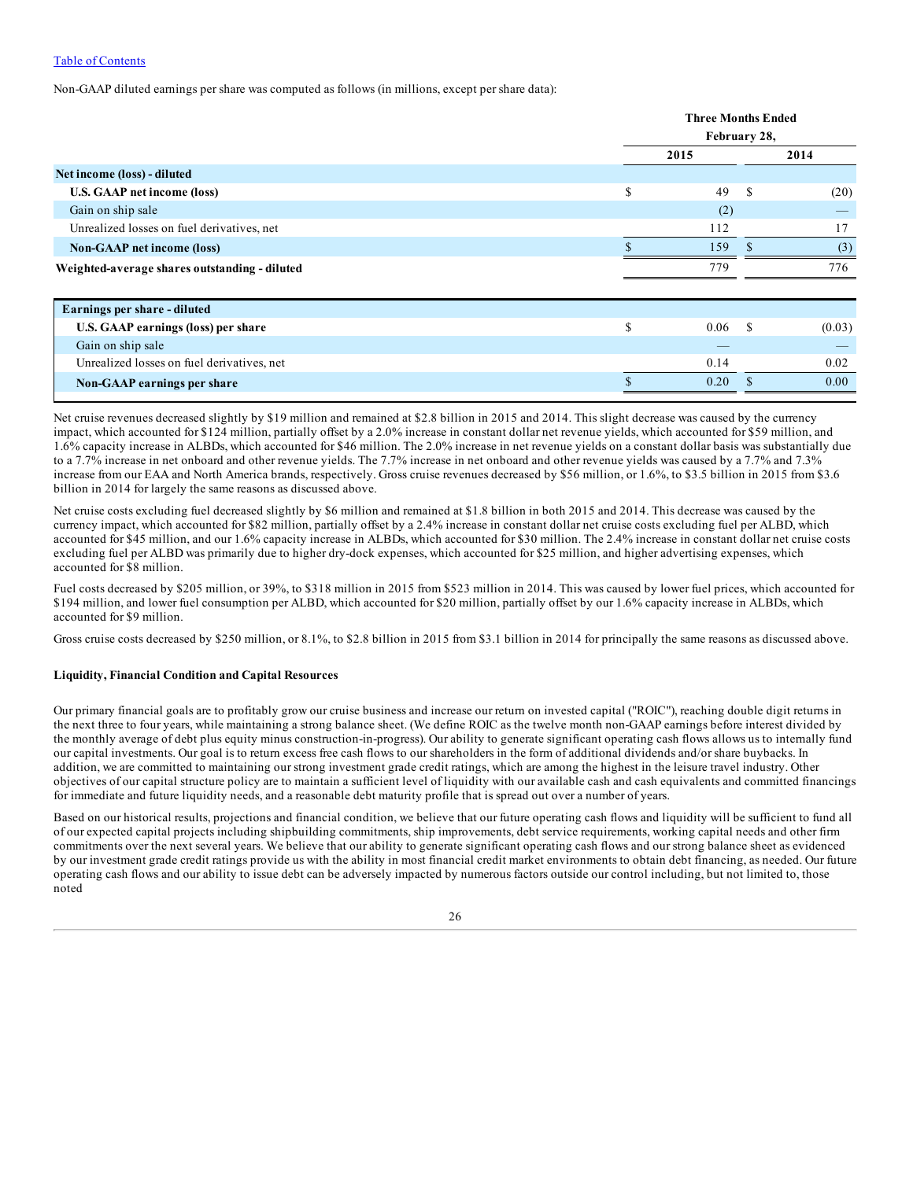[Table of Contents](#)

Non-GAAP diluted earnings per share was computed as follows (in millions, except per share data):

| | Three Months Ended February 28, | |
|---|---|---|
| | 2015 | 2014 |
| **Net income (loss) - diluted** | | |
| **U.S. GAAP net income (loss)** | $ 49 | $ (20) |
| Gain on ship sale | (2) | — |
| Unrealized losses on fuel derivatives, net | 112 | 17 |
| **Non-GAAP net income (loss)** | $ 159 | $ (3) |
| **Weighted-average shares outstanding - diluted** | 779 | 776 |

| | 2015 | 2014 |
|---|---|---|
| **Earnings per share - diluted** | | |
| **U.S. GAAP earnings (loss) per share** | $ 0.06 | $ (0.03) |
| Gain on ship sale | — | — |
| Unrealized losses on fuel derivatives, net | 0.14 | 0.02 |
| **Non-GAAP earnings per share** | $ 0.20 | $ 0.00 |

Net cruise revenues decreased slightly by $19 million and remained at $2.8 billion in 2015 and 2014. This slight decrease was caused by the currency impact, which accounted for $124 million, partially offset by a 2.0% increase in constant dollar net revenue yields, which accounted for $59 million, and 1.6% capacity increase in ALBDs, which accounted for $46 million. The 2.0% increase in net revenue yields on a constant dollar basis was substantially due to a 7.7% increase in net onboard and other revenue yields. The 7.7% increase in net onboard and other revenue yields was caused by a 7.7% and 7.3% increase from our EAA and North America brands, respectively. Gross cruise revenues decreased by $56 million, or 1.6%, to $3.5 billion in 2015 from $3.6 billion in 2014 for largely the same reasons as discussed above.

Net cruise costs excluding fuel decreased slightly by $6 million and remained at $1.8 billion in both 2015 and 2014. This decrease was caused by the currency impact, which accounted for $82 million, partially offset by a 2.4% increase in constant dollar net cruise costs excluding fuel per ALBD, which accounted for $45 million, and our 1.6% capacity increase in ALBDs, which accounted for $30 million. The 2.4% increase in constant dollar net cruise costs excluding fuel per ALBD was primarily due to higher dry-dock expenses, which accounted for $25 million, and higher advertising expenses, which accounted for $8 million.

Fuel costs decreased by $205 million, or 39%, to $318 million in 2015 from $523 million in 2014. This was caused by lower fuel prices, which accounted for $194 million, and lower fuel consumption per ALBD, which accounted for $20 million, partially offset by our 1.6% capacity increase in ALBDs, which accounted for $9 million.

Gross cruise costs decreased by $250 million, or 8.1%, to $2.8 billion in 2015 from $3.1 billion in 2014 for principally the same reasons as discussed above.

### Liquidity, Financial Condition and Capital Resources

Our primary financial goals are to profitably grow our cruise business and increase our return on invested capital ("ROIC"), reaching double digit returns in the next three to four years, while maintaining a strong balance sheet. (We define ROIC as the twelve month non-GAAP earnings before interest divided by the monthly average of debt plus equity minus construction-in-progress). Our ability to generate significant operating cash flows allows us to internally fund our capital investments. Our goal is to return excess free cash flows to our shareholders in the form of additional dividends and/or share buybacks. In addition, we are committed to maintaining our strong investment grade credit ratings, which are among the highest in the leisure travel industry. Other objectives of our capital structure policy are to maintain a sufficient level of liquidity with our available cash and cash equivalents and committed financings for immediate and future liquidity needs, and a reasonable debt maturity profile that is spread out over a number of years.

Based on our historical results, projections and financial condition, we believe that our future operating cash flows and liquidity will be sufficient to fund all of our expected capital projects including shipbuilding commitments, ship improvements, debt service requirements, working capital needs and other firm commitments over the next several years. We believe that our ability to generate significant operating cash flows and our strong balance sheet as evidenced by our investment grade credit ratings provide us with the ability in most financial credit market environments to obtain debt financing, as needed. Our future operating cash flows and our ability to issue debt can be adversely impacted by numerous factors outside our control including, but not limited to, those noted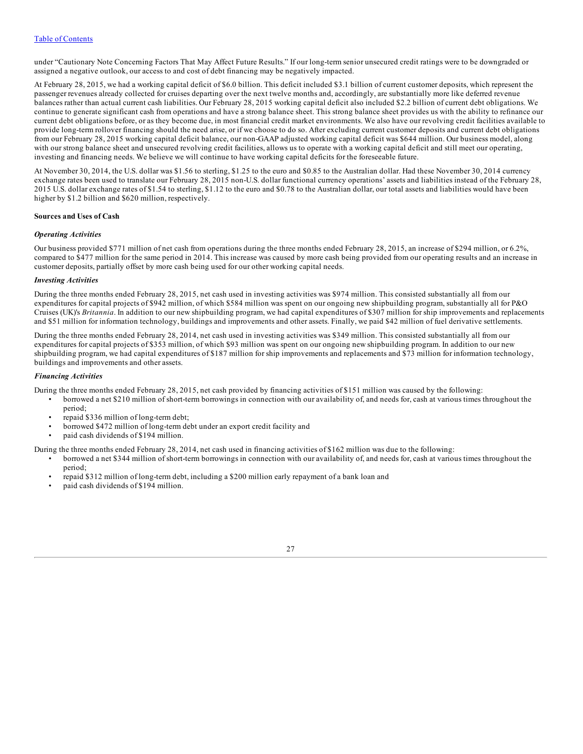under "Cautionary Note Concerning Factors That May Affect Future Results." If our long-term senior unsecured credit ratings were to be downgraded or assigned a negative outlook, our access to and cost of debt financing may be negatively impacted.

At February 28, 2015, we had a working capital deficit of $6.0 billion. This deficit included $3.1 billion of current customer deposits, which represent the passenger revenues already collected for cruises departing over the next twelve months and, accordingly, are substantially more like deferred revenue balances rather than actual current cash liabilities. Our February 28, 2015 working capital deficit also included $2.2 billion of current debt obligations. We continue to generate significant cash from operations and have a strong balance sheet. This strong balance sheet provides us with the ability to refinance our current debt obligations before, or as they become due, in most financial credit market environments. We also have our revolving credit facilities available to provide long-term rollover financing should the need arise, or if we choose to do so. After excluding current customer deposits and current debt obligations from our February 28, 2015 working capital deficit balance, our non-GAAP adjusted working capital deficit was $644 million. Our business model, along with our strong balance sheet and unsecured revolving credit facilities, allows us to operate with a working capital deficit and still meet our operating, investing and financing needs. We believe we will continue to have working capital deficits for the foreseeable future.

At November 30, 2014, the U.S. dollar was $1.56 to sterling, $1.25 to the euro and $0.85 to the Australian dollar. Had these November 30, 2014 currency exchange rates been used to translate our February 28, 2015 non-U.S. dollar functional currency operations' assets and liabilities instead of the February 28, 2015 U.S. dollar exchange rates of $1.54 to sterling, $1.12 to the euro and $0.78 to the Australian dollar, our total assets and liabilities would have been higher by $1.2 billion and $620 million, respectively.

**Sources and Uses of Cash**

***Operating Activities***

Our business provided $771 million of net cash from operations during the three months ended February 28, 2015, an increase of $294 million, or 6.2%, compared to $477 million for the same period in 2014. This increase was caused by more cash being provided from our operating results and an increase in customer deposits, partially offset by more cash being used for our other working capital needs.

***Investing Activities***

During the three months ended February 28, 2015, net cash used in investing activities was $974 million. This consisted substantially all from our expenditures for capital projects of $942 million, of which $584 million was spent on our ongoing new shipbuilding program, substantially all for P&O Cruises (UK)'s *Britannia*. In addition to our new shipbuilding program, we had capital expenditures of $307 million for ship improvements and replacements and $51 million for information technology, buildings and improvements and other assets. Finally, we paid $42 million of fuel derivative settlements.

During the three months ended February 28, 2014, net cash used in investing activities was $349 million. This consisted substantially all from our expenditures for capital projects of $353 million, of which $93 million was spent on our ongoing new shipbuilding program. In addition to our new shipbuilding program, we had capital expenditures of $187 million for ship improvements and replacements and $73 million for information technology, buildings and improvements and other assets.

***Financing Activities***

During the three months ended February 28, 2015, net cash provided by financing activities of $151 million was caused by the following:

- borrowed a net $210 million of short-term borrowings in connection with our availability of, and needs for, cash at various times throughout the period;
- repaid $336 million of long-term debt;
- borrowed $472 million of long-term debt under an export credit facility and
- paid cash dividends of $194 million.

During the three months ended February 28, 2014, net cash used in financing activities of $162 million was due to the following:

- borrowed a net $344 million of short-term borrowings in connection with our availability of, and needs for, cash at various times throughout the period;
- repaid $312 million of long-term debt, including a $200 million early repayment of a bank loan and
- paid cash dividends of $194 million.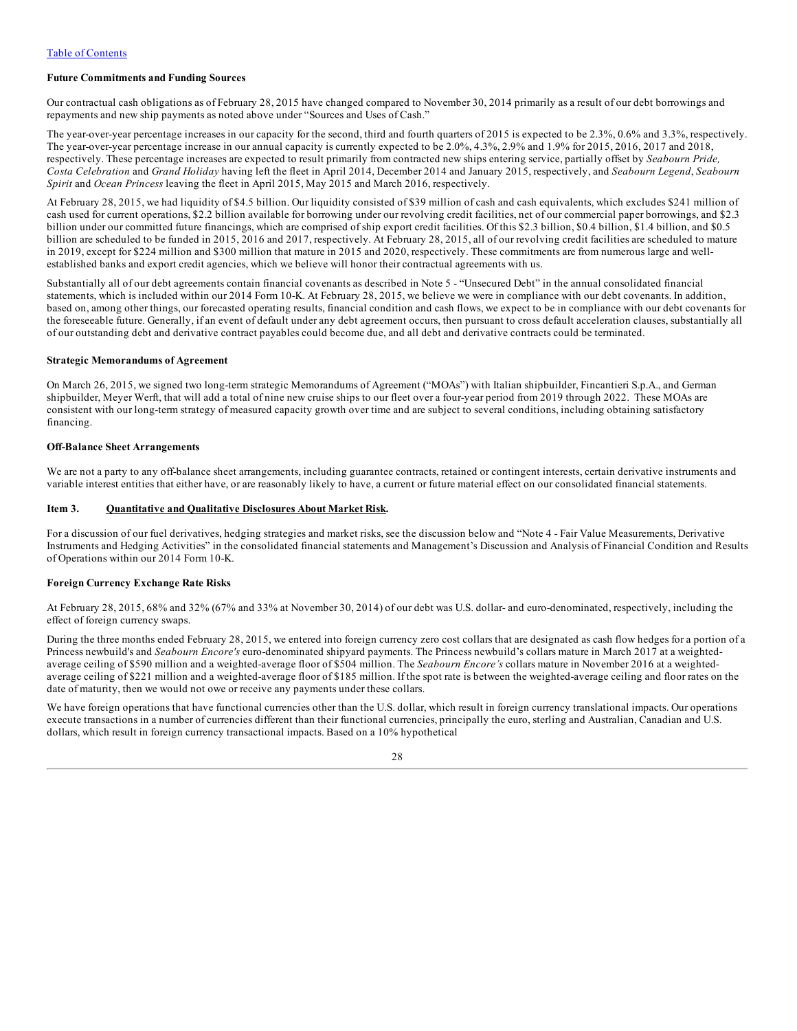Table of Contents

**Future Commitments and Funding Sources**

Our contractual cash obligations as of February 28, 2015 have changed compared to November 30, 2014 primarily as a result of our debt borrowings and repayments and new ship payments as noted above under "Sources and Uses of Cash."

The year-over-year percentage increases in our capacity for the second, third and fourth quarters of 2015 is expected to be 2.3%, 0.6% and 3.3%, respectively. The year-over-year percentage increase in our annual capacity is currently expected to be 2.0%, 4.3%, 2.9% and 1.9% for 2015, 2016, 2017 and 2018, respectively. These percentage increases are expected to result primarily from contracted new ships entering service, partially offset by *Seabourn Pride, Costa Celebration* and *Grand Holiday* having left the fleet in April 2014, December 2014 and January 2015, respectively, and *Seabourn Legend*, *Seabourn Spirit* and *Ocean Princess* leaving the fleet in April 2015, May 2015 and March 2016, respectively.

At February 28, 2015, we had liquidity of $4.5 billion. Our liquidity consisted of $39 million of cash and cash equivalents, which excludes $241 million of cash used for current operations, $2.2 billion available for borrowing under our revolving credit facilities, net of our commercial paper borrowings, and $2.3 billion under our committed future financings, which are comprised of ship export credit facilities. Of this $2.3 billion, $0.4 billion, $1.4 billion, and $0.5 billion are scheduled to be funded in 2015, 2016 and 2017, respectively. At February 28, 2015, all of our revolving credit facilities are scheduled to mature in 2019, except for $224 million and $300 million that mature in 2015 and 2020, respectively. These commitments are from numerous large and well-established banks and export credit agencies, which we believe will honor their contractual agreements with us.

Substantially all of our debt agreements contain financial covenants as described in Note 5 - "Unsecured Debt" in the annual consolidated financial statements, which is included within our 2014 Form 10-K. At February 28, 2015, we believe we were in compliance with our debt covenants. In addition, based on, among other things, our forecasted operating results, financial condition and cash flows, we expect to be in compliance with our debt covenants for the foreseeable future. Generally, if an event of default under any debt agreement occurs, then pursuant to cross default acceleration clauses, substantially all of our outstanding debt and derivative contract payables could become due, and all debt and derivative contracts could be terminated.

**Strategic Memorandums of Agreement**

On March 26, 2015, we signed two long-term strategic Memorandums of Agreement ("MOAs") with Italian shipbuilder, Fincantieri S.p.A., and German shipbuilder, Meyer Werft, that will add a total of nine new cruise ships to our fleet over a four-year period from 2019 through 2022. These MOAs are consistent with our long-term strategy of measured capacity growth over time and are subject to several conditions, including obtaining satisfactory financing.

**Off-Balance Sheet Arrangements**

We are not a party to any off-balance sheet arrangements, including guarantee contracts, retained or contingent interests, certain derivative instruments and variable interest entities that either have, or are reasonably likely to have, a current or future material effect on our consolidated financial statements.

## Item 3. Quantitative and Qualitative Disclosures About Market Risk.

For a discussion of our fuel derivatives, hedging strategies and market risks, see the discussion below and "Note 4 - Fair Value Measurements, Derivative Instruments and Hedging Activities" in the consolidated financial statements and Management's Discussion and Analysis of Financial Condition and Results of Operations within our 2014 Form 10-K.

**Foreign Currency Exchange Rate Risks**

At February 28, 2015, 68% and 32% (67% and 33% at November 30, 2014) of our debt was U.S. dollar- and euro-denominated, respectively, including the effect of foreign currency swaps.

During the three months ended February 28, 2015, we entered into foreign currency zero cost collars that are designated as cash flow hedges for a portion of a Princess newbuild's and *Seabourn Encore's* euro-denominated shipyard payments. The Princess newbuild's collars mature in March 2017 at a weighted-average ceiling of $590 million and a weighted-average floor of $504 million. The *Seabourn Encore's* collars mature in November 2016 at a weighted-average ceiling of $221 million and a weighted-average floor of $185 million. If the spot rate is between the weighted-average ceiling and floor rates on the date of maturity, then we would not owe or receive any payments under these collars.

We have foreign operations that have functional currencies other than the U.S. dollar, which result in foreign currency translational impacts. Our operations execute transactions in a number of currencies different than their functional currencies, principally the euro, sterling and Australian, Canadian and U.S. dollars, which result in foreign currency transactional impacts. Based on a 10% hypothetical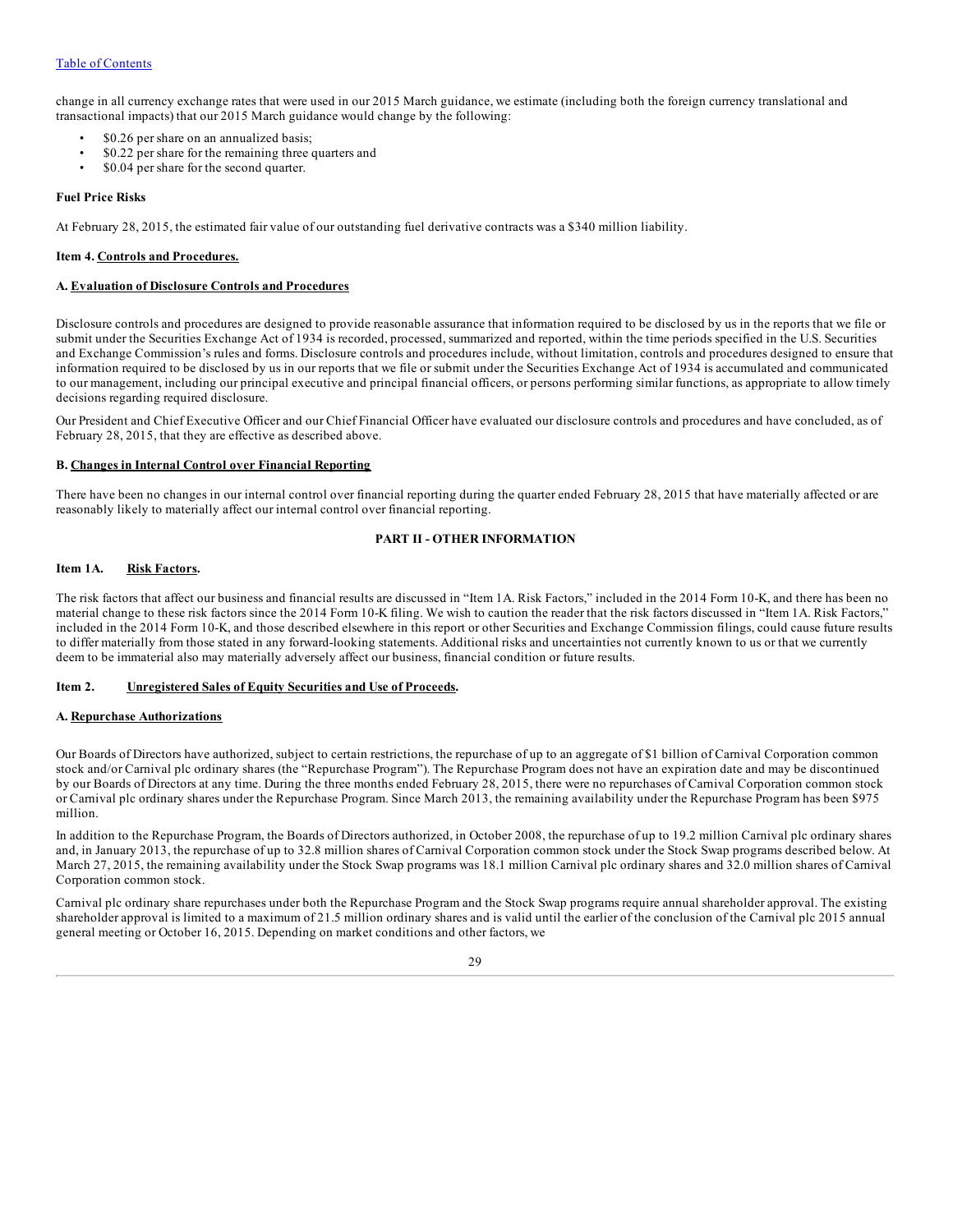change in all currency exchange rates that were used in our 2015 March guidance, we estimate (including both the foreign currency translational and transactional impacts) that our 2015 March guidance would change by the following:

- \$0.26 per share on an annualized basis;
- \$0.22 per share for the remaining three quarters and
- \$0.04 per share for the second quarter.

**Fuel Price Risks**

At February 28, 2015, the estimated fair value of our outstanding fuel derivative contracts was a \$340 million liability.

**Item 4. Controls and Procedures.**

**A. Evaluation of Disclosure Controls and Procedures**

Disclosure controls and procedures are designed to provide reasonable assurance that information required to be disclosed by us in the reports that we file or submit under the Securities Exchange Act of 1934 is recorded, processed, summarized and reported, within the time periods specified in the U.S. Securities and Exchange Commission's rules and forms. Disclosure controls and procedures include, without limitation, controls and procedures designed to ensure that information required to be disclosed by us in our reports that we file or submit under the Securities Exchange Act of 1934 is accumulated and communicated to our management, including our principal executive and principal financial officers, or persons performing similar functions, as appropriate to allow timely decisions regarding required disclosure.

Our President and Chief Executive Officer and our Chief Financial Officer have evaluated our disclosure controls and procedures and have concluded, as of February 28, 2015, that they are effective as described above.

**B. Changes in Internal Control over Financial Reporting**

There have been no changes in our internal control over financial reporting during the quarter ended February 28, 2015 that have materially affected or are reasonably likely to materially affect our internal control over financial reporting.

**PART II - OTHER INFORMATION**

**Item 1A. Risk Factors.**

The risk factors that affect our business and financial results are discussed in "Item 1A. Risk Factors," included in the 2014 Form 10-K, and there has been no material change to these risk factors since the 2014 Form 10-K filing. We wish to caution the reader that the risk factors discussed in "Item 1A. Risk Factors," included in the 2014 Form 10-K, and those described elsewhere in this report or other Securities and Exchange Commission filings, could cause future results to differ materially from those stated in any forward-looking statements. Additional risks and uncertainties not currently known to us or that we currently deem to be immaterial also may materially adversely affect our business, financial condition or future results.

**Item 2. Unregistered Sales of Equity Securities and Use of Proceeds.**

**A. Repurchase Authorizations**

Our Boards of Directors have authorized, subject to certain restrictions, the repurchase of up to an aggregate of \$1 billion of Carnival Corporation common stock and/or Carnival plc ordinary shares (the "Repurchase Program"). The Repurchase Program does not have an expiration date and may be discontinued by our Boards of Directors at any time. During the three months ended February 28, 2015, there were no repurchases of Carnival Corporation common stock or Carnival plc ordinary shares under the Repurchase Program. Since March 2013, the remaining availability under the Repurchase Program has been \$975 million.

In addition to the Repurchase Program, the Boards of Directors authorized, in October 2008, the repurchase of up to 19.2 million Carnival plc ordinary shares and, in January 2013, the repurchase of up to 32.8 million shares of Carnival Corporation common stock under the Stock Swap programs described below. At March 27, 2015, the remaining availability under the Stock Swap programs was 18.1 million Carnival plc ordinary shares and 32.0 million shares of Carnival Corporation common stock.

Carnival plc ordinary share repurchases under both the Repurchase Program and the Stock Swap programs require annual shareholder approval. The existing shareholder approval is limited to a maximum of 21.5 million ordinary shares and is valid until the earlier of the conclusion of the Carnival plc 2015 annual general meeting or October 16, 2015. Depending on market conditions and other factors, we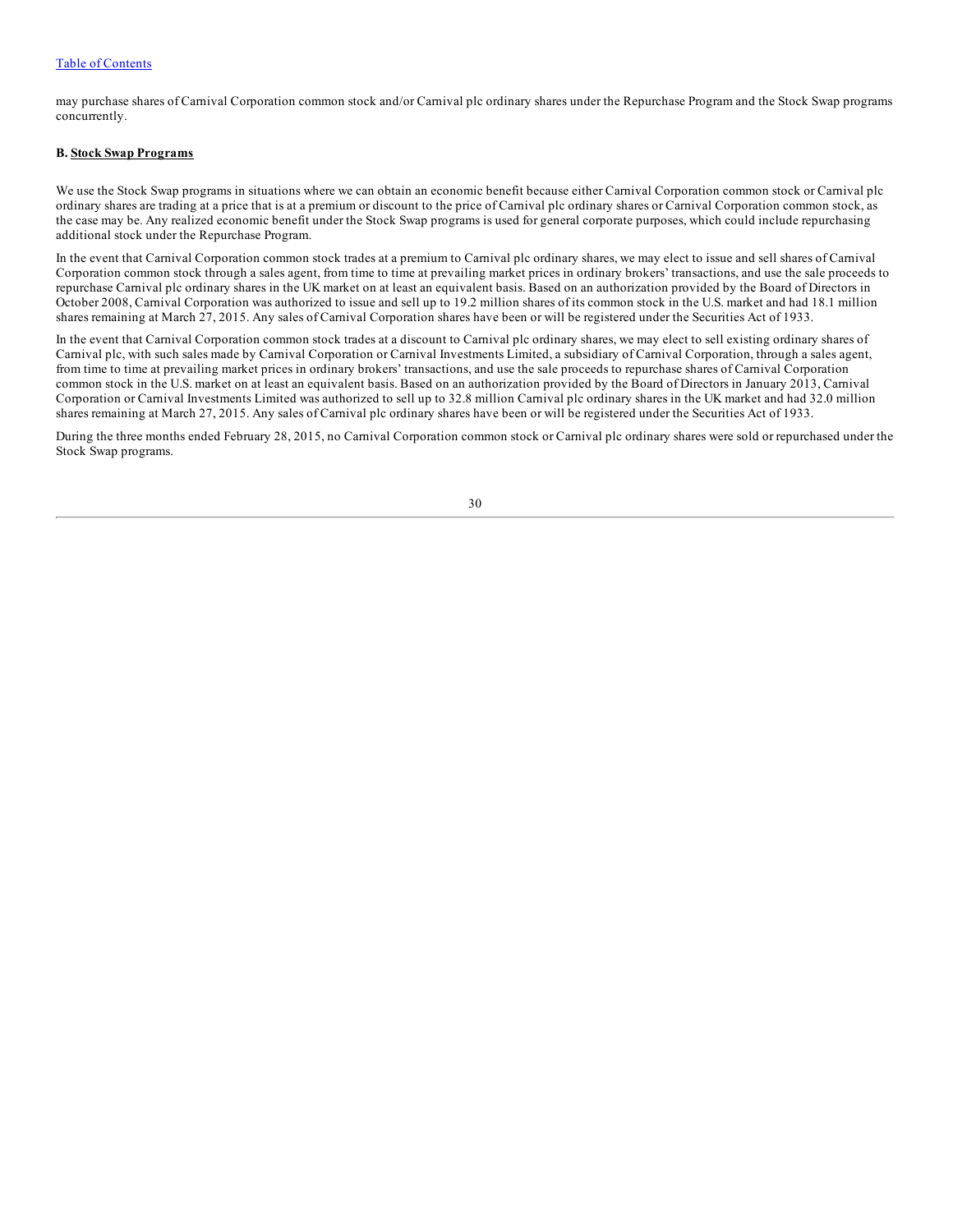may purchase shares of Carnival Corporation common stock and/or Carnival plc ordinary shares under the Repurchase Program and the Stock Swap programs concurrently.

**B. Stock Swap Programs**

We use the Stock Swap programs in situations where we can obtain an economic benefit because either Carnival Corporation common stock or Carnival plc ordinary shares are trading at a price that is at a premium or discount to the price of Carnival plc ordinary shares or Carnival Corporation common stock, as the case may be. Any realized economic benefit under the Stock Swap programs is used for general corporate purposes, which could include repurchasing additional stock under the Repurchase Program.

In the event that Carnival Corporation common stock trades at a premium to Carnival plc ordinary shares, we may elect to issue and sell shares of Carnival Corporation common stock through a sales agent, from time to time at prevailing market prices in ordinary brokers' transactions, and use the sale proceeds to repurchase Carnival plc ordinary shares in the UK market on at least an equivalent basis. Based on an authorization provided by the Board of Directors in October 2008, Carnival Corporation was authorized to issue and sell up to 19.2 million shares of its common stock in the U.S. market and had 18.1 million shares remaining at March 27, 2015. Any sales of Carnival Corporation shares have been or will be registered under the Securities Act of 1933.

In the event that Carnival Corporation common stock trades at a discount to Carnival plc ordinary shares, we may elect to sell existing ordinary shares of Carnival plc, with such sales made by Carnival Corporation or Carnival Investments Limited, a subsidiary of Carnival Corporation, through a sales agent, from time to time at prevailing market prices in ordinary brokers' transactions, and use the sale proceeds to repurchase shares of Carnival Corporation common stock in the U.S. market on at least an equivalent basis. Based on an authorization provided by the Board of Directors in January 2013, Carnival Corporation or Carnival Investments Limited was authorized to sell up to 32.8 million Carnival plc ordinary shares in the UK market and had 32.0 million shares remaining at March 27, 2015. Any sales of Carnival plc ordinary shares have been or will be registered under the Securities Act of 1933.

During the three months ended February 28, 2015, no Carnival Corporation common stock or Carnival plc ordinary shares were sold or repurchased under the Stock Swap programs.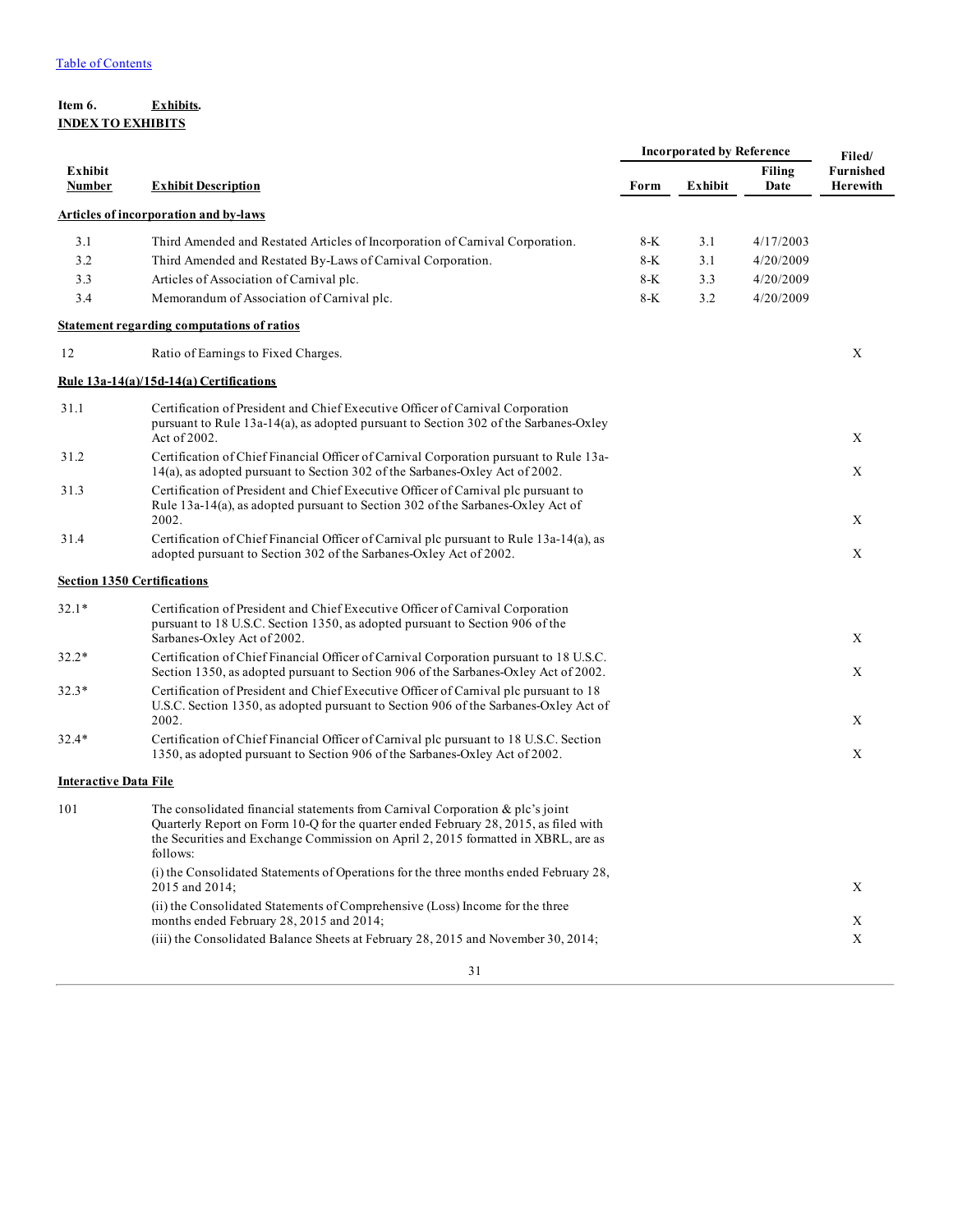[Table of Contents](#)

**Item 6.** **Exhibits.**

**INDEX TO EXHIBITS**

| Exhibit Number | Exhibit Description | Incorporated by Reference | | | Filed/ Furnished Herewith |
|---|---|---|---|---|---|
| | | Form | Exhibit | Filing Date | |
| **Articles of incorporation and by-laws** | | | | | |
| 3.1 | Third Amended and Restated Articles of Incorporation of Carnival Corporation. | 8-K | 3.1 | 4/17/2003 | |
| 3.2 | Third Amended and Restated By-Laws of Carnival Corporation. | 8-K | 3.1 | 4/20/2009 | |
| 3.3 | Articles of Association of Carnival plc. | 8-K | 3.3 | 4/20/2009 | |
| 3.4 | Memorandum of Association of Carnival plc. | 8-K | 3.2 | 4/20/2009 | |
| **Statement regarding computations of ratios** | | | | | |
| 12 | Ratio of Earnings to Fixed Charges. | | | | X |
| **Rule 13a-14(a)/15d-14(a) Certifications** | | | | | |
| 31.1 | Certification of President and Chief Executive Officer of Carnival Corporation pursuant to Rule 13a-14(a), as adopted pursuant to Section 302 of the Sarbanes-Oxley Act of 2002. | | | | X |
| 31.2 | Certification of Chief Financial Officer of Carnival Corporation pursuant to Rule 13a-14(a), as adopted pursuant to Section 302 of the Sarbanes-Oxley Act of 2002. | | | | X |
| 31.3 | Certification of President and Chief Executive Officer of Carnival plc pursuant to Rule 13a-14(a), as adopted pursuant to Section 302 of the Sarbanes-Oxley Act of 2002. | | | | X |
| 31.4 | Certification of Chief Financial Officer of Carnival plc pursuant to Rule 13a-14(a), as adopted pursuant to Section 302 of the Sarbanes-Oxley Act of 2002. | | | | X |
| **Section 1350 Certifications** | | | | | |
| 32.1* | Certification of President and Chief Executive Officer of Carnival Corporation pursuant to 18 U.S.C. Section 1350, as adopted pursuant to Section 906 of the Sarbanes-Oxley Act of 2002. | | | | X |
| 32.2* | Certification of Chief Financial Officer of Carnival Corporation pursuant to 18 U.S.C. Section 1350, as adopted pursuant to Section 906 of the Sarbanes-Oxley Act of 2002. | | | | X |
| 32.3* | Certification of President and Chief Executive Officer of Carnival plc pursuant to 18 U.S.C. Section 1350, as adopted pursuant to Section 906 of the Sarbanes-Oxley Act of 2002. | | | | X |
| 32.4* | Certification of Chief Financial Officer of Carnival plc pursuant to 18 U.S.C. Section 1350, as adopted pursuant to Section 906 of the Sarbanes-Oxley Act of 2002. | | | | X |
| **Interactive Data File** | | | | | |
| 101 | The consolidated financial statements from Carnival Corporation & plc's joint Quarterly Report on Form 10-Q for the quarter ended February 28, 2015, as filed with the Securities and Exchange Commission on April 2, 2015 formatted in XBRL, are as follows: | | | | |
| | (i) the Consolidated Statements of Operations for the three months ended February 28, 2015 and 2014; | | | | X |
| | (ii) the Consolidated Statements of Comprehensive (Loss) Income for the three months ended February 28, 2015 and 2014; | | | | X |
| | (iii) the Consolidated Balance Sheets at February 28, 2015 and November 30, 2014; | | | | X |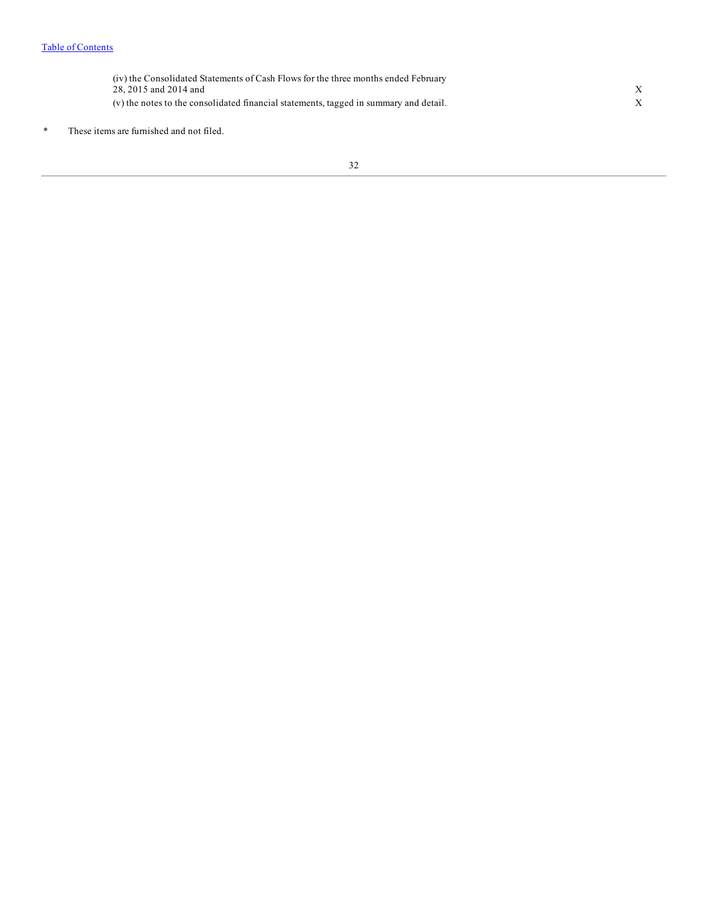| | |
|---|---|
| (iv) the Consolidated Statements of Cash Flows for the three months ended February 28, 2015 and 2014 and | X |
| (v) the notes to the consolidated financial statements, tagged in summary and detail. | X |

\* These items are furnished and not filed.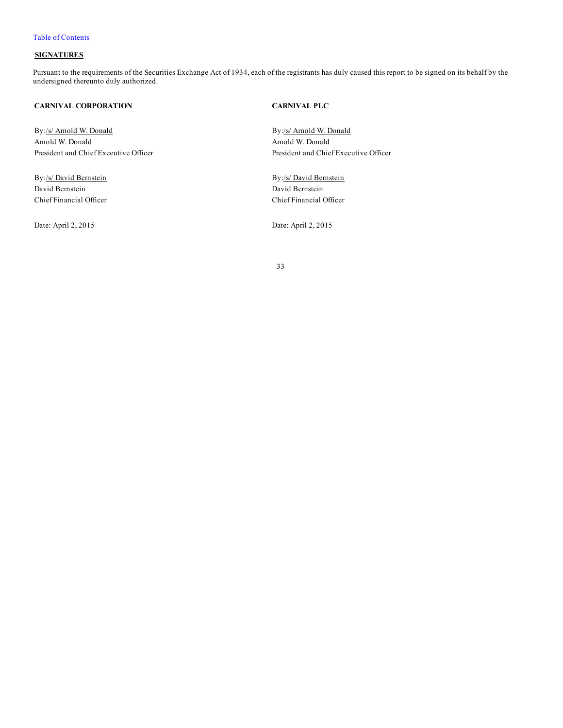[Table of Contents](#)

## SIGNATURES

Pursuant to the requirements of the Securities Exchange Act of 1934, each of the registrants has duly caused this report to be signed on its behalf by the undersigned thereunto duly authorized.

**CARNIVAL CORPORATION**

By:/s/ Arnold W. Donald
Arnold W. Donald
President and Chief Executive Officer

By:/s/ David Bernstein
David Bernstein
Chief Financial Officer

Date: April 2, 2015

**CARNIVAL PLC**

By:/s/ Arnold W. Donald
Arnold W. Donald
President and Chief Executive Officer

By:/s/ David Bernstein
David Bernstein
Chief Financial Officer

Date: April 2, 2015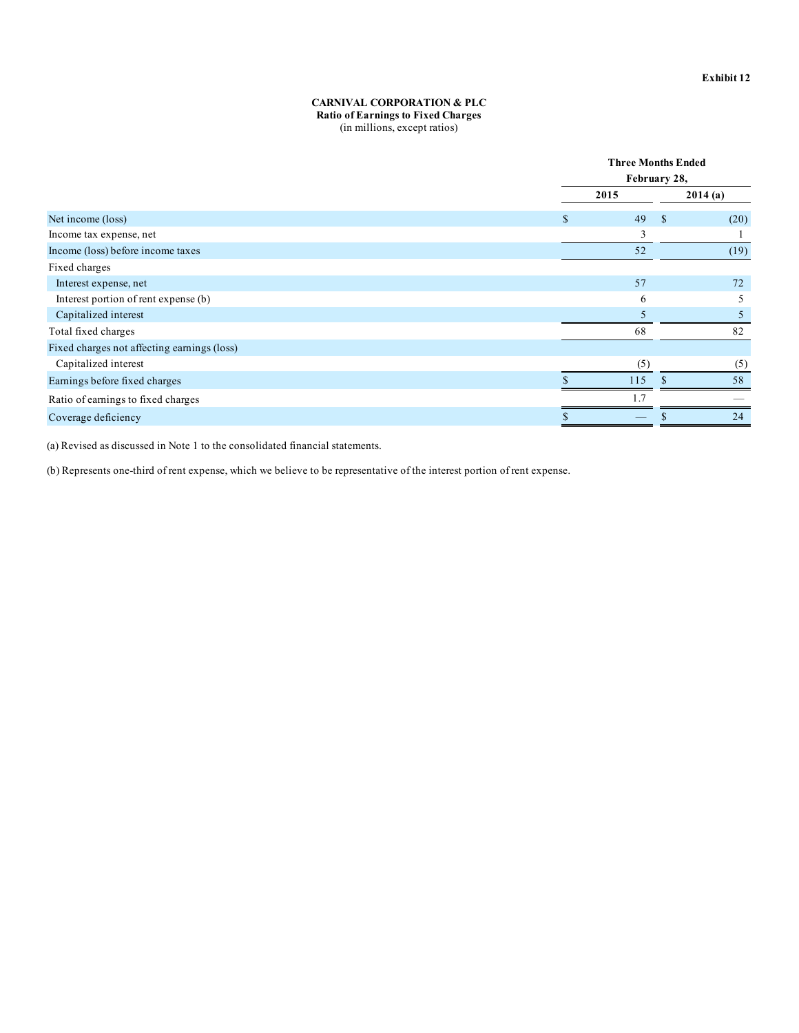Exhibit 12

**CARNIVAL CORPORATION & PLC**
**Ratio of Earnings to Fixed Charges**
(in millions, except ratios)

| | Three Months Ended February 28, | |
|---|---|---|
| | 2015 | 2014 (a) |
| Net income (loss) | $ 49 | $ (20) |
| Income tax expense, net | 3 | 1 |
| Income (loss) before income taxes | 52 | (19) |
| Fixed charges | | |
| Interest expense, net | 57 | 72 |
| Interest portion of rent expense (b) | 6 | 5 |
| Capitalized interest | 5 | 5 |
| Total fixed charges | 68 | 82 |
| Fixed charges not affecting earnings (loss) | | |
| Capitalized interest | (5) | (5) |
| Earnings before fixed charges | $ 115 | $ 58 |
| Ratio of earnings to fixed charges | 1.7 | — |
| Coverage deficiency | $ — | $ 24 |

(a) Revised as discussed in Note 1 to the consolidated financial statements.

(b) Represents one-third of rent expense, which we believe to be representative of the interest portion of rent expense.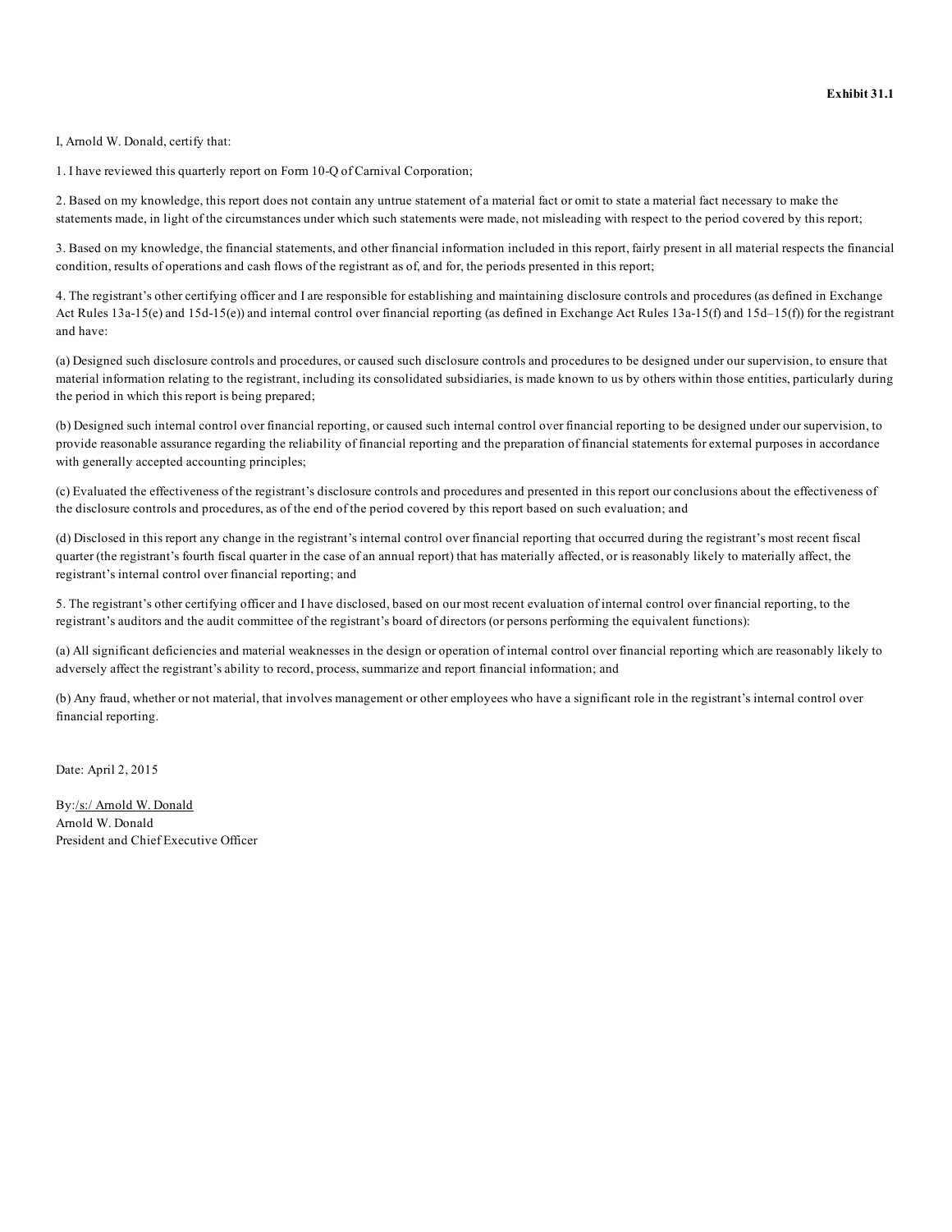**Exhibit 31.1**

I, Arnold W. Donald, certify that:

1. I have reviewed this quarterly report on Form 10-Q of Carnival Corporation;

2. Based on my knowledge, this report does not contain any untrue statement of a material fact or omit to state a material fact necessary to make the statements made, in light of the circumstances under which such statements were made, not misleading with respect to the period covered by this report;

3. Based on my knowledge, the financial statements, and other financial information included in this report, fairly present in all material respects the financial condition, results of operations and cash flows of the registrant as of, and for, the periods presented in this report;

4. The registrant's other certifying officer and I are responsible for establishing and maintaining disclosure controls and procedures (as defined in Exchange Act Rules 13a-15(e) and 15d-15(e)) and internal control over financial reporting (as defined in Exchange Act Rules 13a-15(f) and 15d–15(f)) for the registrant and have:

(a) Designed such disclosure controls and procedures, or caused such disclosure controls and procedures to be designed under our supervision, to ensure that material information relating to the registrant, including its consolidated subsidiaries, is made known to us by others within those entities, particularly during the period in which this report is being prepared;

(b) Designed such internal control over financial reporting, or caused such internal control over financial reporting to be designed under our supervision, to provide reasonable assurance regarding the reliability of financial reporting and the preparation of financial statements for external purposes in accordance with generally accepted accounting principles;

(c) Evaluated the effectiveness of the registrant's disclosure controls and procedures and presented in this report our conclusions about the effectiveness of the disclosure controls and procedures, as of the end of the period covered by this report based on such evaluation; and

(d) Disclosed in this report any change in the registrant's internal control over financial reporting that occurred during the registrant's most recent fiscal quarter (the registrant's fourth fiscal quarter in the case of an annual report) that has materially affected, or is reasonably likely to materially affect, the registrant's internal control over financial reporting; and

5. The registrant's other certifying officer and I have disclosed, based on our most recent evaluation of internal control over financial reporting, to the registrant's auditors and the audit committee of the registrant's board of directors (or persons performing the equivalent functions):

(a) All significant deficiencies and material weaknesses in the design or operation of internal control over financial reporting which are reasonably likely to adversely affect the registrant's ability to record, process, summarize and report financial information; and

(b) Any fraud, whether or not material, that involves management or other employees who have a significant role in the registrant's internal control over financial reporting.

Date: April 2, 2015

By:/s:/ Arnold W. Donald
Arnold W. Donald
President and Chief Executive Officer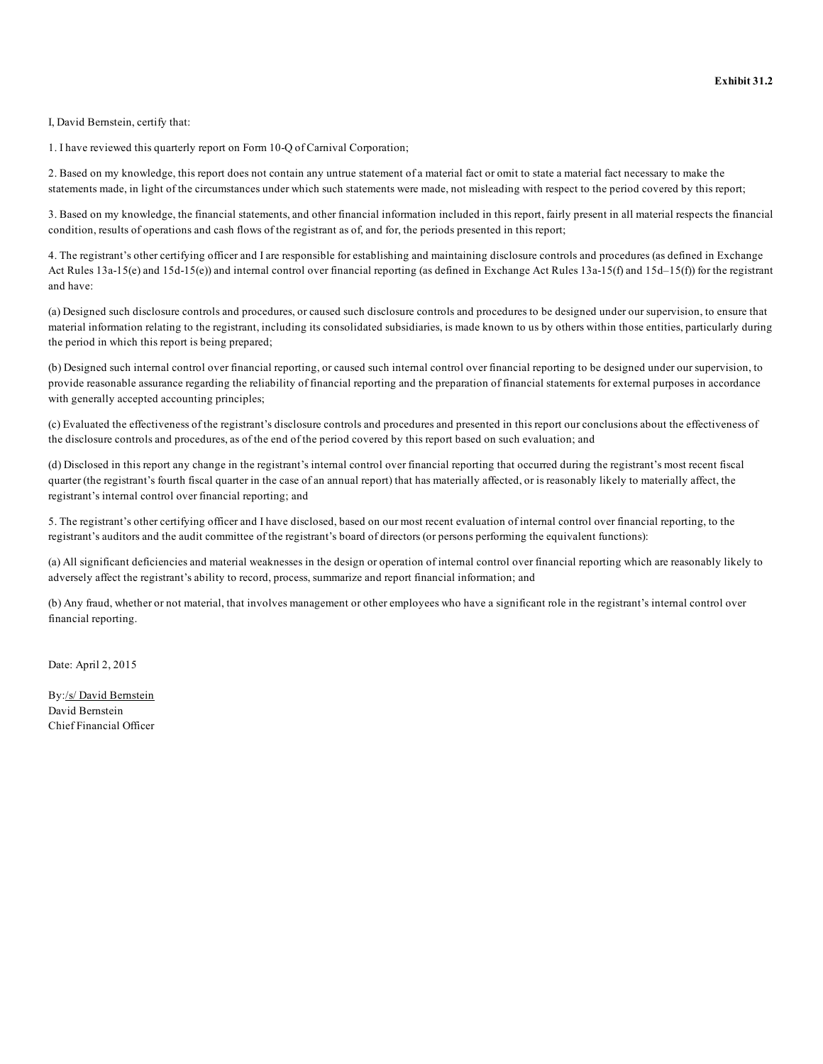**Exhibit 31.2**

I, David Bernstein, certify that:

1. I have reviewed this quarterly report on Form 10-Q of Carnival Corporation;

2. Based on my knowledge, this report does not contain any untrue statement of a material fact or omit to state a material fact necessary to make the statements made, in light of the circumstances under which such statements were made, not misleading with respect to the period covered by this report;

3. Based on my knowledge, the financial statements, and other financial information included in this report, fairly present in all material respects the financial condition, results of operations and cash flows of the registrant as of, and for, the periods presented in this report;

4. The registrant's other certifying officer and I are responsible for establishing and maintaining disclosure controls and procedures (as defined in Exchange Act Rules 13a-15(e) and 15d-15(e)) and internal control over financial reporting (as defined in Exchange Act Rules 13a-15(f) and 15d–15(f)) for the registrant and have:

(a) Designed such disclosure controls and procedures, or caused such disclosure controls and procedures to be designed under our supervision, to ensure that material information relating to the registrant, including its consolidated subsidiaries, is made known to us by others within those entities, particularly during the period in which this report is being prepared;

(b) Designed such internal control over financial reporting, or caused such internal control over financial reporting to be designed under our supervision, to provide reasonable assurance regarding the reliability of financial reporting and the preparation of financial statements for external purposes in accordance with generally accepted accounting principles;

(c) Evaluated the effectiveness of the registrant's disclosure controls and procedures and presented in this report our conclusions about the effectiveness of the disclosure controls and procedures, as of the end of the period covered by this report based on such evaluation; and

(d) Disclosed in this report any change in the registrant's internal control over financial reporting that occurred during the registrant's most recent fiscal quarter (the registrant's fourth fiscal quarter in the case of an annual report) that has materially affected, or is reasonably likely to materially affect, the registrant's internal control over financial reporting; and

5. The registrant's other certifying officer and I have disclosed, based on our most recent evaluation of internal control over financial reporting, to the registrant's auditors and the audit committee of the registrant's board of directors (or persons performing the equivalent functions):

(a) All significant deficiencies and material weaknesses in the design or operation of internal control over financial reporting which are reasonably likely to adversely affect the registrant's ability to record, process, summarize and report financial information; and

(b) Any fraud, whether or not material, that involves management or other employees who have a significant role in the registrant's internal control over financial reporting.

Date: April 2, 2015

By:/s/ David Bernstein
David Bernstein
Chief Financial Officer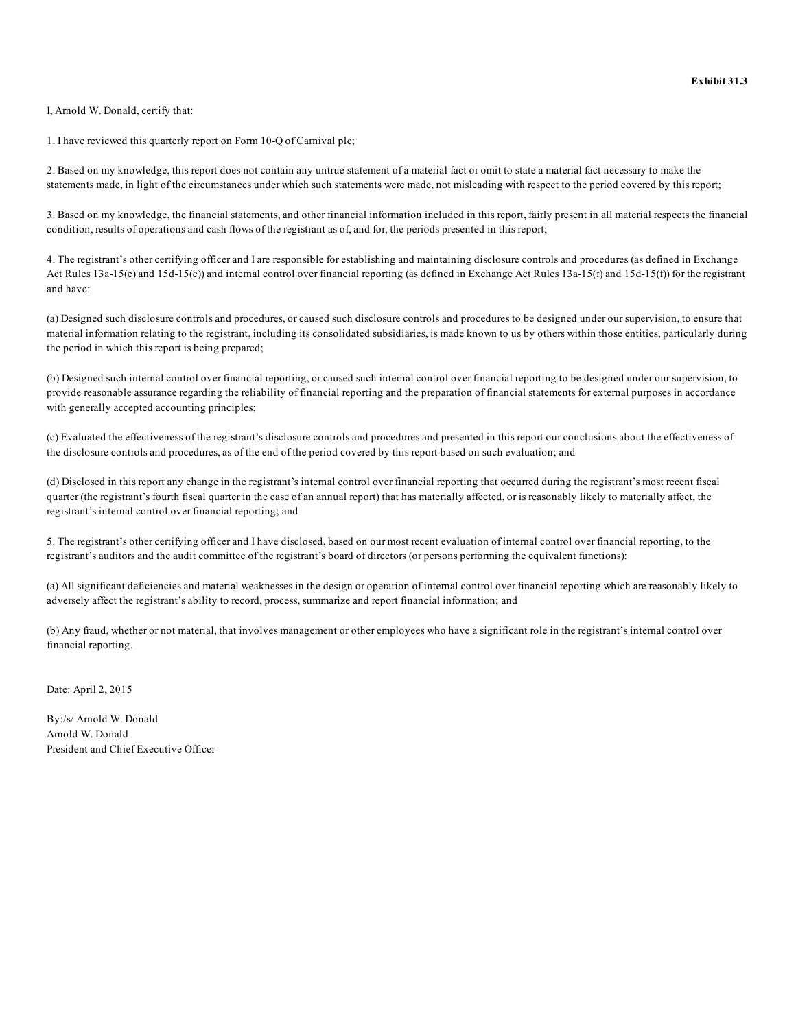**Exhibit 31.3**

I, Arnold W. Donald, certify that:

1. I have reviewed this quarterly report on Form 10-Q of Carnival plc;

2. Based on my knowledge, this report does not contain any untrue statement of a material fact or omit to state a material fact necessary to make the statements made, in light of the circumstances under which such statements were made, not misleading with respect to the period covered by this report;

3. Based on my knowledge, the financial statements, and other financial information included in this report, fairly present in all material respects the financial condition, results of operations and cash flows of the registrant as of, and for, the periods presented in this report;

4. The registrant's other certifying officer and I are responsible for establishing and maintaining disclosure controls and procedures (as defined in Exchange Act Rules 13a-15(e) and 15d-15(e)) and internal control over financial reporting (as defined in Exchange Act Rules 13a-15(f) and 15d-15(f)) for the registrant and have:

(a) Designed such disclosure controls and procedures, or caused such disclosure controls and procedures to be designed under our supervision, to ensure that material information relating to the registrant, including its consolidated subsidiaries, is made known to us by others within those entities, particularly during the period in which this report is being prepared;

(b) Designed such internal control over financial reporting, or caused such internal control over financial reporting to be designed under our supervision, to provide reasonable assurance regarding the reliability of financial reporting and the preparation of financial statements for external purposes in accordance with generally accepted accounting principles;

(c) Evaluated the effectiveness of the registrant's disclosure controls and procedures and presented in this report our conclusions about the effectiveness of the disclosure controls and procedures, as of the end of the period covered by this report based on such evaluation; and

(d) Disclosed in this report any change in the registrant's internal control over financial reporting that occurred during the registrant's most recent fiscal quarter (the registrant's fourth fiscal quarter in the case of an annual report) that has materially affected, or is reasonably likely to materially affect, the registrant's internal control over financial reporting; and

5. The registrant's other certifying officer and I have disclosed, based on our most recent evaluation of internal control over financial reporting, to the registrant's auditors and the audit committee of the registrant's board of directors (or persons performing the equivalent functions):

(a) All significant deficiencies and material weaknesses in the design or operation of internal control over financial reporting which are reasonably likely to adversely affect the registrant's ability to record, process, summarize and report financial information; and

(b) Any fraud, whether or not material, that involves management or other employees who have a significant role in the registrant's internal control over financial reporting.

Date: April 2, 2015

By:/s/ Arnold W. Donald
Arnold W. Donald
President and Chief Executive Officer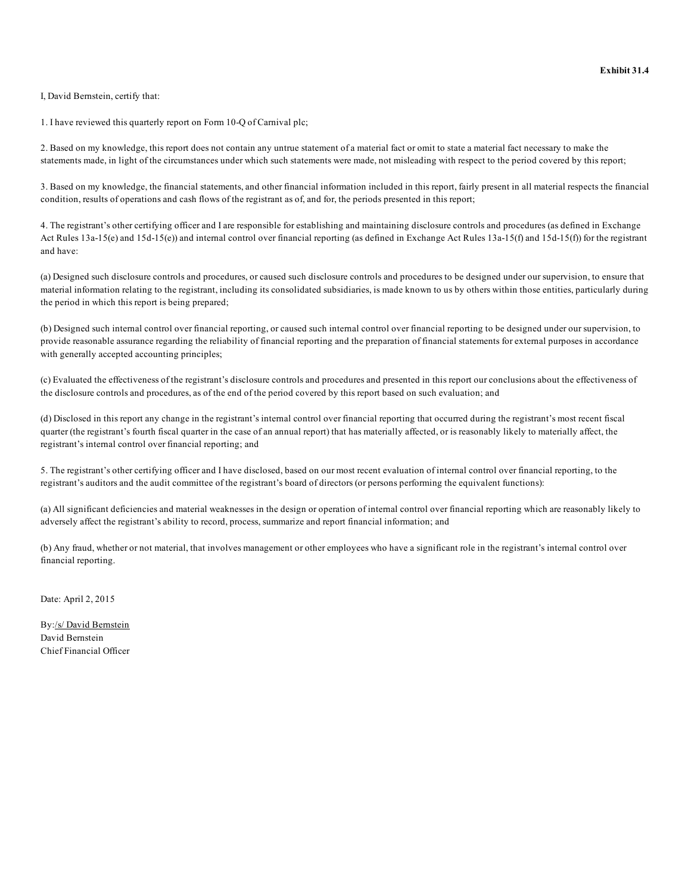**Exhibit 31.4**

I, David Bernstein, certify that:

1. I have reviewed this quarterly report on Form 10-Q of Carnival plc;

2. Based on my knowledge, this report does not contain any untrue statement of a material fact or omit to state a material fact necessary to make the statements made, in light of the circumstances under which such statements were made, not misleading with respect to the period covered by this report;

3. Based on my knowledge, the financial statements, and other financial information included in this report, fairly present in all material respects the financial condition, results of operations and cash flows of the registrant as of, and for, the periods presented in this report;

4. The registrant's other certifying officer and I are responsible for establishing and maintaining disclosure controls and procedures (as defined in Exchange Act Rules 13a-15(e) and 15d-15(e)) and internal control over financial reporting (as defined in Exchange Act Rules 13a-15(f) and 15d-15(f)) for the registrant and have:

(a) Designed such disclosure controls and procedures, or caused such disclosure controls and procedures to be designed under our supervision, to ensure that material information relating to the registrant, including its consolidated subsidiaries, is made known to us by others within those entities, particularly during the period in which this report is being prepared;

(b) Designed such internal control over financial reporting, or caused such internal control over financial reporting to be designed under our supervision, to provide reasonable assurance regarding the reliability of financial reporting and the preparation of financial statements for external purposes in accordance with generally accepted accounting principles;

(c) Evaluated the effectiveness of the registrant's disclosure controls and procedures and presented in this report our conclusions about the effectiveness of the disclosure controls and procedures, as of the end of the period covered by this report based on such evaluation; and

(d) Disclosed in this report any change in the registrant's internal control over financial reporting that occurred during the registrant's most recent fiscal quarter (the registrant's fourth fiscal quarter in the case of an annual report) that has materially affected, or is reasonably likely to materially affect, the registrant's internal control over financial reporting; and

5. The registrant's other certifying officer and I have disclosed, based on our most recent evaluation of internal control over financial reporting, to the registrant's auditors and the audit committee of the registrant's board of directors (or persons performing the equivalent functions):

(a) All significant deficiencies and material weaknesses in the design or operation of internal control over financial reporting which are reasonably likely to adversely affect the registrant's ability to record, process, summarize and report financial information; and

(b) Any fraud, whether or not material, that involves management or other employees who have a significant role in the registrant's internal control over financial reporting.

Date: April 2, 2015

By:/s/ David Bernstein
David Bernstein
Chief Financial Officer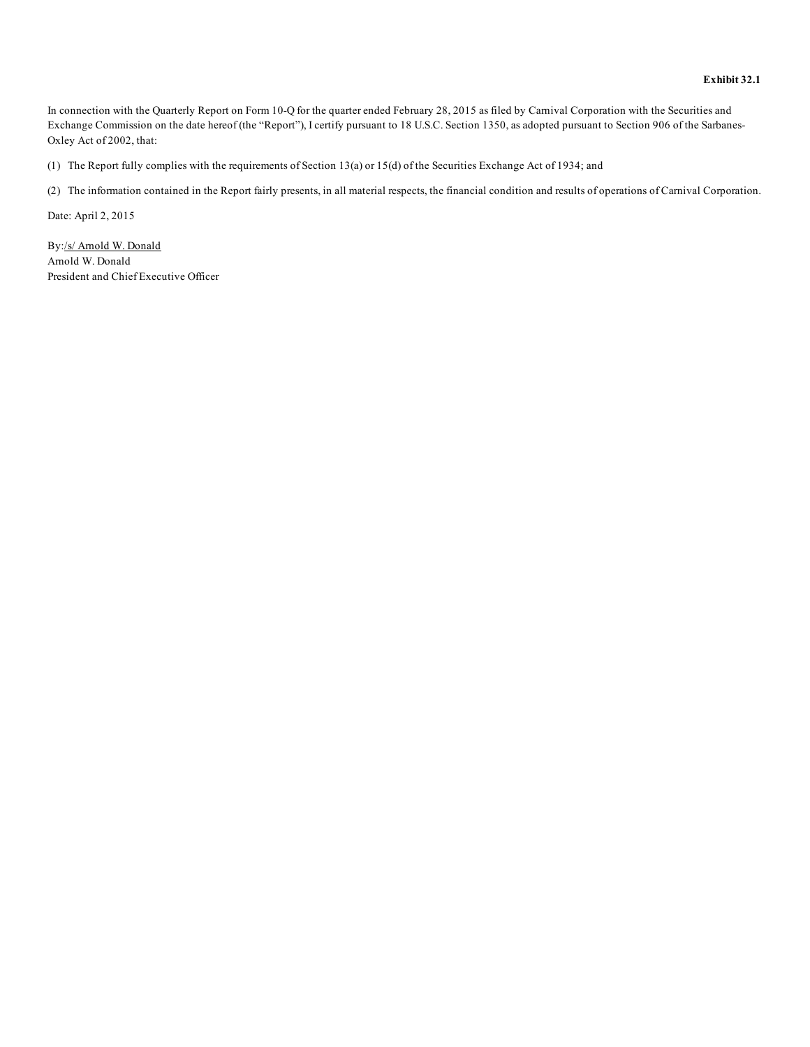**Exhibit 32.1**

In connection with the Quarterly Report on Form 10-Q for the quarter ended February 28, 2015 as filed by Carnival Corporation with the Securities and Exchange Commission on the date hereof (the "Report"), I certify pursuant to 18 U.S.C. Section 1350, as adopted pursuant to Section 906 of the Sarbanes-Oxley Act of 2002, that:

(1) The Report fully complies with the requirements of Section 13(a) or 15(d) of the Securities Exchange Act of 1934; and

(2) The information contained in the Report fairly presents, in all material respects, the financial condition and results of operations of Carnival Corporation.

Date: April 2, 2015

By:/s/ Arnold W. Donald
Arnold W. Donald
President and Chief Executive Officer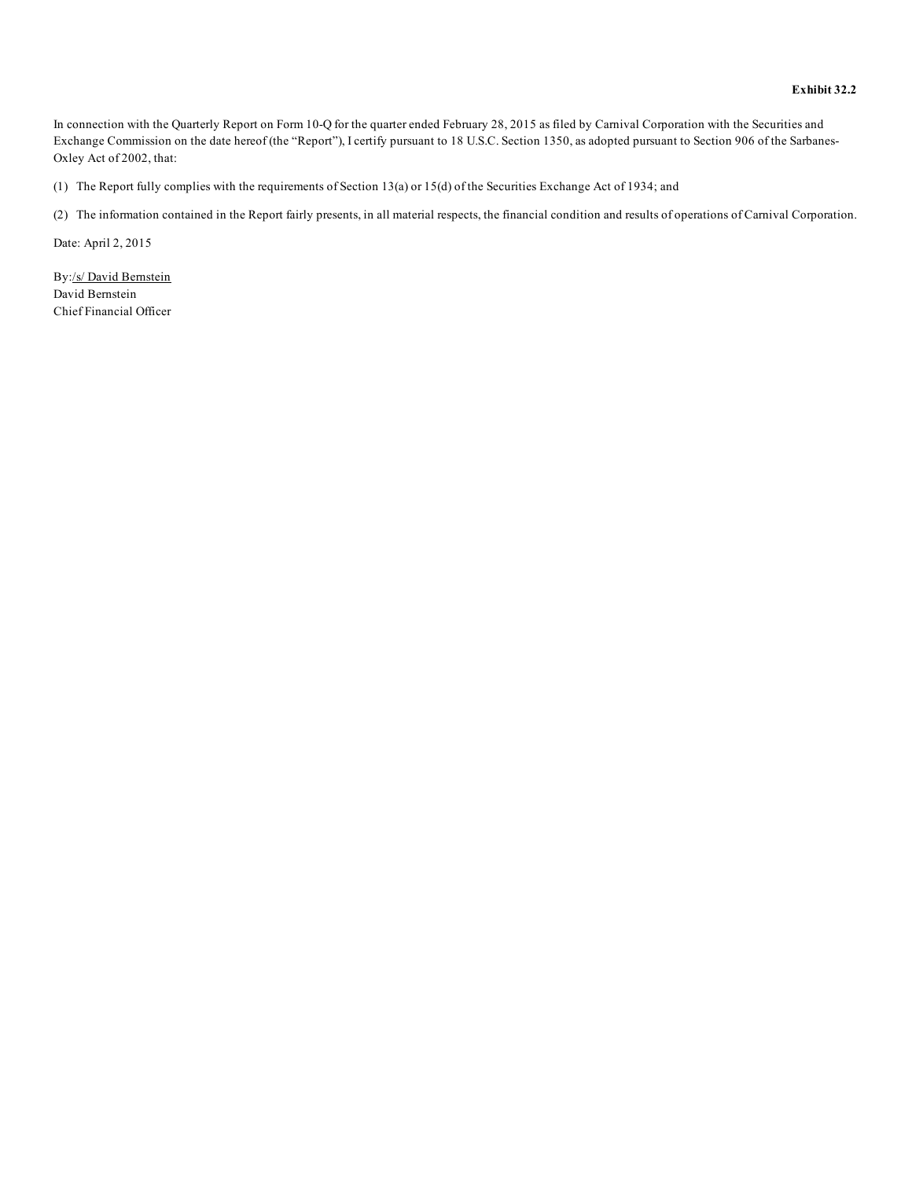**Exhibit 32.2**

In connection with the Quarterly Report on Form 10-Q for the quarter ended February 28, 2015 as filed by Carnival Corporation with the Securities and Exchange Commission on the date hereof (the "Report"), I certify pursuant to 18 U.S.C. Section 1350, as adopted pursuant to Section 906 of the Sarbanes-Oxley Act of 2002, that:

(1) The Report fully complies with the requirements of Section 13(a) or 15(d) of the Securities Exchange Act of 1934; and

(2) The information contained in the Report fairly presents, in all material respects, the financial condition and results of operations of Carnival Corporation.

Date: April 2, 2015

By:/s/ David Bernstein
David Bernstein
Chief Financial Officer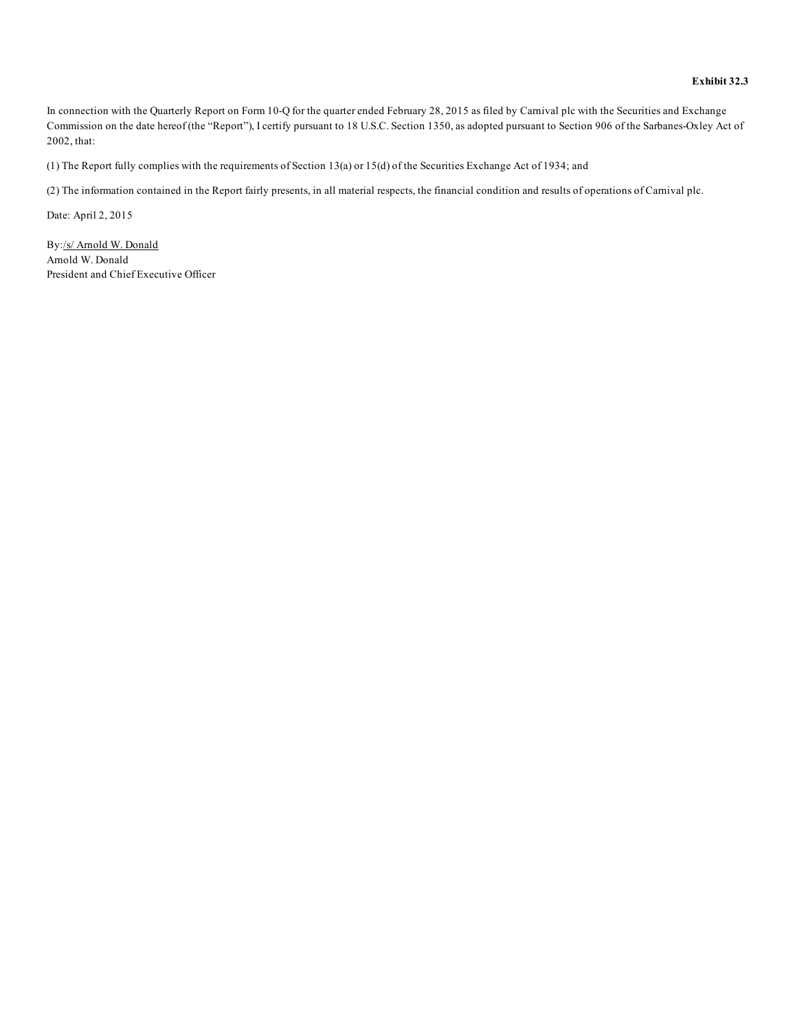**Exhibit 32.3**

In connection with the Quarterly Report on Form 10-Q for the quarter ended February 28, 2015 as filed by Carnival plc with the Securities and Exchange Commission on the date hereof (the "Report"), I certify pursuant to 18 U.S.C. Section 1350, as adopted pursuant to Section 906 of the Sarbanes-Oxley Act of 2002, that:

(1) The Report fully complies with the requirements of Section 13(a) or 15(d) of the Securities Exchange Act of 1934; and

(2) The information contained in the Report fairly presents, in all material respects, the financial condition and results of operations of Carnival plc.

Date: April 2, 2015

By:/s/ Arnold W. Donald
Arnold W. Donald
President and Chief Executive Officer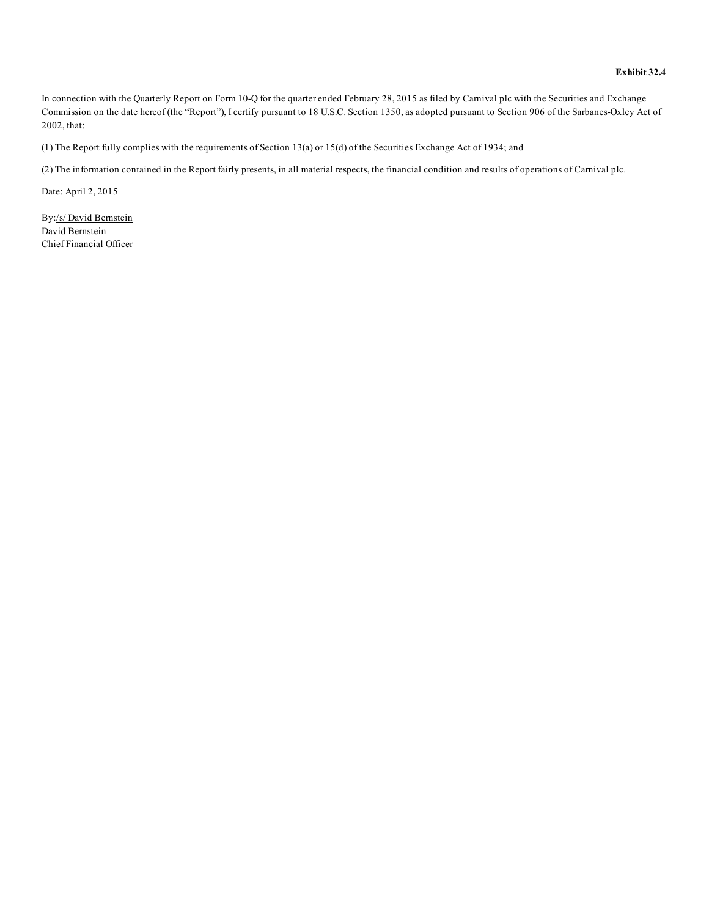**Exhibit 32.4**

In connection with the Quarterly Report on Form 10-Q for the quarter ended February 28, 2015 as filed by Carnival plc with the Securities and Exchange Commission on the date hereof (the "Report"), I certify pursuant to 18 U.S.C. Section 1350, as adopted pursuant to Section 906 of the Sarbanes-Oxley Act of 2002, that:

(1) The Report fully complies with the requirements of Section 13(a) or 15(d) of the Securities Exchange Act of 1934; and

(2) The information contained in the Report fairly presents, in all material respects, the financial condition and results of operations of Carnival plc.

Date: April 2, 2015

By:/s/ David Bernstein
David Bernstein
Chief Financial Officer